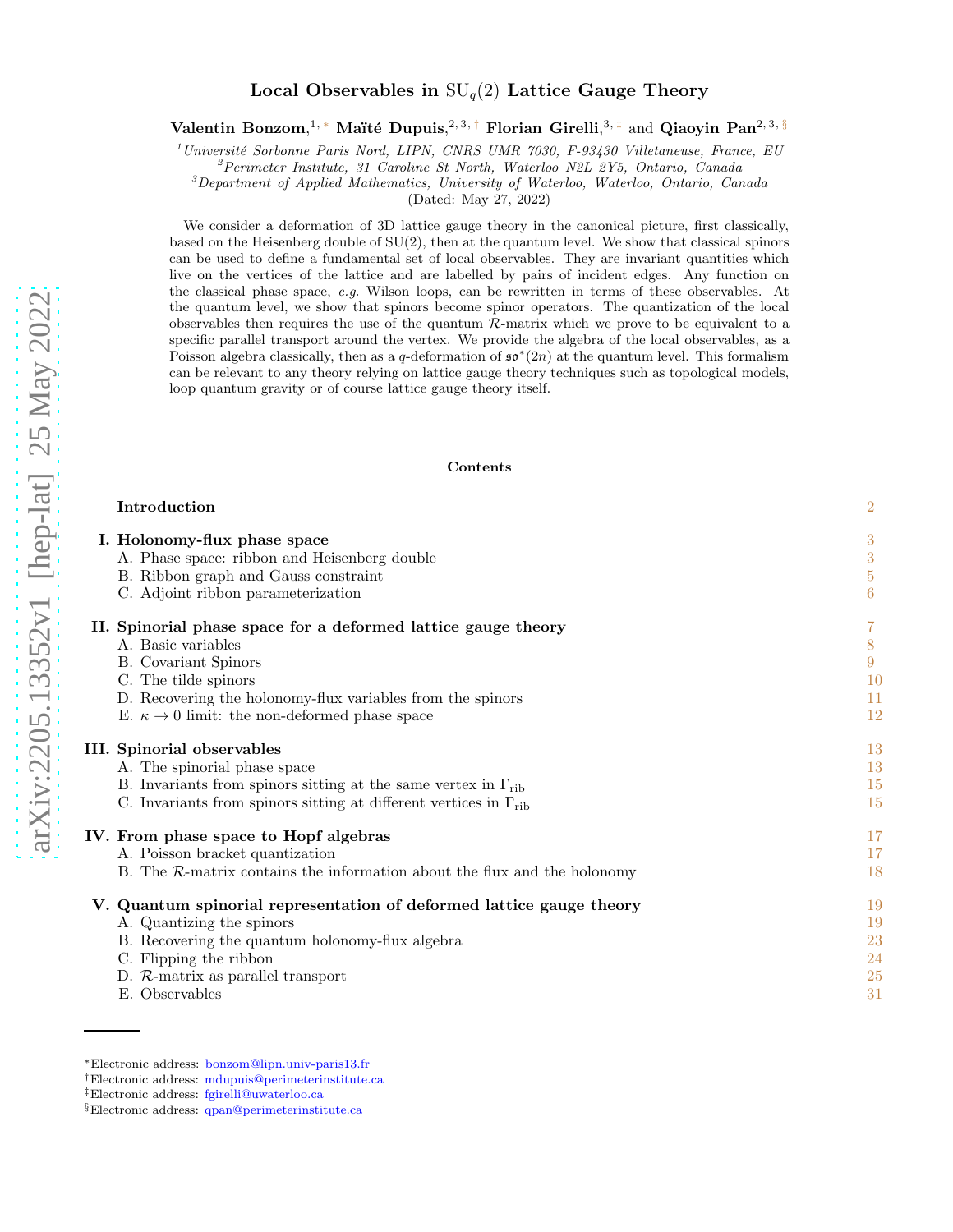# Local Observables in $\mathrm{SU}_q(2)$ Lattice Gauge Theory

**Valentin Bonzom**,[1,*] **Maïté Dupuis**,[2,3,†] **Florian Girelli**,[3,‡] and **Qiaoyin Pan**[2,3,§]

[1]*Université Sorbonne Paris Nord, LIPN, CNRS UMR 7030, F-93430 Villetaneuse, France, EU*
[2]*Perimeter Institute, 31 Caroline St North, Waterloo N2L 2Y5, Ontario, Canada*
[3]*Department of Applied Mathematics, University of Waterloo, Waterloo, Ontario, Canada*

(Dated: May 27, 2022)

We consider a deformation of 3D lattice gauge theory in the canonical picture, first classically, based on the Heisenberg double of SU(2), then at the quantum level. We show that classical spinors can be used to define a fundamental set of local observables. They are invariant quantities which live on the vertices of the lattice and are labelled by pairs of incident edges. Any function on the classical phase space, *e.g.* Wilson loops, can be rewritten in terms of these observables. At the quantum level, we show that spinors become spinor operators. The quantization of the local observables then requires the use of the quantum $\mathcal{R}$-matrix which we prove to be equivalent to a specific parallel transport around the vertex. We provide the algebra of the local observables, as a Poisson algebra classically, then as a $q$-deformation of $\mathfrak{so}^*(2n)$ at the quantum level. This formalism can be relevant to any theory relying on lattice gauge theory techniques such as topological models, loop quantum gravity or of course lattice gauge theory itself.

## Contents

- **Introduction** — 2
- **I. Holonomy-flux phase space** — 3
  - A. Phase space: ribbon and Heisenberg double — 3
  - B. Ribbon graph and Gauss constraint — 5
  - C. Adjoint ribbon parameterization — 6
- **II. Spinorial phase space for a deformed lattice gauge theory** — 7
  - A. Basic variables — 8
  - B. Covariant Spinors — 9
  - C. The tilde spinors — 10
  - D. Recovering the holonomy-flux variables from the spinors — 11
  - E. $\kappa \to 0$ limit: the non-deformed phase space — 12
- **III. Spinorial observables** — 13
  - A. The spinorial phase space — 13
  - B. Invariants from spinors sitting at the same vertex in $\Gamma_{\text{rib}}$ — 15
  - C. Invariants from spinors sitting at different vertices in $\Gamma_{\text{rib}}$ — 15
- **IV. From phase space to Hopf algebras** — 17
  - A. Poisson bracket quantization — 17
  - B. The $\mathcal{R}$-matrix contains the information about the flux and the holonomy — 18
- **V. Quantum spinorial representation of deformed lattice gauge theory** — 19
  - A. Quantizing the spinors — 19
  - B. Recovering the quantum holonomy-flux algebra — 23
  - C. Flipping the ribbon — 24
  - D. $\mathcal{R}$-matrix as parallel transport — 25
  - E. Observables — 31

---

*Electronic address: bonzom@lipn.univ-paris13.fr
†Electronic address: mdupuis@perimeterinstitute.ca
‡Electronic address: fgirelli@uwaterloo.ca
§Electronic address: qpan@perimeterinstitute.ca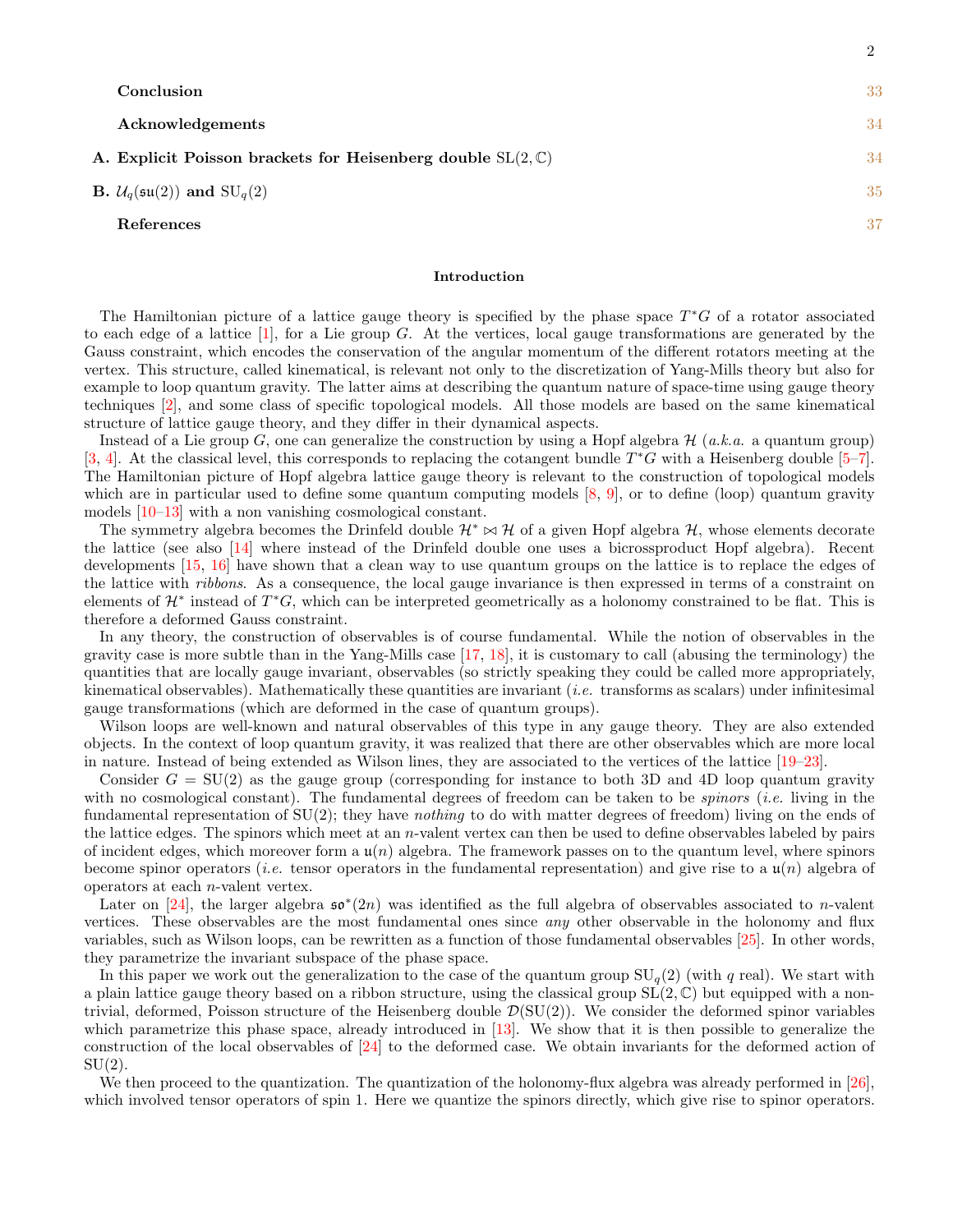Conclusion 33

Acknowledgements 34

A. Explicit Poisson brackets for Heisenberg double $\mathrm{SL}(2,\mathbb{C})$ 34

B. $\mathcal{U}_q(\mathfrak{su}(2))$ and $\mathrm{SU}_q(2)$ 35

References 37

## Introduction

The Hamiltonian picture of a lattice gauge theory is specified by the phase space $T^*G$ of a rotator associated to each edge of a lattice [1], for a Lie group $G$. At the vertices, local gauge transformations are generated by the Gauss constraint, which encodes the conservation of the angular momentum of the different rotators meeting at the vertex. This structure, called kinematical, is relevant not only to the discretization of Yang-Mills theory but also for example to loop quantum gravity. The latter aims at describing the quantum nature of space-time using gauge theory techniques [2], and some class of specific topological models. All those models are based on the same kinematical structure of lattice gauge theory, and they differ in their dynamical aspects.

Instead of a Lie group $G$, one can generalize the construction by using a Hopf algebra $\mathcal{H}$ (*a.k.a.* a quantum group) [3, 4]. At the classical level, this corresponds to replacing the cotangent bundle $T^*G$ with a Heisenberg double [5–7]. The Hamiltonian picture of Hopf algebra lattice gauge theory is relevant to the construction of topological models which are in particular used to define some quantum computing models [8, 9], or to define (loop) quantum gravity models [10–13] with a non vanishing cosmological constant.

The symmetry algebra becomes the Drinfeld double $\mathcal{H}^* \bowtie \mathcal{H}$ of a given Hopf algebra $\mathcal{H}$, whose elements decorate the lattice (see also [14] where instead of the Drinfeld double one uses a bicrossproduct Hopf algebra). Recent developments [15, 16] have shown that a clean way to use quantum groups on the lattice is to replace the edges of the lattice with *ribbons*. As a consequence, the local gauge invariance is then expressed in terms of a constraint on elements of $\mathcal{H}^*$ instead of $T^*G$, which can be interpreted geometrically as a holonomy constrained to be flat. This is therefore a deformed Gauss constraint.

In any theory, the construction of observables is of course fundamental. While the notion of observables in the gravity case is more subtle than in the Yang-Mills case [17, 18], it is customary to call (abusing the terminology) the quantities that are locally gauge invariant, observables (so strictly speaking they could be called more appropriately, kinematical observables). Mathematically these quantities are invariant (*i.e.* transforms as scalars) under infinitesimal gauge transformations (which are deformed in the case of quantum groups).

Wilson loops are well-known and natural observables of this type in any gauge theory. They are also extended objects. In the context of loop quantum gravity, it was realized that there are other observables which are more local in nature. Instead of being extended as Wilson lines, they are associated to the vertices of the lattice [19–23].

Consider $G = \mathrm{SU}(2)$ as the gauge group (corresponding for instance to both 3D and 4D loop quantum gravity with no cosmological constant). The fundamental degrees of freedom can be taken to be *spinors* (*i.e.* living in the fundamental representation of $\mathrm{SU}(2)$; they have *nothing* to do with matter degrees of freedom) living on the ends of the lattice edges. The spinors which meet at an $n$-valent vertex can then be used to define observables labeled by pairs of incident edges, which moreover form a $\mathfrak{u}(n)$ algebra. The framework passes on to the quantum level, where spinors become spinor operators (*i.e.* tensor operators in the fundamental representation) and give rise to a $\mathfrak{u}(n)$ algebra of operators at each $n$-valent vertex.

Later on [24], the larger algebra $\mathfrak{so}^*(2n)$ was identified as the full algebra of observables associated to $n$-valent vertices. These observables are the most fundamental ones since *any* other observable in the holonomy and flux variables, such as Wilson loops, can be rewritten as a function of those fundamental observables [25]. In other words, they parametrize the invariant subspace of the phase space.

In this paper we work out the generalization to the case of the quantum group $\mathrm{SU}_q(2)$ (with $q$ real). We start with a plain lattice gauge theory based on a ribbon structure, using the classical group $\mathrm{SL}(2,\mathbb{C})$ but equipped with a non-trivial, deformed, Poisson structure of the Heisenberg double $\mathcal{D}(\mathrm{SU}(2))$. We consider the deformed spinor variables which parametrize this phase space, already introduced in [13]. We show that it is then possible to generalize the construction of the local observables of [24] to the deformed case. We obtain invariants for the deformed action of $\mathrm{SU}(2)$.

We then proceed to the quantization. The quantization of the holonomy-flux algebra was already performed in [26], which involved tensor operators of spin 1. Here we quantize the spinors directly, which give rise to spinor operators.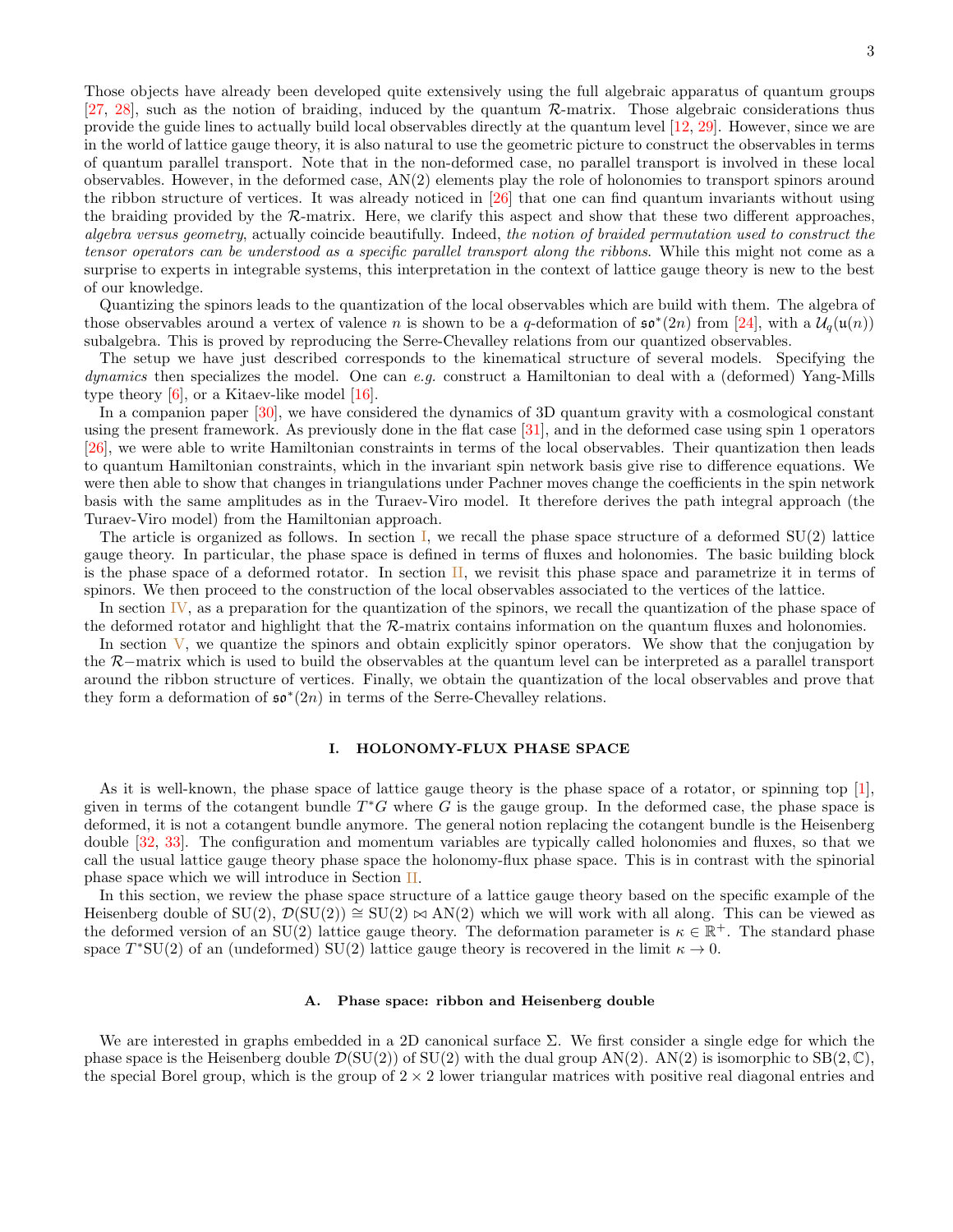Those objects have already been developed quite extensively using the full algebraic apparatus of quantum groups [27, 28], such as the notion of braiding, induced by the quantum $\mathcal{R}$-matrix. Those algebraic considerations thus provide the guide lines to actually build local observables directly at the quantum level [12, 29]. However, since we are in the world of lattice gauge theory, it is also natural to use the geometric picture to construct the observables in terms of quantum parallel transport. Note that in the non-deformed case, no parallel transport is involved in these local observables. However, in the deformed case, AN(2) elements play the role of holonomies to transport spinors around the ribbon structure of vertices. It was already noticed in [26] that one can find quantum invariants without using the braiding provided by the $\mathcal{R}$-matrix. Here, we clarify this aspect and show that these two different approaches, *algebra versus geometry*, actually coincide beautifully. Indeed, *the notion of braided permutation used to construct the tensor operators can be understood as a specific parallel transport along the ribbons*. While this might not come as a surprise to experts in integrable systems, this interpretation in the context of lattice gauge theory is new to the best of our knowledge.

Quantizing the spinors leads to the quantization of the local observables which are build with them. The algebra of those observables around a vertex of valence $n$ is shown to be a $q$-deformation of $\mathfrak{so}^*(2n)$ from [24], with a $\mathcal{U}_q(\mathfrak{u}(n))$ subalgebra. This is proved by reproducing the Serre-Chevalley relations from our quantized observables.

The setup we have just described corresponds to the kinematical structure of several models. Specifying the *dynamics* then specializes the model. One can *e.g.* construct a Hamiltonian to deal with a (deformed) Yang-Mills type theory [6], or a Kitaev-like model [16].

In a companion paper [30], we have considered the dynamics of 3D quantum gravity with a cosmological constant using the present framework. As previously done in the flat case [31], and in the deformed case using spin 1 operators [26], we were able to write Hamiltonian constraints in terms of the local observables. Their quantization then leads to quantum Hamiltonian constraints, which in the invariant spin network basis give rise to difference equations. We were then able to show that changes in triangulations under Pachner moves change the coefficients in the spin network basis with the same amplitudes as in the Turaev-Viro model. It therefore derives the path integral approach (the Turaev-Viro model) from the Hamiltonian approach.

The article is organized as follows. In section I, we recall the phase space structure of a deformed SU(2) lattice gauge theory. In particular, the phase space is defined in terms of fluxes and holonomies. The basic building block is the phase space of a deformed rotator. In section II, we revisit this phase space and parametrize it in terms of spinors. We then proceed to the construction of the local observables associated to the vertices of the lattice.

In section IV, as a preparation for the quantization of the spinors, we recall the quantization of the phase space of the deformed rotator and highlight that the $\mathcal{R}$-matrix contains information on the quantum fluxes and holonomies.

In section V, we quantize the spinors and obtain explicitly spinor operators. We show that the conjugation by the $\mathcal{R}-$matrix which is used to build the observables at the quantum level can be interpreted as a parallel transport around the ribbon structure of vertices. Finally, we obtain the quantization of the local observables and prove that they form a deformation of $\mathfrak{so}^*(2n)$ in terms of the Serre-Chevalley relations.

## I. HOLONOMY-FLUX PHASE SPACE

As it is well-known, the phase space of lattice gauge theory is the phase space of a rotator, or spinning top [1], given in terms of the cotangent bundle $T^*G$ where $G$ is the gauge group. In the deformed case, the phase space is deformed, it is not a cotangent bundle anymore. The general notion replacing the cotangent bundle is the Heisenberg double [32, 33]. The configuration and momentum variables are typically called holonomies and fluxes, so that we call the usual lattice gauge theory phase space the holonomy-flux phase space. This is in contrast with the spinorial phase space which we will introduce in Section II.

In this section, we review the phase space structure of a lattice gauge theory based on the specific example of the Heisenberg double of SU(2), $\mathcal{D}(\mathrm{SU}(2)) \cong \mathrm{SU}(2) \bowtie \mathrm{AN}(2)$ which we will work with all along. This can be viewed as the deformed version of an SU(2) lattice gauge theory. The deformation parameter is $\kappa \in \mathbb{R}^+$. The standard phase space $T^*\mathrm{SU}(2)$ of an (undeformed) SU(2) lattice gauge theory is recovered in the limit $\kappa \to 0$.

### A. Phase space: ribbon and Heisenberg double

We are interested in graphs embedded in a 2D canonical surface $\Sigma$. We first consider a single edge for which the phase space is the Heisenberg double $\mathcal{D}(\mathrm{SU}(2))$ of SU(2) with the dual group AN(2). AN(2) is isomorphic to $\mathrm{SB}(2,\mathbb{C})$, the special Borel group, which is the group of $2 \times 2$ lower triangular matrices with positive real diagonal entries and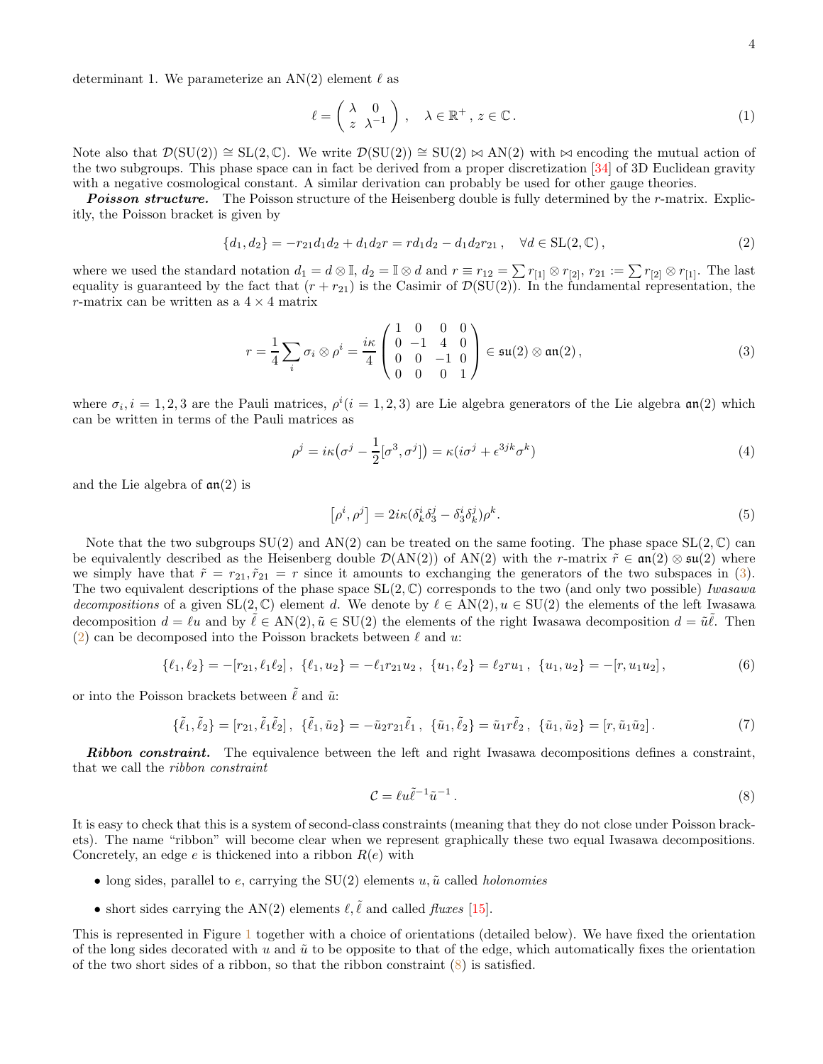determinant 1. We parameterize an AN(2) element $\ell$ as

$$\ell = \begin{pmatrix} \lambda & 0 \\ z & \lambda^{-1} \end{pmatrix}, \quad \lambda \in \mathbb{R}^+, \, z \in \mathbb{C}. \tag{1}$$

Note also that $\mathcal{D}(\mathrm{SU}(2)) \cong \mathrm{SL}(2,\mathbb{C})$. We write $\mathcal{D}(\mathrm{SU}(2)) \cong \mathrm{SU}(2) \bowtie \mathrm{AN}(2)$ with $\bowtie$ encoding the mutual action of the two subgroups. This phase space can in fact be derived from a proper discretization [34] of 3D Euclidean gravity with a negative cosmological constant. A similar derivation can probably be used for other gauge theories.

***Poisson structure.*** The Poisson structure of the Heisenberg double is fully determined by the $r$-matrix. Explicitly, the Poisson bracket is given by

$$\{d_1, d_2\} = -r_{21} d_1 d_2 + d_1 d_2 r = r d_1 d_2 - d_1 d_2 r_{21}, \quad \forall d \in \mathrm{SL}(2,\mathbb{C}), \tag{2}$$

where we used the standard notation $d_1 = d \otimes \mathbb{I}$, $d_2 = \mathbb{I} \otimes d$ and $r \equiv r_{12} = \sum r_{[1]} \otimes r_{[2]}$, $r_{21} := \sum r_{[2]} \otimes r_{[1]}$. The last equality is guaranteed by the fact that $(r + r_{21})$ is the Casimir of $\mathcal{D}(\mathrm{SU}(2))$. In the fundamental representation, the $r$-matrix can be written as a $4 \times 4$ matrix

$$r = \frac{1}{4} \sum_i \sigma_i \otimes \rho^i = \frac{i\kappa}{4} \begin{pmatrix} 1 & 0 & 0 & 0 \\ 0 & -1 & 4 & 0 \\ 0 & 0 & -1 & 0 \\ 0 & 0 & 0 & 1 \end{pmatrix} \in \mathfrak{su}(2) \otimes \mathfrak{an}(2), \tag{3}$$

where $\sigma_i, i = 1,2,3$ are the Pauli matrices, $\rho^i (i = 1,2,3)$ are Lie algebra generators of the Lie algebra $\mathfrak{an}(2)$ which can be written in terms of the Pauli matrices as

$$\rho^j = i\kappa\big(\sigma^j - \frac{1}{2}[\sigma^3, \sigma^j]\big) = \kappa(i\sigma^j + \epsilon^{3jk}\sigma^k) \tag{4}$$

and the Lie algebra of $\mathfrak{an}(2)$ is

$$\left[\rho^i, \rho^j\right] = 2i\kappa(\delta^i_k \delta^j_3 - \delta^i_3 \delta^j_k)\rho^k. \tag{5}$$

Note that the two subgroups SU(2) and AN(2) can be treated on the same footing. The phase space $\mathrm{SL}(2,\mathbb{C})$ can be equivalently described as the Heisenberg double $\mathcal{D}(\mathrm{AN}(2))$ of AN(2) with the $r$-matrix $\tilde{r} \in \mathfrak{an}(2) \otimes \mathfrak{su}(2)$ where we simply have that $\tilde{r} = r_{21}, \tilde{r}_{21} = r$ since it amounts to exchanging the generators of the two subspaces in (3). The two equivalent descriptions of the phase space $\mathrm{SL}(2,\mathbb{C})$ corresponds to the two (and only two possible) *Iwasawa decompositions* of a given $\mathrm{SL}(2,\mathbb{C})$ element $d$. We denote by $\ell \in \mathrm{AN}(2), u \in \mathrm{SU}(2)$ the elements of the left Iwasawa decomposition $d = \ell u$ and by $\tilde{\ell} \in \mathrm{AN}(2), \tilde{u} \in \mathrm{SU}(2)$ the elements of the right Iwasawa decomposition $d = \tilde{u}\tilde{\ell}$. Then (2) can be decomposed into the Poisson brackets between $\ell$ and $u$:

$$\{\ell_1, \ell_2\} = -[r_{21}, \ell_1 \ell_2], \ \{\ell_1, u_2\} = -\ell_1 r_{21} u_2, \ \{u_1, \ell_2\} = \ell_2 r u_1, \ \{u_1, u_2\} = -[r, u_1 u_2], \tag{6}$$

or into the Poisson brackets between $\tilde{\ell}$ and $\tilde{u}$:

$$\{\tilde{\ell}_1, \tilde{\ell}_2\} = [r_{21}, \tilde{\ell}_1 \tilde{\ell}_2], \ \{\tilde{\ell}_1, \tilde{u}_2\} = -\tilde{u}_2 r_{21} \tilde{\ell}_1, \ \{\tilde{u}_1, \tilde{\ell}_2\} = \tilde{u}_1 r \tilde{\ell}_2, \ \{\tilde{u}_1, \tilde{u}_2\} = [r, \tilde{u}_1 \tilde{u}_2]. \tag{7}$$

***Ribbon constraint.*** The equivalence between the left and right Iwasawa decompositions defines a constraint, that we call the *ribbon constraint*

$$\mathcal{C} = \ell u \tilde{\ell}^{-1} \tilde{u}^{-1}. \tag{8}$$

It is easy to check that this is a system of second-class constraints (meaning that they do not close under Poisson brackets). The name "ribbon" will become clear when we represent graphically these two equal Iwasawa decompositions. Concretely, an edge $e$ is thickened into a ribbon $R(e)$ with

- long sides, parallel to $e$, carrying the SU(2) elements $u, \tilde{u}$ called *holonomies*
- short sides carrying the AN(2) elements $\ell, \tilde{\ell}$ and called *fluxes* [15].

This is represented in Figure 1 together with a choice of orientations (detailed below). We have fixed the orientation of the long sides decorated with $u$ and $\tilde{u}$ to be opposite to that of the edge, which automatically fixes the orientation of the two short sides of a ribbon, so that the ribbon constraint (8) is satisfied.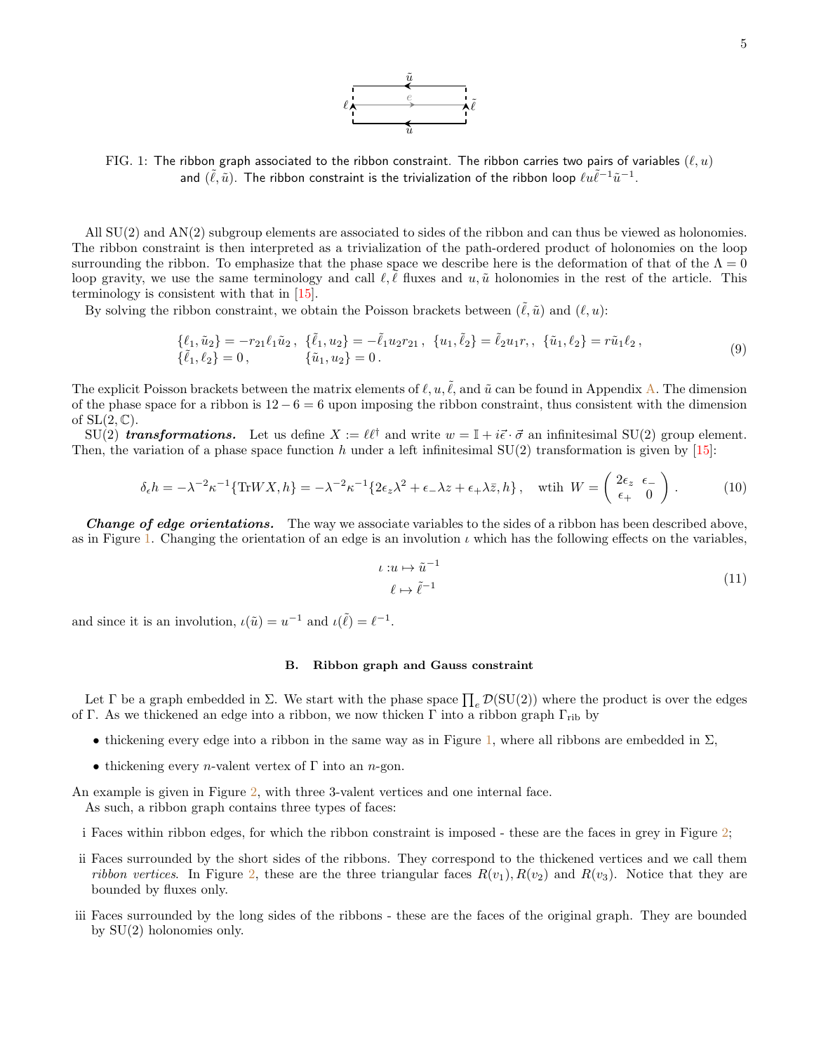FIG. 1: The ribbon graph associated to the ribbon constraint. The ribbon carries two pairs of variables $(\ell, u)$ and $(\tilde{\ell}, \tilde{u})$. The ribbon constraint is the trivialization of the ribbon loop $\ell u \tilde{\ell}^{-1} \tilde{u}^{-1}$.

All SU(2) and AN(2) subgroup elements are associated to sides of the ribbon and can thus be viewed as holonomies. The ribbon constraint is then interpreted as a trivialization of the path-ordered product of holonomies on the loop surrounding the ribbon. To emphasize that the phase space we describe here is the deformation of that of the $\Lambda = 0$ loop gravity, we use the same terminology and call $\ell, \tilde{\ell}$ fluxes and $u, \tilde{u}$ holonomies in the rest of the article. This terminology is consistent with that in [15].

By solving the ribbon constraint, we obtain the Poisson brackets between $(\tilde{\ell}, \tilde{u})$ and $(\ell, u)$:

$$
\begin{array}{llll}
\{\ell_1, \tilde{u}_2\} = -r_{21}\ell_1\tilde{u}_2\,, & \{\tilde{\ell}_1, u_2\} = -\tilde{\ell}_1 u_2 r_{21}\,, & \{u_1, \tilde{\ell}_2\} = \tilde{\ell}_2 u_1 r,, & \{\tilde{u}_1, \ell_2\} = r\tilde{u}_1\ell_2\,, \\
\{\tilde{\ell}_1, \ell_2\} = 0\,, & \{\tilde{u}_1, u_2\} = 0\,. & &
\end{array}
\tag{9}
$$

The explicit Poisson brackets between the matrix elements of $\ell, u, \tilde{\ell}$, and $\tilde{u}$ can be found in Appendix A. The dimension of the phase space for a ribbon is $12 - 6 = 6$ upon imposing the ribbon constraint, thus consistent with the dimension of $\mathrm{SL}(2, \mathbb{C})$.

SU(2) ***transformations.*** Let us define $X := \ell\ell^\dagger$ and write $w = \mathbb{I} + i\vec{\epsilon}\cdot\vec{\sigma}$ an infinitesimal SU(2) group element. Then, the variation of a phase space function $h$ under a left infinitesimal SU(2) transformation is given by [15]:

$$
\delta_\epsilon h = -\lambda^{-2}\kappa^{-1}\{\mathrm{Tr} W X, h\} = -\lambda^{-2}\kappa^{-1}\{2\epsilon_z\lambda^2 + \epsilon_-\lambda z + \epsilon_+\lambda\bar{z}, h\}\,, \quad \text{wtih } W = \begin{pmatrix} 2\epsilon_z & \epsilon_- \\ \epsilon_+ & 0 \end{pmatrix}. \tag{10}
$$

***Change of edge orientations.*** The way we associate variables to the sides of a ribbon has been described above, as in Figure 1. Changing the orientation of an edge is an involution $\iota$ which has the following effects on the variables,

$$
\begin{aligned}
\iota : & u \mapsto \tilde{u}^{-1} \\
& \ell \mapsto \tilde{\ell}^{-1}
\end{aligned}
\tag{11}
$$

and since it is an involution, $\iota(\tilde{u}) = u^{-1}$ and $\iota(\tilde{\ell}) = \ell^{-1}$.

### B. Ribbon graph and Gauss constraint

Let $\Gamma$ be a graph embedded in $\Sigma$. We start with the phase space $\prod_e \mathcal{D}(\mathrm{SU}(2))$ where the product is over the edges of $\Gamma$. As we thickened an edge into a ribbon, we now thicken $\Gamma$ into a ribbon graph $\Gamma_{\text{rib}}$ by

- thickening every edge into a ribbon in the same way as in Figure 1, where all ribbons are embedded in $\Sigma$,
- thickening every $n$-valent vertex of $\Gamma$ into an $n$-gon.

An example is given in Figure 2, with three 3-valent vertices and one internal face.

As such, a ribbon graph contains three types of faces:

i Faces within ribbon edges, for which the ribbon constraint is imposed - these are the faces in grey in Figure 2;

ii Faces surrounded by the short sides of the ribbons. They correspond to the thickened vertices and we call them *ribbon vertices*. In Figure 2, these are the three triangular faces $R(v_1)$, $R(v_2)$ and $R(v_3)$. Notice that they are bounded by fluxes only.

iii Faces surrounded by the long sides of the ribbons - these are the faces of the original graph. They are bounded by SU(2) holonomies only.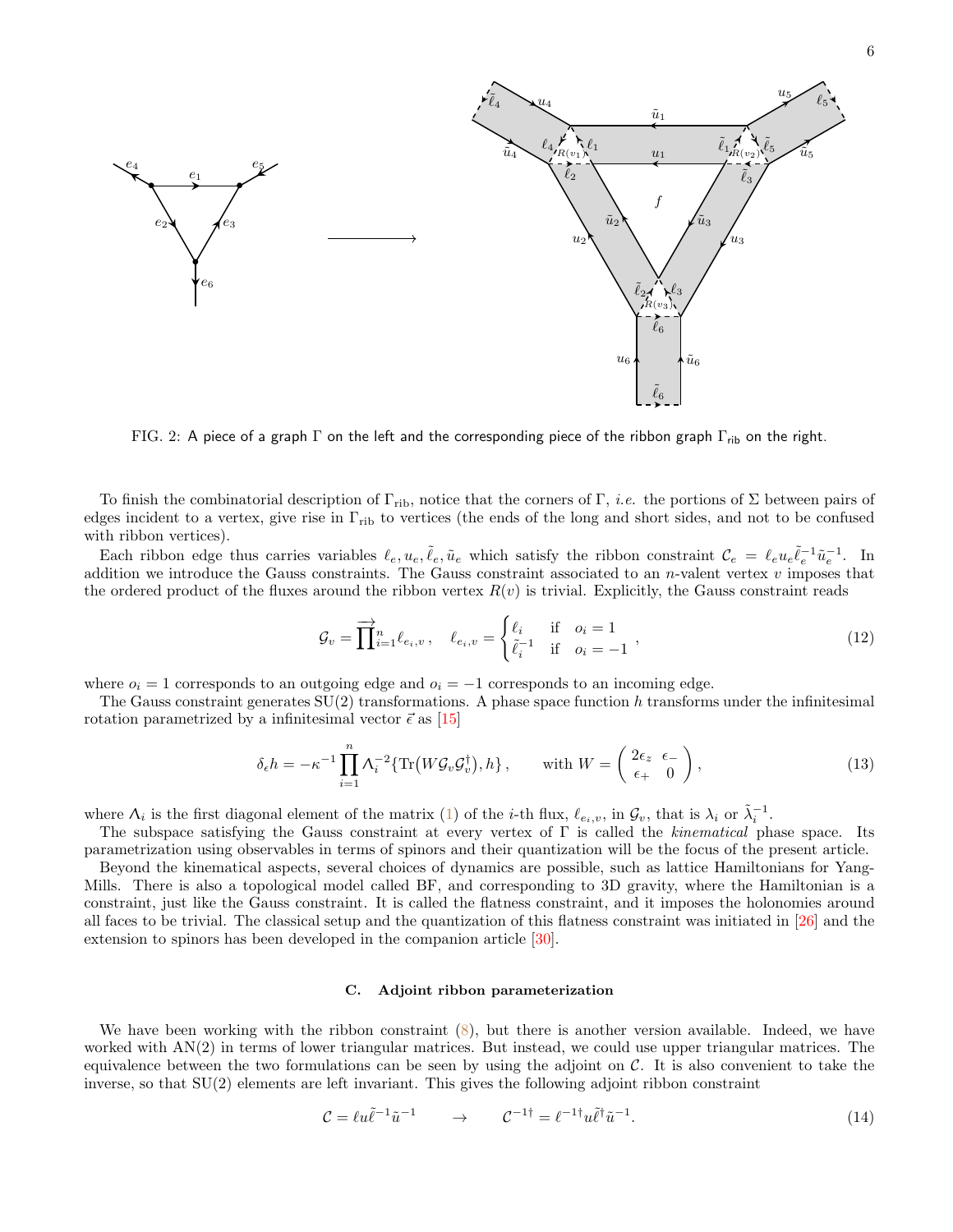FIG. 2: A piece of a graph $\Gamma$ on the left and the corresponding piece of the ribbon graph $\Gamma_{\text{rib}}$ on the right.

To finish the combinatorial description of $\Gamma_{\text{rib}}$, notice that the corners of $\Gamma$, *i.e.* the portions of $\Sigma$ between pairs of edges incident to a vertex, give rise in $\Gamma_{\text{rib}}$ to vertices (the ends of the long and short sides, and not to be confused with ribbon vertices).

Each ribbon edge thus carries variables $\ell_e, u_e, \tilde{\ell}_e, \tilde{u}_e$ which satisfy the ribbon constraint $\mathcal{C}_e = \ell_e u_e \tilde{\ell}_e^{-1} \tilde{u}_e^{-1}$. In addition we introduce the Gauss constraints. The Gauss constraint associated to an $n$-valent vertex $v$ imposes that the ordered product of the fluxes around the ribbon vertex $R(v)$ is trivial. Explicitly, the Gauss constraint reads

$$\mathcal{G}_v = \overrightarrow{\prod}_{i=1}^{n} \ell_{e_i,v} \,, \quad \ell_{e_i,v} = \begin{cases} \ell_i & \text{if} \quad o_i = 1 \\ \tilde{\ell}_i^{-1} & \text{if} \quad o_i = -1 \end{cases} , \tag{12}$$

where $o_i = 1$ corresponds to an outgoing edge and $o_i = -1$ corresponds to an incoming edge.

The Gauss constraint generates $\mathrm{SU}(2)$ transformations. A phase space function $h$ transforms under the infinitesimal rotation parametrized by a infinitesimal vector $\vec{\epsilon}$ as [15]

$$\delta_\epsilon h = -\kappa^{-1} \prod_{i=1}^{n} \Lambda_i^{-2} \{ \mathrm{Tr}\big(W \mathcal{G}_v \mathcal{G}_v^\dagger\big), h \} \,, \qquad \text{with } W = \begin{pmatrix} 2\epsilon_z & \epsilon_- \\ \epsilon_+ & 0 \end{pmatrix} , \tag{13}$$

where $\Lambda_i$ is the first diagonal element of the matrix (1) of the $i$-th flux, $\ell_{e_i,v}$, in $\mathcal{G}_v$, that is $\lambda_i$ or $\tilde{\lambda}_i^{-1}$.

The subspace satisfying the Gauss constraint at every vertex of $\Gamma$ is called the *kinematical* phase space. Its parametrization using observables in terms of spinors and their quantization will be the focus of the present article.

Beyond the kinematical aspects, several choices of dynamics are possible, such as lattice Hamiltonians for Yang-Mills. There is also a topological model called BF, and corresponding to 3D gravity, where the Hamiltonian is a constraint, just like the Gauss constraint. It is called the flatness constraint, and it imposes the holonomies around all faces to be trivial. The classical setup and the quantization of this flatness constraint was initiated in [26] and the extension to spinors has been developed in the companion article [30].

### C. Adjoint ribbon parameterization

We have been working with the ribbon constraint (8), but there is another version available. Indeed, we have worked with $\mathrm{AN}(2)$ in terms of lower triangular matrices. But instead, we could use upper triangular matrices. The equivalence between the two formulations can be seen by using the adjoint on $\mathcal{C}$. It is also convenient to take the inverse, so that $\mathrm{SU}(2)$ elements are left invariant. This gives the following adjoint ribbon constraint

$$\mathcal{C} = \ell u \tilde{\ell}^{-1} \tilde{u}^{-1} \qquad \to \qquad \mathcal{C}^{-1\dagger} = \ell^{-1\dagger} u \tilde{\ell}^{\dagger} \tilde{u}^{-1}. \tag{14}$$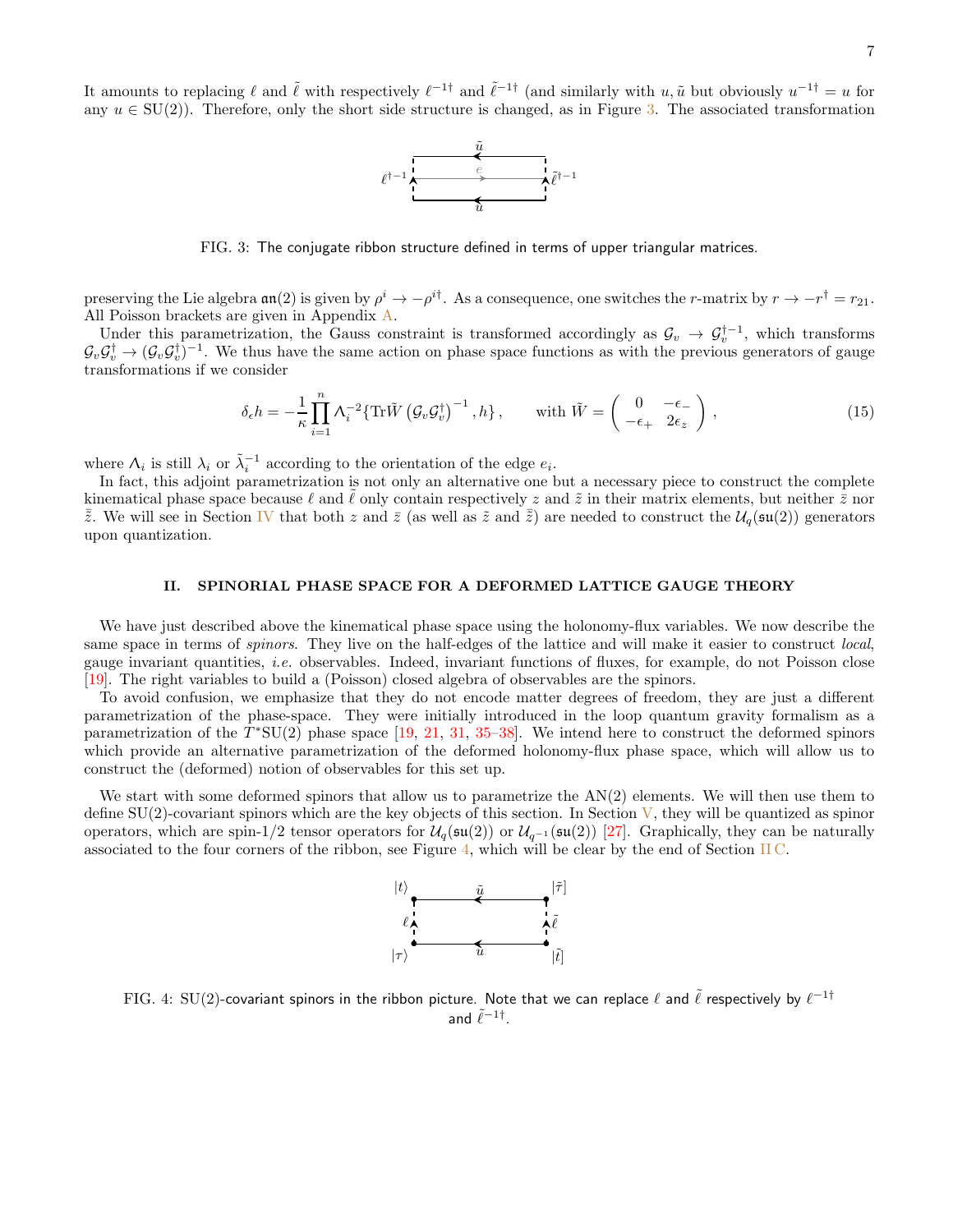It amounts to replacing $\ell$ and $\tilde{\ell}$ with respectively $\ell^{-1\dagger}$ and $\tilde{\ell}^{-1\dagger}$ (and similarly with $u, \tilde{u}$ but obviously $u^{-1\dagger} = u$ for any $u \in \mathrm{SU}(2)$). Therefore, only the short side structure is changed, as in Figure 3. The associated transformation

FIG. 3: The conjugate ribbon structure defined in terms of upper triangular matrices.

preserving the Lie algebra $\mathfrak{an}(2)$ is given by $\rho^i \to -\rho^{i\dagger}$. As a consequence, one switches the $r$-matrix by $r \to -r^\dagger = r_{21}$. All Poisson brackets are given in Appendix A.

Under this parametrization, the Gauss constraint is transformed accordingly as $\mathcal{G}_v \to \mathcal{G}_v^{\dagger -1}$, which transforms $\mathcal{G}_v\mathcal{G}_v^\dagger \to (\mathcal{G}_v\mathcal{G}_v^\dagger)^{-1}$. We thus have the same action on phase space functions as with the previous generators of gauge transformations if we consider

$$\delta_\epsilon h = -\frac{1}{\kappa}\prod_{i=1}^{n} \Lambda_i^{-2}\{\mathrm{Tr}\tilde{W}\left(\mathcal{G}_v\mathcal{G}_v^\dagger\right)^{-1}, h\}\,, \qquad \text{with } \tilde{W} = \begin{pmatrix} 0 & -\epsilon_- \\ -\epsilon_+ & 2\epsilon_z \end{pmatrix}, \tag{15}$$

where $\Lambda_i$ is still $\lambda_i$ or $\tilde{\lambda}_i^{-1}$ according to the orientation of the edge $e_i$.

In fact, this adjoint parametrization is not only an alternative one but a necessary piece to construct the complete kinematical phase space because $\ell$ and $\tilde{\ell}$ only contain respectively $z$ and $\tilde{z}$ in their matrix elements, but neither $\bar{z}$ nor $\bar{\tilde{z}}$. We will see in Section IV that both $z$ and $\bar{z}$ (as well as $\tilde{z}$ and $\bar{\tilde{z}}$) are needed to construct the $\mathcal{U}_q(\mathfrak{su}(2))$ generators upon quantization.

## II. SPINORIAL PHASE SPACE FOR A DEFORMED LATTICE GAUGE THEORY

We have just described above the kinematical phase space using the holonomy-flux variables. We now describe the same space in terms of *spinors*. They live on the half-edges of the lattice and will make it easier to construct *local*, gauge invariant quantities, *i.e.* observables. Indeed, invariant functions of fluxes, for example, do not Poisson close [19]. The right variables to build a (Poisson) closed algebra of observables are the spinors.

To avoid confusion, we emphasize that they do not encode matter degrees of freedom, they are just a different parametrization of the phase-space. They were initially introduced in the loop quantum gravity formalism as a parametrization of the $T^*\mathrm{SU}(2)$ phase space [19, 21, 31, 35–38]. We intend here to construct the deformed spinors which provide an alternative parametrization of the deformed holonomy-flux phase space, which will allow us to construct the (deformed) notion of observables for this set up.

We start with some deformed spinors that allow us to parametrize the AN(2) elements. We will then use them to define SU(2)-covariant spinors which are the key objects of this section. In Section V, they will be quantized as spinor operators, which are spin-1/2 tensor operators for $\mathcal{U}_q(\mathfrak{su}(2))$ or $\mathcal{U}_{q^{-1}}(\mathfrak{su}(2))$ [27]. Graphically, they can be naturally associated to the four corners of the ribbon, see Figure 4, which will be clear by the end of Section II C.

FIG. 4: SU(2)-covariant spinors in the ribbon picture. Note that we can replace $\ell$ and $\tilde{\ell}$ respectively by $\ell^{-1\dagger}$ and $\tilde{\ell}^{-1\dagger}$.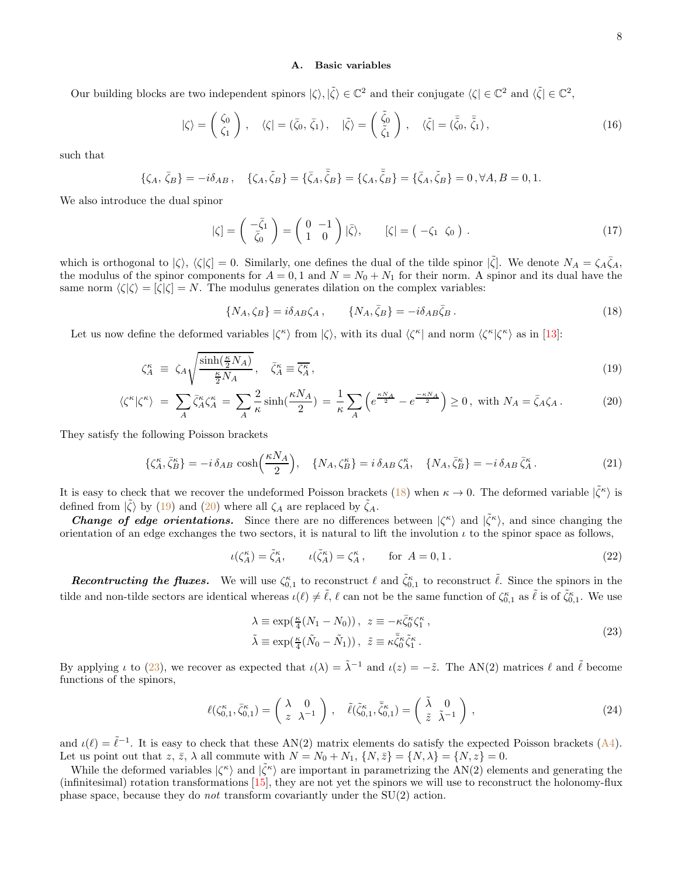### A. Basic variables

Our building blocks are two independent spinors $|\zeta\rangle, |\tilde{\zeta}\rangle \in \mathbb{C}^2$ and their conjugate $\langle\zeta| \in \mathbb{C}^2$ and $\langle\tilde{\zeta}| \in \mathbb{C}^2$,

$$
|\zeta\rangle = \begin{pmatrix} \zeta_0 \\ \zeta_1 \end{pmatrix}, \quad \langle\zeta| = (\bar{\zeta}_0,\, \bar{\zeta}_1), \quad |\tilde{\zeta}\rangle = \begin{pmatrix} \tilde{\zeta}_0 \\ \tilde{\zeta}_1 \end{pmatrix}, \quad \langle\tilde{\zeta}| = (\bar{\tilde{\zeta}}_0,\, \bar{\tilde{\zeta}}_1), \tag{16}
$$

such that

$$
\{\zeta_A,\, \bar{\zeta}_B\} = -i\delta_{AB}\,, \quad \{\zeta_A, \tilde{\zeta}_B\} = \{\bar{\zeta}_A, \bar{\tilde{\zeta}}_B\} = \{\zeta_A, \bar{\tilde{\zeta}}_B\} = \{\bar{\zeta}_A, \tilde{\zeta}_B\} = 0\,, \forall A, B = 0, 1.
$$

We also introduce the dual spinor

$$
|\zeta] = \begin{pmatrix} -\bar{\zeta}_1 \\ \bar{\zeta}_0 \end{pmatrix} = \begin{pmatrix} 0 & -1 \\ 1 & 0 \end{pmatrix} |\bar{\zeta}\rangle, \qquad [\zeta| = \begin{pmatrix} -\zeta_1 & \zeta_0 \end{pmatrix}. \tag{17}
$$

which is orthogonal to $|\zeta\rangle$, $\langle\zeta|\zeta] = 0$. Similarly, one defines the dual of the tilde spinor $|\tilde{\zeta}]$. We denote $N_A = \zeta_A\bar{\zeta}_A$, the modulus of the spinor components for $A = 0, 1$ and $N = N_0 + N_1$ for their norm. A spinor and its dual have the same norm $\langle\zeta|\zeta\rangle = [\zeta|\zeta] = N$. The modulus generates dilation on the complex variables:

$$
\{N_A, \zeta_B\} = i\delta_{AB}\zeta_A\,, \qquad \{N_A, \bar{\zeta}_B\} = -i\delta_{AB}\bar{\zeta}_B\,. \tag{18}
$$

Let us now define the deformed variables $|\zeta^\kappa\rangle$ from $|\zeta\rangle$, with its dual $\langle\zeta^\kappa|$ and norm $\langle\zeta^\kappa|\zeta^\kappa\rangle$ as in [13]:

$$
\zeta^\kappa_A \;\equiv\; \zeta_A \sqrt{\frac{\sinh(\frac{\kappa}{2}N_A)}{\frac{\kappa}{2}N_A}}\,, \quad \bar{\zeta}^\kappa_A \equiv \overline{\zeta^\kappa_A}\,, \tag{19}
$$

$$
\langle\zeta^\kappa|\zeta^\kappa\rangle \;=\; \sum_A \bar{\zeta}^\kappa_A\zeta^\kappa_A \;=\; \sum_A \frac{2}{\kappa}\sinh(\frac{\kappa N_A}{2}) \;=\; \frac{1}{\kappa}\sum_A \left(e^{\frac{\kappa N_A}{2}} - e^{\frac{-\kappa N_A}{2}}\right) \geq 0\,, \text{ with } N_A = \bar{\zeta}_A\zeta_A\,. \tag{20}
$$

They satisfy the following Poisson brackets

$$
\{\zeta^\kappa_A, \bar{\zeta}^\kappa_B\} = -i\,\delta_{AB}\cosh\Big(\frac{\kappa N_A}{2}\Big), \quad \{N_A, \zeta^\kappa_B\} = i\,\delta_{AB}\,\zeta^\kappa_A, \quad \{N_A, \bar{\zeta}^\kappa_B\} = -i\,\delta_{AB}\,\bar{\zeta}^\kappa_A\,. \tag{21}
$$

It is easy to check that we recover the undeformed Poisson brackets (18) when $\kappa \to 0$. The deformed variable $|\tilde{\zeta}^\kappa\rangle$ is defined from $|\tilde{\zeta}\rangle$ by (19) and (20) where all $\zeta_A$ are replaced by $\tilde{\zeta}_A$.

***Change of edge orientations.*** Since there are no differences between $|\zeta^\kappa\rangle$ and $|\tilde{\zeta}^\kappa\rangle$, and since changing the orientation of an edge exchanges the two sectors, it is natural to lift the involution $\iota$ to the spinor space as follows,

$$
\iota(\zeta^\kappa_A) = \tilde{\zeta}^\kappa_A, \qquad \iota(\tilde{\zeta}^\kappa_A) = \zeta^\kappa_A\,, \qquad \text{for } A = 0, 1\,. \tag{22}
$$

***Recontructing the fluxes.*** We will use $\zeta^\kappa_{0,1}$ to reconstruct $\ell$ and $\tilde{\zeta}^\kappa_{0,1}$ to reconstruct $\tilde{\ell}$. Since the spinors in the tilde and non-tilde sectors are identical whereas $\iota(\ell) \neq \tilde{\ell}$, $\ell$ can not be the same function of $\zeta^\kappa_{0,1}$ as $\tilde{\ell}$ is of $\tilde{\zeta}^\kappa_{0,1}$. We use

$$
\begin{aligned}
&\lambda \equiv \exp(\tfrac{\kappa}{4}(N_1 - N_0))\,, \;\; z \equiv -\kappa\bar{\zeta}^\kappa_0\zeta^\kappa_1\,, \\
&\tilde{\lambda} \equiv \exp(\tfrac{\kappa}{4}(\tilde{N}_0 - \tilde{N}_1))\,, \;\; \tilde{z} \equiv \kappa\bar{\tilde{\zeta}}^\kappa_0\tilde{\zeta}^\kappa_1\,.
\end{aligned} \tag{23}
$$

By applying $\iota$ to (23), we recover as expected that $\iota(\lambda) = \tilde{\lambda}^{-1}$ and $\iota(z) = -\tilde{z}$. The AN(2) matrices $\ell$ and $\tilde{\ell}$ become functions of the spinors,

$$
\ell(\zeta^\kappa_{0,1}, \bar{\zeta}^\kappa_{0,1}) = \begin{pmatrix} \lambda & 0 \\ z & \lambda^{-1} \end{pmatrix}, \quad \tilde{\ell}(\tilde{\zeta}^\kappa_{0,1}, \bar{\tilde{\zeta}}^\kappa_{0,1}) = \begin{pmatrix} \tilde{\lambda} & 0 \\ \tilde{z} & \tilde{\lambda}^{-1} \end{pmatrix}, \tag{24}
$$

and $\iota(\ell) = \tilde{\ell}^{-1}$. It is easy to check that these AN(2) matrix elements do satisfy the expected Poisson brackets (A4). Let us point out that $z$, $\bar{z}$, $\lambda$ all commute with $N = N_0 + N_1$, $\{N, \bar{z}\} = \{N, \lambda\} = \{N, z\} = 0$.

While the deformed variables $|\zeta^\kappa\rangle$ and $|\tilde{\zeta}^\kappa\rangle$ are important in parametrizing the AN(2) elements and generating the (infinitesimal) rotation transformations [15], they are not yet the spinors we will use to reconstruct the holonomy-flux phase space, because they do *not* transform covariantly under the SU(2) action.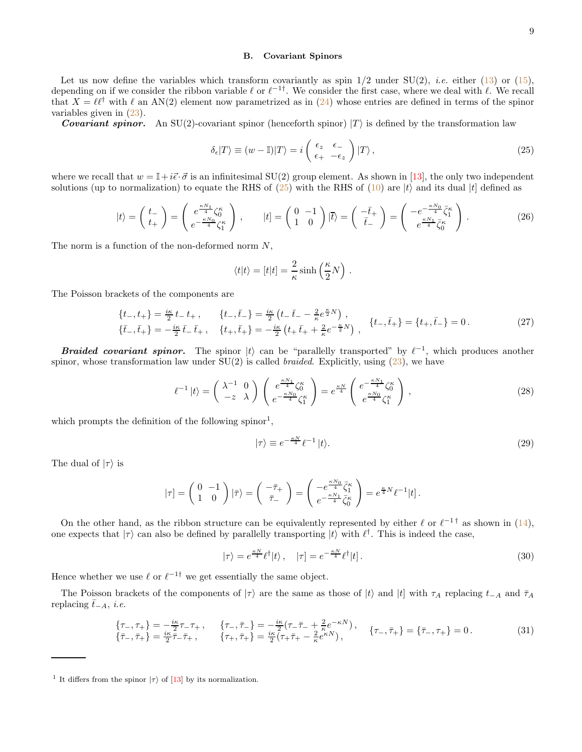### B. Covariant Spinors

Let us now define the variables which transform covariantly as spin 1/2 under SU(2), *i.e.* either (13) or (15), depending on if we consider the ribbon variable $\ell$ or $\ell^{-1\dagger}$. We consider the first case, where we deal with $\ell$. We recall that $X = \ell\ell^\dagger$ with $\ell$ an AN(2) element now parametrized as in (24) whose entries are defined in terms of the spinor variables given in (23).

***Covariant spinor.*** An SU(2)-covariant spinor (henceforth spinor) $|T\rangle$ is defined by the transformation law

$$\delta_\epsilon |T\rangle \equiv (w - \mathbb{I})|T\rangle = i \begin{pmatrix} \epsilon_z & \epsilon_- \\ \epsilon_+ & -\epsilon_z \end{pmatrix} |T\rangle\,, \tag{25}$$

where we recall that $w = \mathbb{I} + i\vec{\epsilon}\cdot\vec{\sigma}$ is an infinitesimal SU(2) group element. As shown in [13], the only two independent solutions (up to normalization) to equate the RHS of (25) with the RHS of (10) are $|t\rangle$ and its dual $|t]$ defined as

$$|t\rangle = \begin{pmatrix} t_- \\ t_+ \end{pmatrix} = \begin{pmatrix} e^{\frac{\kappa N_1}{4}}\zeta_0^\kappa \\ e^{-\frac{\kappa N_0}{4}}\zeta_1^\kappa \end{pmatrix}\,, \qquad |t] = \begin{pmatrix} 0 & -1 \\ 1 & 0 \end{pmatrix} |\overline{t}\rangle = \begin{pmatrix} -\bar{t}_+ \\ \bar{t}_- \end{pmatrix} = \begin{pmatrix} -e^{-\frac{\kappa N_0}{4}}\bar{\zeta}_1^\kappa \\ e^{\frac{\kappa N_1}{4}}\bar{\zeta}_0^\kappa \end{pmatrix}\,. \tag{26}$$

The norm is a function of the non-deformed norm $N$,

$$\langle t|t\rangle = [t|t] = \frac{2}{\kappa}\sinh\left(\frac{\kappa}{2}N\right)\,.$$

The Poisson brackets of the components are

$$\begin{aligned} &\{t_-, t_+\} = \tfrac{i\kappa}{2}\, t_-\, t_+\,, \qquad \{t_-, \bar{t}_-\} = \tfrac{i\kappa}{2}\left(t_-\, \bar{t}_- - \tfrac{2}{\kappa} e^{\frac{\kappa}{2}N}\right)\,, \\ &\{\bar{t}_-, \bar{t}_+\} = -\tfrac{i\kappa}{2}\, \bar{t}_-\, \bar{t}_+\,, \quad \{t_+, \bar{t}_+\} = -\tfrac{i\kappa}{2}\left(t_+\, \bar{t}_+ + \tfrac{2}{\kappa} e^{-\frac{\kappa}{2}N}\right)\,, \end{aligned} \quad \{t_-, \bar{t}_+\} = \{t_+, \bar{t}_-\} = 0\,. \tag{27}$$

***Braided covariant spinor.*** The spinor $|t\rangle$ can be "parallelly transported" by $\ell^{-1}$, which produces another spinor, whose transformation law under SU(2) is called *braided*. Explicitly, using (23), we have

$$\ell^{-1}\,|t\rangle = \begin{pmatrix} \lambda^{-1} & 0 \\ -z & \lambda \end{pmatrix} \begin{pmatrix} e^{\frac{\kappa N_1}{4}}\zeta_0^\kappa \\ e^{-\frac{\kappa N_0}{4}}\zeta_1^\kappa \end{pmatrix} = e^{\frac{\kappa N}{4}} \begin{pmatrix} e^{-\frac{\kappa N_1}{4}}\zeta_0^\kappa \\ e^{\frac{\kappa N_0}{4}}\zeta_1^\kappa \end{pmatrix}\,, \tag{28}$$

which prompts the definition of the following spinor[1],

$$|\tau\rangle \equiv e^{-\frac{\kappa N}{4}}\,\ell^{-1}\,|t\rangle. \tag{29}$$

The dual of $|\tau\rangle$ is

$$|\tau] = \begin{pmatrix} 0 & -1 \\ 1 & 0 \end{pmatrix} |\bar{\tau}\rangle = \begin{pmatrix} -\bar{\tau}_+ \\ \bar{\tau}_- \end{pmatrix} = \begin{pmatrix} -e^{\frac{\kappa N_0}{4}}\bar{\zeta}_1^\kappa \\ e^{-\frac{\kappa N_1}{4}}\bar{\zeta}_0^\kappa \end{pmatrix} = e^{\frac{\kappa}{4}N}\ell^{-1}|t]\,.$$

On the other hand, as the ribbon structure can be equivalently represented by either $\ell$ or $\ell^{-1\,\dagger}$ as shown in (14), one expects that $|\tau\rangle$ can also be defined by parallelly transporting $|t\rangle$ with $\ell^\dagger$. This is indeed the case,

$$|\tau\rangle = e^{\frac{\kappa N}{4}}\ell^\dagger|t\rangle\,, \quad |\tau] = e^{-\frac{\kappa N}{4}}\ell^\dagger|t]\,. \tag{30}$$

Hence whether we use $\ell$ or $\ell^{-1\dagger}$ we get essentially the same object.

The Poisson brackets of the components of $|\tau\rangle$ are the same as those of $|t\rangle$ and $|t]$ with $\tau_A$ replacing $t_{-A}$ and $\bar{\tau}_A$ replacing $\bar{t}_{-A}$, *i.e.*

$$\begin{aligned} &\{\tau_-, \tau_+\} = -\tfrac{i\kappa}{2}\tau_-\tau_+\,, \qquad \{\tau_-, \bar{\tau}_-\} = -\tfrac{i\kappa}{2}(\tau_-\bar{\tau}_- + \tfrac{2}{\kappa}e^{-\kappa N})\,, \\ &\{\bar{\tau}_-, \bar{\tau}_+\} = \tfrac{i\kappa}{2}\bar{\tau}_-\bar{\tau}_+\,, \qquad \{\tau_+, \bar{\tau}_+\} = \tfrac{i\kappa}{2}(\tau_+\bar{\tau}_+ - \tfrac{2}{\kappa}e^{\kappa N})\,, \end{aligned} \quad \{\tau_-, \bar{\tau}_+\} = \{\bar{\tau}_-, \tau_+\} = 0\,. \tag{31}$$

---

[1] It differs from the spinor $|\tau\rangle$ of [13] by its normalization.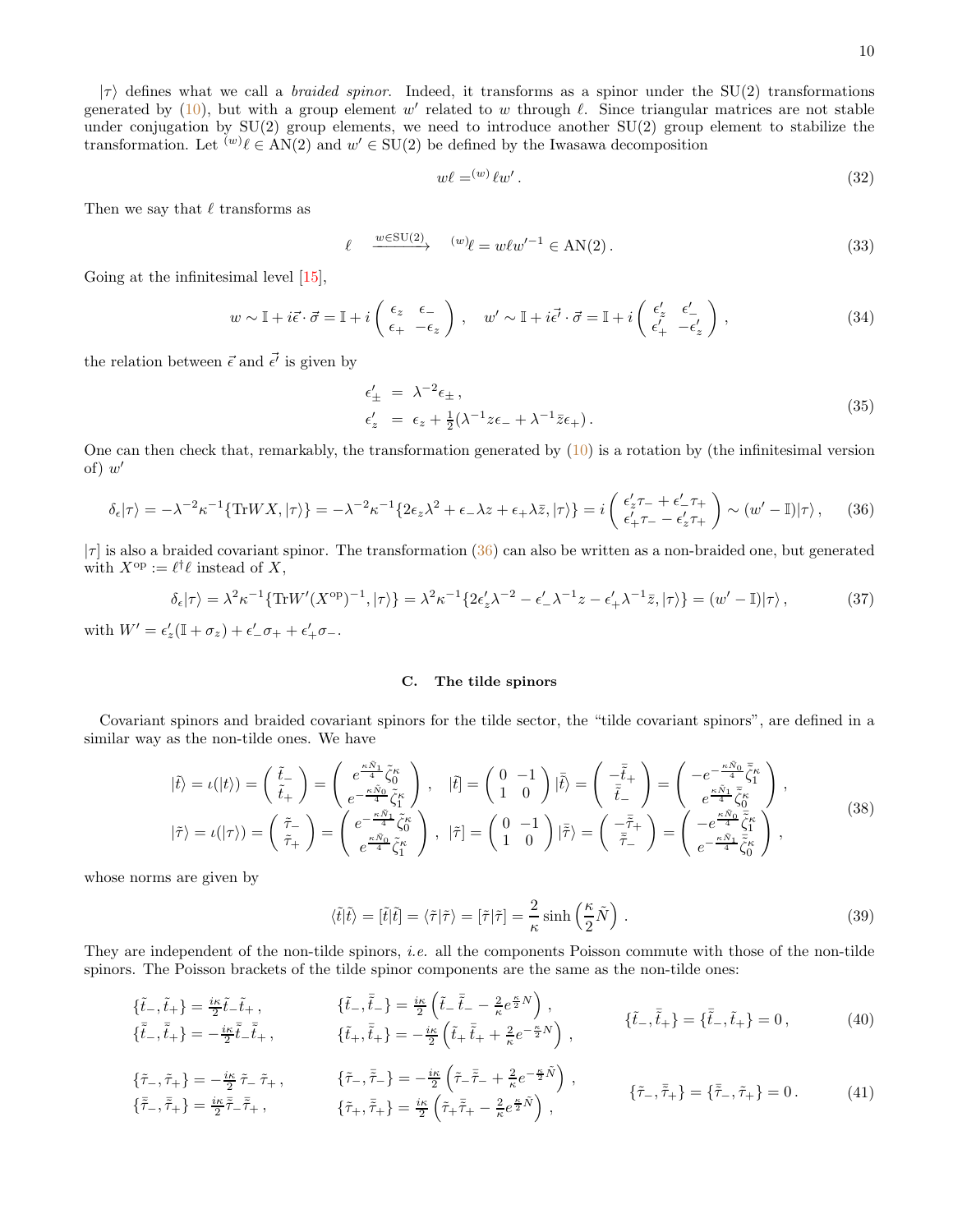$|\tau\rangle$ defines what we call a *braided spinor*. Indeed, it transforms as a spinor under the SU(2) transformations generated by (10), but with a group element $w'$ related to $w$ through $\ell$. Since triangular matrices are not stable under conjugation by SU(2) group elements, we need to introduce another SU(2) group element to stabilize the transformation. Let ${}^{(w)}\ell \in \mathrm{AN}(2)$ and $w' \in \mathrm{SU}(2)$ be defined by the Iwasawa decomposition

$$w\ell = {}^{(w)}\ell w' \,. \tag{32}$$

Then we say that $\ell$ transforms as

$$\ell \quad \xrightarrow{w\in \mathrm{SU}(2)} \quad {}^{(w)}\ell = w\ell w'^{-1} \in \mathrm{AN}(2)\,. \tag{33}$$

Going at the infinitesimal level [15],

$$w \sim \mathbb{I} + i\vec{\epsilon}\cdot\vec{\sigma} = \mathbb{I} + i\begin{pmatrix} \epsilon_z & \epsilon_- \\ \epsilon_+ & -\epsilon_z \end{pmatrix}, \quad w' \sim \mathbb{I} + i\vec{\epsilon'}\cdot\vec{\sigma} = \mathbb{I} + i\begin{pmatrix} \epsilon'_z & \epsilon'_- \\ \epsilon'_+ & -\epsilon'_z \end{pmatrix}, \tag{34}$$

the relation between $\vec{\epsilon}$ and $\vec{\epsilon'}$ is given by

$$\begin{aligned} \epsilon'_\pm &= \lambda^{-2}\epsilon_\pm\,, \\ \epsilon'_z &= \epsilon_z + \tfrac{1}{2}(\lambda^{-1} z\epsilon_- + \lambda^{-1}\bar{z}\epsilon_+)\,. \end{aligned} \tag{35}$$

One can then check that, remarkably, the transformation generated by (10) is a rotation by (the infinitesimal version of) $w'$

$$\delta_\epsilon|\tau\rangle = -\lambda^{-2}\kappa^{-1}\{\mathrm{Tr}WX, |\tau\rangle\} = -\lambda^{-2}\kappa^{-1}\{2\epsilon_z\lambda^2 + \epsilon_-\lambda z + \epsilon_+\lambda\bar{z}, |\tau\rangle\} = i\begin{pmatrix} \epsilon'_z\tau_- + \epsilon'_-\tau_+ \\ \epsilon'_+\tau_- - \epsilon'_z\tau_+ \end{pmatrix} \sim (w' - \mathbb{I})|\tau\rangle\,, \tag{36}$$

$|\tau]$ is also a braided covariant spinor. The transformation (36) can also be written as a non-braided one, but generated with $X^{\mathrm{op}} := \ell^\dagger\ell$ instead of $X$,

$$\delta_\epsilon|\tau\rangle = \lambda^2\kappa^{-1}\{\mathrm{Tr}W'(X^{\mathrm{op}})^{-1}, |\tau\rangle\} = \lambda^2\kappa^{-1}\{2\epsilon'_z\lambda^{-2} - \epsilon'_-\lambda^{-1}z - \epsilon'_+\lambda^{-1}\bar{z}, |\tau\rangle\} = (w' - \mathbb{I})|\tau\rangle\,, \tag{37}$$

with $W' = \epsilon'_z(\mathbb{I} + \sigma_z) + \epsilon'_-\sigma_+ + \epsilon'_+\sigma_-$.

### C. The tilde spinors

Covariant spinors and braided covariant spinors for the tilde sector, the "tilde covariant spinors", are defined in a similar way as the non-tilde ones. We have

$$\begin{aligned} |\tilde{t}\rangle &= \iota(|t\rangle) = \begin{pmatrix} \tilde{t}_- \\ \tilde{t}_+ \end{pmatrix} = \begin{pmatrix} e^{\frac{\kappa\tilde{N}_1}{4}}\tilde{\zeta}_0^\kappa \\ e^{-\frac{\kappa\tilde{N}_0}{4}}\tilde{\zeta}_1^\kappa \end{pmatrix}, \quad |\tilde{t}] = \begin{pmatrix} 0 & -1 \\ 1 & 0 \end{pmatrix}|\bar{\tilde{t}}\rangle = \begin{pmatrix} -\bar{\tilde{t}}_+ \\ \bar{\tilde{t}}_- \end{pmatrix} = \begin{pmatrix} -e^{-\frac{\kappa\tilde{N}_0}{4}}\bar{\tilde{\zeta}}_1^\kappa \\ e^{\frac{\kappa\tilde{N}_1}{4}}\bar{\tilde{\zeta}}_0^\kappa \end{pmatrix}, \\ |\tilde{\tau}\rangle &= \iota(|\tau\rangle) = \begin{pmatrix} \tilde{\tau}_- \\ \tilde{\tau}_+ \end{pmatrix} = \begin{pmatrix} e^{-\frac{\kappa\tilde{N}_1}{4}}\tilde{\zeta}_0^\kappa \\ e^{\frac{\kappa\tilde{N}_0}{4}}\tilde{\zeta}_1^\kappa \end{pmatrix}, \ |\tilde{\tau}] = \begin{pmatrix} 0 & -1 \\ 1 & 0 \end{pmatrix}|\bar{\tilde{\tau}}\rangle = \begin{pmatrix} -\bar{\tilde{\tau}}_+ \\ \bar{\tilde{\tau}}_- \end{pmatrix} = \begin{pmatrix} -e^{\frac{\kappa\tilde{N}_0}{4}}\bar{\tilde{\zeta}}_1^\kappa \\ e^{-\frac{\kappa\tilde{N}_1}{4}}\bar{\tilde{\zeta}}_0^\kappa \end{pmatrix}, \end{aligned} \tag{38}$$

whose norms are given by

$$\langle\tilde{t}|\tilde{t}\rangle = [\tilde{t}|\tilde{t}] = \langle\tilde{\tau}|\tilde{\tau}\rangle = [\tilde{\tau}|\tilde{\tau}] = \frac{2}{\kappa}\sinh\left(\frac{\kappa}{2}\tilde{N}\right). \tag{39}$$

They are independent of the non-tilde spinors, *i.e.* all the components Poisson commute with those of the non-tilde spinors. The Poisson brackets of the tilde spinor components are the same as the non-tilde ones:

$$\begin{aligned} &\{\tilde{t}_-, \tilde{t}_+\} = \tfrac{i\kappa}{2}\tilde{t}_-\tilde{t}_+\,, && \{\tilde{t}_-, \bar{\tilde{t}}_-\} = \tfrac{i\kappa}{2}\left(\tilde{t}_-\bar{\tilde{t}}_- - \tfrac{2}{\kappa}e^{\frac{\kappa}{2}N}\right), && \\ &\{\bar{\tilde{t}}_-, \bar{\tilde{t}}_+\} = -\tfrac{i\kappa}{2}\bar{\tilde{t}}_-\bar{\tilde{t}}_+\,, && \{\tilde{t}_+, \bar{\tilde{t}}_+\} = -\tfrac{i\kappa}{2}\left(\tilde{t}_+\bar{\tilde{t}}_+ + \tfrac{2}{\kappa}e^{-\frac{\kappa}{2}N}\right), && \{\tilde{t}_-, \bar{\tilde{t}}_+\} = \{\bar{\tilde{t}}_-, \tilde{t}_+\} = 0\,, \end{aligned} \tag{40}$$

$$\begin{aligned} &\{\tilde{\tau}_-, \tilde{\tau}_+\} = -\tfrac{i\kappa}{2}\tilde{\tau}_-\tilde{\tau}_+\,, && \{\tilde{\tau}_-, \bar{\tilde{\tau}}_-\} = -\tfrac{i\kappa}{2}\left(\tilde{\tau}_-\bar{\tilde{\tau}}_- + \tfrac{2}{\kappa}e^{-\frac{\kappa}{2}\tilde{N}}\right), && \\ &\{\bar{\tilde{\tau}}_-, \bar{\tilde{\tau}}_+\} = \tfrac{i\kappa}{2}\bar{\tilde{\tau}}_-\bar{\tilde{\tau}}_+\,, && \{\tilde{\tau}_+, \bar{\tilde{\tau}}_+\} = \tfrac{i\kappa}{2}\left(\tilde{\tau}_+\bar{\tilde{\tau}}_+ - \tfrac{2}{\kappa}e^{\frac{\kappa}{2}\tilde{N}}\right), && \{\tilde{\tau}_-, \bar{\tilde{\tau}}_+\} = \{\bar{\tilde{\tau}}_-, \tilde{\tau}_+\} = 0\,. \end{aligned} \tag{41}$$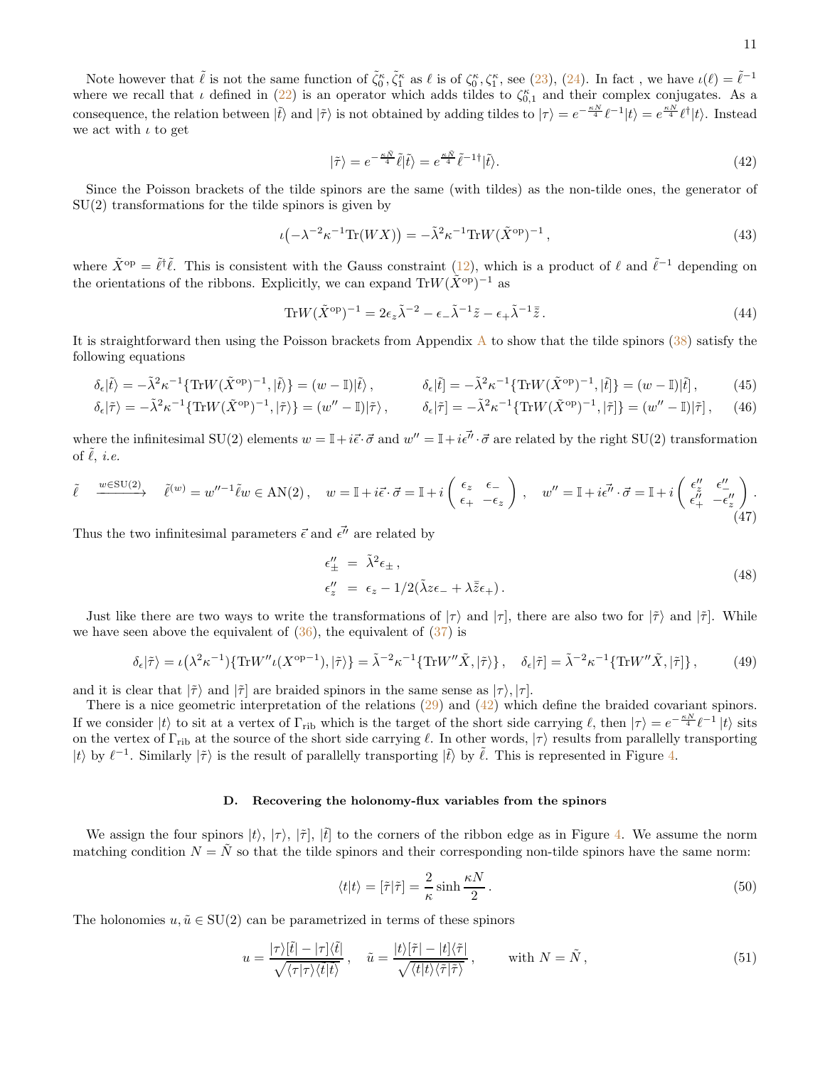Note however that $\tilde{\ell}$ is not the same function of $\tilde{\zeta}_0^\kappa, \tilde{\zeta}_1^\kappa$ as $\ell$ is of $\zeta_0^\kappa, \zeta_1^\kappa$, see (23), (24). In fact , we have $\iota(\ell) = \tilde{\ell}^{-1}$ where we recall that $\iota$ defined in (22) is an operator which adds tildes to $\zeta_{0,1}^\kappa$ and their complex conjugates. As a consequence, the relation between $|\tilde{t}\rangle$ and $|\tilde{\tau}\rangle$ is not obtained by adding tildes to $|\tau\rangle = e^{-\frac{\kappa N}{4}}\ell^{-1}|t\rangle = e^{\frac{\kappa N}{4}}\ell^\dagger|t\rangle$. Instead we act with $\iota$ to get

$$|\tilde{\tau}\rangle = e^{-\frac{\kappa\tilde{N}}{4}}\tilde{\ell}|\tilde{t}\rangle = e^{\frac{\kappa\tilde{N}}{4}}\tilde{\ell}^{-1\dagger}|\tilde{t}\rangle. \tag{42}$$

Since the Poisson brackets of the tilde spinors are the same (with tildes) as the non-tilde ones, the generator of SU(2) transformations for the tilde spinors is given by

$$\iota\big(-\lambda^{-2}\kappa^{-1}\mathrm{Tr}(WX)\big) = -\tilde{\lambda}^2\kappa^{-1}\mathrm{Tr}W(\tilde{X}^{\mathrm{op}})^{-1}\,, \tag{43}$$

where $\tilde{X}^{\mathrm{op}} = \tilde{\ell}^\dagger\tilde{\ell}$. This is consistent with the Gauss constraint (12), which is a product of $\ell$ and $\tilde{\ell}^{-1}$ depending on the orientations of the ribbons. Explicitly, we can expand $\mathrm{Tr}W(\tilde{X}^{\mathrm{op}})^{-1}$ as

$$\mathrm{Tr}W(\tilde{X}^{\mathrm{op}})^{-1} = 2\epsilon_z\tilde{\lambda}^{-2} - \epsilon_-\tilde{\lambda}^{-1}\tilde{z} - \epsilon_+\tilde{\lambda}^{-1}\bar{\tilde{z}}\,. \tag{44}$$

It is straightforward then using the Poisson brackets from Appendix A to show that the tilde spinors (38) satisfy the following equations

$$\delta_\epsilon|\tilde{t}\rangle = -\tilde{\lambda}^2\kappa^{-1}\{\mathrm{Tr}W(\tilde{X}^{\mathrm{op}})^{-1}, |\tilde{t}\rangle\} = (w-\mathbb{I})|\tilde{t}\rangle\,, \qquad \delta_\epsilon|\tilde{t}] = -\tilde{\lambda}^2\kappa^{-1}\{\mathrm{Tr}W(\tilde{X}^{\mathrm{op}})^{-1}, |\tilde{t}]\} = (w-\mathbb{I})|\tilde{t}]\,, \tag{45}$$

$$\delta_\epsilon|\tilde{\tau}\rangle = -\tilde{\lambda}^2\kappa^{-1}\{\mathrm{Tr}W(\tilde{X}^{\mathrm{op}})^{-1}, |\tilde{\tau}\rangle\} = (w''-\mathbb{I})|\tilde{\tau}\rangle\,, \qquad \delta_\epsilon|\tilde{\tau}] = -\tilde{\lambda}^2\kappa^{-1}\{\mathrm{Tr}W(\tilde{X}^{\mathrm{op}})^{-1}, |\tilde{\tau}]\} = (w''-\mathbb{I})|\tilde{\tau}]\,, \tag{46}$$

where the infinitesimal SU(2) elements $w = \mathbb{I} + i\vec{\epsilon}\cdot\vec{\sigma}$ and $w'' = \mathbb{I} + i\vec{\epsilon}''\cdot\vec{\sigma}$ are related by the right SU(2) transformation of $\tilde{\ell}$, *i.e.*

$$\tilde{\ell} \quad \xrightarrow{w\in\mathrm{SU}(2)} \quad \tilde{\ell}^{(w)} = w''^{-1}\tilde{\ell}w \in \mathrm{AN}(2)\,, \quad w = \mathbb{I} + i\vec{\epsilon}\cdot\vec{\sigma} = \mathbb{I} + i\begin{pmatrix}\epsilon_z & \epsilon_- \\ \epsilon_+ & -\epsilon_z\end{pmatrix}, \quad w'' = \mathbb{I} + i\vec{\epsilon}''\cdot\vec{\sigma} = \mathbb{I} + i\begin{pmatrix}\epsilon_z'' & \epsilon_-'' \\ \epsilon_+'' & -\epsilon_z''\end{pmatrix}. \tag{47}$$

Thus the two infinitesimal parameters $\vec{\epsilon}$ and $\vec{\epsilon}''$ are related by

$$\begin{aligned}\epsilon_\pm'' &= \tilde{\lambda}^2\epsilon_\pm\,,\\ \epsilon_z'' &= \epsilon_z - 1/2(\tilde{\lambda}z\epsilon_- + \lambda\bar{\tilde{z}}\epsilon_+)\,.\end{aligned} \tag{48}$$

Just like there are two ways to write the transformations of $|\tau\rangle$ and $|\tau]$, there are also two for $|\tilde{\tau}\rangle$ and $|\tilde{\tau}]$. While we have seen above the equivalent of (36), the equivalent of (37) is

$$\delta_\epsilon|\tilde{\tau}\rangle = \iota\big(\lambda^2\kappa^{-1}\big)\{\mathrm{Tr}W''\iota(X^{\mathrm{op}-1}), |\tilde{\tau}\rangle\} = \tilde{\lambda}^{-2}\kappa^{-1}\{\mathrm{Tr}W''\tilde{X}, |\tilde{\tau}\rangle\}\,, \quad \delta_\epsilon|\tilde{\tau}] = \tilde{\lambda}^{-2}\kappa^{-1}\{\mathrm{Tr}W''\tilde{X}, |\tilde{\tau}]\}\,, \tag{49}$$

and it is clear that $|\tilde{\tau}\rangle$ and $|\tilde{\tau}]$ are braided spinors in the same sense as $|\tau\rangle, |\tau]$.

There is a nice geometric interpretation of the relations (29) and (42) which define the braided covariant spinors. If we consider $|t\rangle$ to sit at a vertex of $\Gamma_{\mathrm{rib}}$ which is the target of the short side carrying $\ell$, then $|\tau\rangle = e^{-\frac{\kappa N}{4}}\ell^{-1}\,|t\rangle$ sits on the vertex of $\Gamma_{\mathrm{rib}}$ at the source of the short side carrying $\ell$. In other words, $|\tau\rangle$ results from parallelly transporting $|t\rangle$ by $\ell^{-1}$. Similarly $|\tilde{\tau}\rangle$ is the result of parallelly transporting $|\tilde{t}\rangle$ by $\tilde{\ell}$. This is represented in Figure 4.

### D. Recovering the holonomy-flux variables from the spinors

We assign the four spinors $|t\rangle$, $|\tau\rangle$, $|\tilde{\tau}]$, $|\tilde{t}]$ to the corners of the ribbon edge as in Figure 4. We assume the norm matching condition $N = \tilde{N}$ so that the tilde spinors and their corresponding non-tilde spinors have the same norm:

$$\langle t|t\rangle = [\tilde{\tau}|\tilde{\tau}] = \frac{2}{\kappa}\sinh\frac{\kappa N}{2}\,. \tag{50}$$

The holonomies $u, \tilde{u} \in \mathrm{SU}(2)$ can be parametrized in terms of these spinors

$$u = \frac{|\tau\rangle[\tilde{t}| - |\tau]\langle\tilde{t}|}{\sqrt{\langle\tau|\tau\rangle\langle\tilde{t}|\tilde{t}\rangle}}\,, \quad \tilde{u} = \frac{|t\rangle[\tilde{\tau}| - |t]\langle\tilde{\tau}|}{\sqrt{\langle t|t\rangle\langle\tilde{\tau}|\tilde{\tau}\rangle}}\,, \qquad \text{with } N = \tilde{N}\,, \tag{51}$$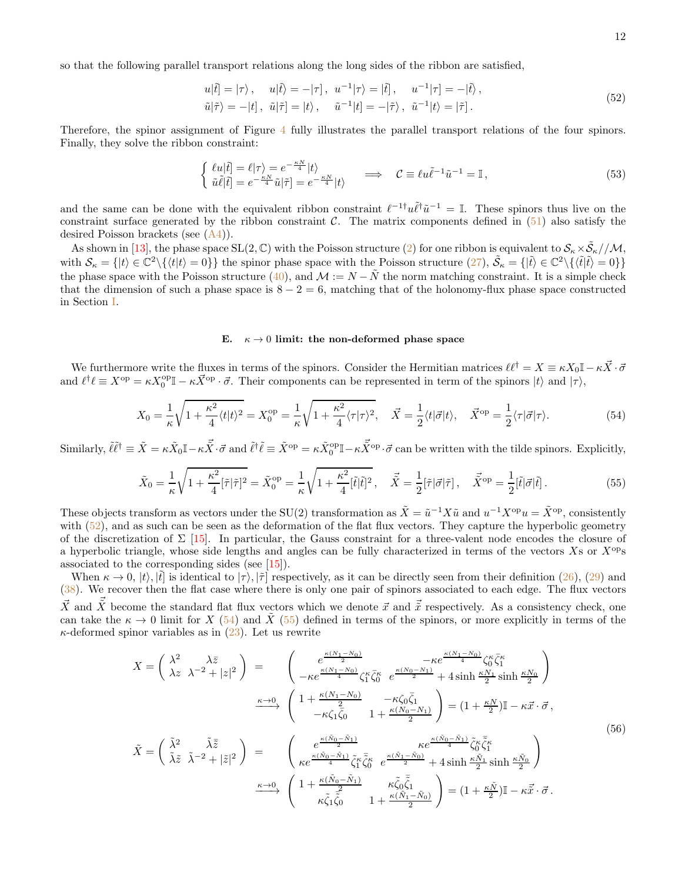so that the following parallel transport relations along the long sides of the ribbon are satisfied,

$$
\begin{aligned}
&u|\tilde{t}] = |\tau\rangle\,, \quad u|\tilde{t}\rangle = -|\tau]\,,\ u^{-1}|\tau\rangle = |\tilde{t}]\,, \quad u^{-1}|\tau] = -|\tilde{t}\rangle\,, \\
&\tilde{u}|\tilde{\tau}\rangle = -|t]\,,\ \tilde{u}|\tilde{\tau}] = |t\rangle\,, \quad \tilde{u}^{-1}|t] = -|\tilde{\tau}\rangle\,,\ \tilde{u}^{-1}|t\rangle = |\tilde{\tau}]\,.
\end{aligned}
\tag{52}
$$

Therefore, the spinor assignment of Figure 4 fully illustrates the parallel transport relations of the four spinors. Finally, they solve the ribbon constraint:

$$
\begin{cases} \ell u|\tilde{t}] = \ell|\tau\rangle = e^{-\frac{\kappa N}{4}}|t\rangle \\ \tilde{u}\tilde{\ell}|\tilde{t}] = e^{-\frac{\kappa N}{4}}\tilde{u}|\tilde{\tau}] = e^{-\frac{\kappa N}{4}}|t\rangle \end{cases} \quad \Longrightarrow \quad \mathcal{C} \equiv \ell u \tilde{\ell}^{-1}\tilde{u}^{-1} = \mathbb{I}\,,
\tag{53}
$$

and the same can be done with the equivalent ribbon constraint $\ell^{-1\dagger}u\tilde{\ell}^{\dagger}\tilde{u}^{-1} = \mathbb{I}$. These spinors thus live on the constraint surface generated by the ribbon constraint $\mathcal{C}$. The matrix components defined in (51) also satisfy the desired Poisson brackets (see (A4)).

As shown in [13], the phase space $\mathrm{SL}(2,\mathbb{C})$ with the Poisson structure (2) for one ribbon is equivalent to $\mathcal{S}_\kappa \times \tilde{\mathcal{S}}_\kappa // \mathcal{M}$, with $\mathcal{S}_\kappa = \{|t\rangle \in \mathbb{C}^2 \backslash \{\langle t|t\rangle = 0\}\}$ the spinor phase space with the Poisson structure (27), $\tilde{\mathcal{S}}_\kappa = \{|\tilde{t}\rangle \in \mathbb{C}^2 \backslash \{\langle \tilde{t}|\tilde{t}\rangle = 0\}\}$ the phase space with the Poisson structure (40), and $\mathcal{M} := N - \tilde{N}$ the norm matching constraint. It is a simple check that the dimension of such a phase space is $8 - 2 = 6$, matching that of the holonomy-flux phase space constructed in Section I.

### E. $\kappa \to 0$ limit: the non-deformed phase space

We furthermore write the fluxes in terms of the spinors. Consider the Hermitian matrices $\ell\ell^\dagger = X \equiv \kappa X_0 \mathbb{I} - \kappa \vec{X}\cdot\vec{\sigma}$ and $\ell^\dagger \ell \equiv X^{\mathrm{op}} = \kappa X_0^{\mathrm{op}}\mathbb{I} - \kappa \vec{X}^{\mathrm{op}}\cdot\vec{\sigma}$. Their components can be represented in term of the spinors $|t\rangle$ and $|\tau\rangle$,

$$
X_0 = \frac{1}{\kappa}\sqrt{1 + \frac{\kappa^2}{4}\langle t|t\rangle^2} = X_0^{\mathrm{op}} = \frac{1}{\kappa}\sqrt{1 + \frac{\kappa^2}{4}\langle \tau|\tau\rangle^2}\,, \quad \vec{X} = \frac{1}{2}\langle t|\vec{\sigma}|t\rangle\,, \quad \vec{X}^{\mathrm{op}} = \frac{1}{2}\langle \tau|\vec{\sigma}|\tau\rangle\,.
\tag{54}
$$

Similarly, $\tilde{\ell}\tilde{\ell}^\dagger \equiv \tilde{X} = \kappa\tilde{X}_0\mathbb{I} - \kappa\vec{\tilde{X}}\cdot\vec{\sigma}$ and $\tilde{\ell}^\dagger\tilde{\ell} \equiv \tilde{X}^{\mathrm{op}} = \kappa\tilde{X}_0^{\mathrm{op}}\mathbb{I} - \kappa\vec{\tilde{X}}^{\mathrm{op}}\cdot\vec{\sigma}$ can be written with the tilde spinors. Explicitly,

$$
\tilde{X}_0 = \frac{1}{\kappa}\sqrt{1 + \frac{\kappa^2}{4}[\tilde{\tau}|\tilde{\tau}]^2} = \tilde{X}_0^{\mathrm{op}} = \frac{1}{\kappa}\sqrt{1 + \frac{\kappa^2}{4}[\tilde{t}|\tilde{t}]^2}\,, \quad \vec{\tilde{X}} = \frac{1}{2}[\tilde{\tau}|\vec{\sigma}|\tilde{\tau}]\,, \quad \vec{\tilde{X}}^{\mathrm{op}} = \frac{1}{2}[\tilde{t}|\vec{\sigma}|\tilde{t}]\,.
\tag{55}
$$

These objects transform as vectors under the SU(2) transformation as $\tilde{X} = \tilde{u}^{-1}X\tilde{u}$ and $u^{-1}X^{\mathrm{op}}u = \tilde{X}^{\mathrm{op}}$, consistently with (52), and as such can be seen as the deformation of the flat flux vectors. They capture the hyperbolic geometry of the discretization of $\Sigma$ [15]. In particular, the Gauss constraint for a three-valent node encodes the closure of a hyperbolic triangle, whose side lengths and angles can be fully characterized in terms of the vectors $X$s or $X^{\mathrm{op}}$s associated to the corresponding sides (see [15]).

When $\kappa \to 0$, $|t\rangle, |\tilde{t}]$ is identical to $|\tau\rangle, |\tilde{\tau}]$ respectively, as it can be directly seen from their definition (26), (29) and (38). We recover then the flat case where there is only one pair of spinors associated to each edge. The flux vectors $\vec{X}$ and $\vec{\tilde{X}}$ become the standard flat flux vectors which we denote $\vec{x}$ and $\vec{\tilde{x}}$ respectively. As a consistency check, one can take the $\kappa \to 0$ limit for $X$ (54) and $\tilde{X}$ (55) defined in terms of the spinors, or more explicitly in terms of the $\kappa$-deformed spinor variables as in (23). Let us rewrite

$$
\begin{aligned}
X = \begin{pmatrix} \lambda^2 & \lambda\bar{z} \\ \lambda z & \lambda^{-2} + |z|^2 \end{pmatrix} &= \begin{pmatrix} e^{\frac{\kappa(N_1 - N_0)}{2}} & -\kappa e^{\frac{\kappa(N_1-N_0)}{4}}\zeta_0^\kappa\bar{\zeta}_1^\kappa \\ -\kappa e^{\frac{\kappa(N_1-N_0)}{4}}\zeta_1^\kappa\bar{\zeta}_0^\kappa & e^{\frac{\kappa(N_0-N_1)}{2}} + 4\sinh\frac{\kappa N_1}{2}\sinh\frac{\kappa N_0}{2} \end{pmatrix} \\
&\xrightarrow{\kappa\to 0} \begin{pmatrix} 1 + \frac{\kappa(N_1 - N_0)}{2} & -\kappa\zeta_0\bar{\zeta}_1 \\ -\kappa\zeta_1\bar{\zeta}_0 & 1 + \frac{\kappa(N_0-N_1)}{2} \end{pmatrix} = (1 + \tfrac{\kappa N}{2})\mathbb{I} - \kappa\vec{x}\cdot\vec{\sigma}\,, \\
\tilde{X} = \begin{pmatrix} \tilde{\lambda}^2 & \tilde{\lambda}\bar{\tilde{z}} \\ \tilde{\lambda}\tilde{z} & \tilde{\lambda}^{-2} + |\tilde{z}|^2 \end{pmatrix} &= \begin{pmatrix} e^{\frac{\kappa(\tilde{N}_0 - \tilde{N}_1)}{2}} & \kappa e^{\frac{\kappa(\tilde{N}_0-\tilde{N}_1)}{4}}\tilde{\zeta}_0^\kappa\bar{\tilde{\zeta}}_1^\kappa \\ \kappa e^{\frac{\kappa(\tilde{N}_0-\tilde{N}_1)}{4}}\tilde{\zeta}_1^\kappa\bar{\tilde{\zeta}}_0^\kappa & e^{\frac{\kappa(\tilde{N}_1-\tilde{N}_0)}{2}} + 4\sinh\frac{\kappa\tilde{N}_1}{2}\sinh\frac{\kappa\tilde{N}_0}{2} \end{pmatrix} \\
&\xrightarrow{\kappa\to 0} \begin{pmatrix} 1 + \frac{\kappa(\tilde{N}_0 - \tilde{N}_1)}{2} & \kappa\tilde{\zeta}_0\bar{\tilde{\zeta}}_1 \\ \kappa\tilde{\zeta}_1\bar{\tilde{\zeta}}_0 & 1 + \frac{\kappa(\tilde{N}_1-\tilde{N}_0)}{2} \end{pmatrix} = (1 + \tfrac{\kappa\tilde{N}}{2})\mathbb{I} - \kappa\vec{\tilde{x}}\cdot\vec{\sigma}\,.
\end{aligned}
\tag{56}
$$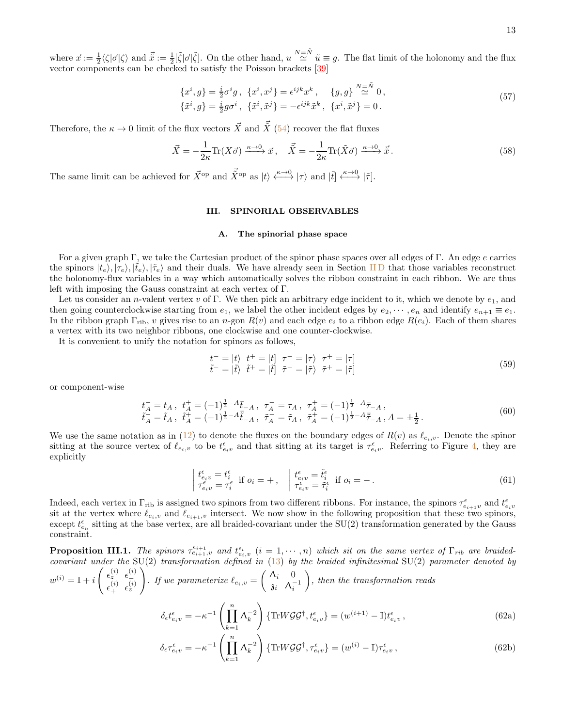where $\vec{x} := \frac{1}{2}\langle\zeta|\vec{\sigma}|\zeta\rangle$ and $\vec{\tilde{x}} := \frac{1}{2}[\tilde{\zeta}|\vec{\sigma}|\tilde{\zeta}]$. On the other hand, $u \overset{N=\tilde{N}}{\simeq} \tilde{u} \equiv g$. The flat limit of the holonomy and the flux vector components can be checked to satisfy the Poisson brackets [39]

$$
\begin{aligned}
&\{x^i, g\} = \tfrac{i}{2}\sigma^i g\,, \ \{x^i, x^j\} = \epsilon^{ijk}x^k\,, \quad \{g, g\} \overset{N=\tilde{N}}{\simeq} 0\,,\\
&\{\tilde{x}^i, g\} = \tfrac{i}{2}g\sigma^i\,, \ \{\tilde{x}^i, \tilde{x}^j\} = -\epsilon^{ijk}\tilde{x}^k\,, \ \{x^i, \tilde{x}^j\} = 0\,.
\end{aligned}
\tag{57}
$$

Therefore, the $\kappa \to 0$ limit of the flux vectors $\vec{X}$ and $\vec{\tilde{X}}$ (54) recover the flat fluxes

$$
\vec{X} = -\frac{1}{2\kappa}\mathrm{Tr}(X\vec{\sigma}) \xrightarrow{\kappa\to 0} \vec{x}\,, \quad \vec{\tilde{X}} = -\frac{1}{2\kappa}\mathrm{Tr}(\tilde{X}\vec{\sigma}) \xrightarrow{\kappa\to 0} \vec{\tilde{x}}\,. \tag{58}
$$

The same limit can be achieved for $\vec{X}^{\mathrm{op}}$ and $\vec{\tilde{X}}^{\mathrm{op}}$ as $|t\rangle \xleftrightarrow{\kappa\to 0} |\tau\rangle$ and $|\tilde{t}] \xleftrightarrow{\kappa\to 0} |\tilde{\tau}]$.

## III. SPINORIAL OBSERVABLES

### A. The spinorial phase space

For a given graph $\Gamma$, we take the Cartesian product of the spinor phase spaces over all edges of $\Gamma$. An edge $e$ carries the spinors $|t_e\rangle, |\tau_e\rangle, |\tilde{t}_e\rangle, |\tilde{\tau}_e\rangle$ and their duals. We have already seen in Section II D that those variables reconstruct the holonomy-flux variables in a way which automatically solves the ribbon constraint in each ribbon. We are thus left with imposing the Gauss constraint at each vertex of $\Gamma$.

Let us consider an $n$-valent vertex $v$ of $\Gamma$. We then pick an arbitrary edge incident to it, which we denote by $e_1$, and then going counterclockwise starting from $e_1$, we label the other incident edges by $e_2, \cdots, e_n$ and identify $e_{n+1} \equiv e_1$. In the ribbon graph $\Gamma_{\mathrm{rib}}$, $v$ gives rise to an $n$-gon $R(v)$ and each edge $e_i$ to a ribbon edge $R(e_i)$. Each of them shares a vertex with its two neighbor ribbons, one clockwise and one counter-clockwise.

It is convenient to unify the notation for spinors as follows,

$$
\begin{aligned}
&t^- = |t\rangle \ \ t^+ = |t] \ \ \tau^- = |\tau\rangle \ \ \tau^+ = |\tau]\\
&\tilde{t}^- = |\tilde{t}\rangle \ \ \tilde{t}^+ = |\tilde{t}] \ \ \tilde{\tau}^- = |\tilde{\tau}\rangle \ \ \tilde{\tau}^+ = |\tilde{\tau}]
\end{aligned}
\tag{59}
$$

or component-wise

$$
\begin{aligned}
&t_A^- = t_A\,, \ t_A^+ = (-1)^{\frac{1}{2}-A}\bar{t}_{-A}\,, \ \tau_A^- = \tau_A\,, \ \tau_A^+ = (-1)^{\frac{1}{2}-A}\bar{\tau}_{-A}\,,\\
&\tilde{t}_A^- = \tilde{t}_A\,, \ \tilde{t}_A^+ = (-1)^{\frac{1}{2}-A}\bar{\tilde{t}}_{-A}\,, \ \tilde{\tau}_A^- = \tilde{\tau}_A\,, \ \tilde{\tau}_A^+ = (-1)^{\frac{1}{2}-A}\bar{\tilde{\tau}}_{-A}\,, A = \pm\tfrac{1}{2}\,.
\end{aligned}
\tag{60}
$$

We use the same notation as in (12) to denote the fluxes on the boundary edges of $R(v)$ as $\ell_{e_i,v}$. Denote the spinor sitting at the source vertex of $\ell_{e_i,v}$ to be $t^\epsilon_{e_iv}$ and that sitting at its target is $\tau^\epsilon_{e_iv}$. Referring to Figure 4, they are explicitly

$$
\left|\begin{array}{l} t^\epsilon_{e_iv} = t^\epsilon_i \\ \tau^\epsilon_{e_iv} = \tau^\epsilon_i \end{array}\right. \text{ if } o_i = +\,, \quad \left|\begin{array}{l} t^\epsilon_{e_iv} = \tilde{t}^\epsilon_i \\ \tau^\epsilon_{e_iv} = \tilde{\tau}^\epsilon_i \end{array}\right. \text{ if } o_i = -\,. \tag{61}
$$

Indeed, each vertex in $\Gamma_{\mathrm{rib}}$ is assigned two spinors from two different ribbons. For instance, the spinors $\tau^\epsilon_{e_{i+1}v}$ and $t^\epsilon_{e_iv}$ sit at the vertex where $\ell_{e_i,v}$ and $\ell_{e_{i+1},v}$ intersect. We now show in the following proposition that these two spinors, except $t^\epsilon_{e_n}$ sitting at the base vertex, are all braided-covariant under the SU(2) transformation generated by the Gauss constraint.

**Proposition III.1.** *The spinors $\tau^{\epsilon_{i+1}}_{e_{i+1},v}$ and $t^{\epsilon_i}_{e_i,v}$ $(i = 1, \cdots, n)$ which sit on the same vertex of $\Gamma_{rib}$ are braided-covariant under the* SU(2) *transformation defined in* (13) *by the braided infinitesimal* SU(2) *parameter denoted by $w^{(i)} = \mathbb{I} + i\begin{pmatrix} \epsilon_z^{(i)} & \epsilon_-^{(i)} \\ \epsilon_+^{(i)} & \epsilon_z^{(i)} \end{pmatrix}$. If we parameterize $\ell_{e_i,v} = \begin{pmatrix} \Lambda_i & 0 \\ \mathfrak{z}_i & \Lambda_i^{-1} \end{pmatrix}$, then the transformation reads*

$$
\delta_\epsilon t^\epsilon_{e_iv} = -\kappa^{-1}\left(\prod_{k=1}^n \Lambda_k^{-2}\right)\{\mathrm{Tr}W\mathcal{G}\mathcal{G}^\dagger, t^\epsilon_{e_iv}\} = (w^{(i+1)} - \mathbb{I})t^\epsilon_{e_iv}\,, \tag{62a}
$$

$$
\delta_\epsilon \tau^\epsilon_{e_iv} = -\kappa^{-1}\left(\prod_{k=1}^n \Lambda_k^{-2}\right)\{\mathrm{Tr}W\mathcal{G}\mathcal{G}^\dagger, \tau^\epsilon_{e_iv}\} = (w^{(i)} - \mathbb{I})\tau^\epsilon_{e_iv}\,, \tag{62b}
$$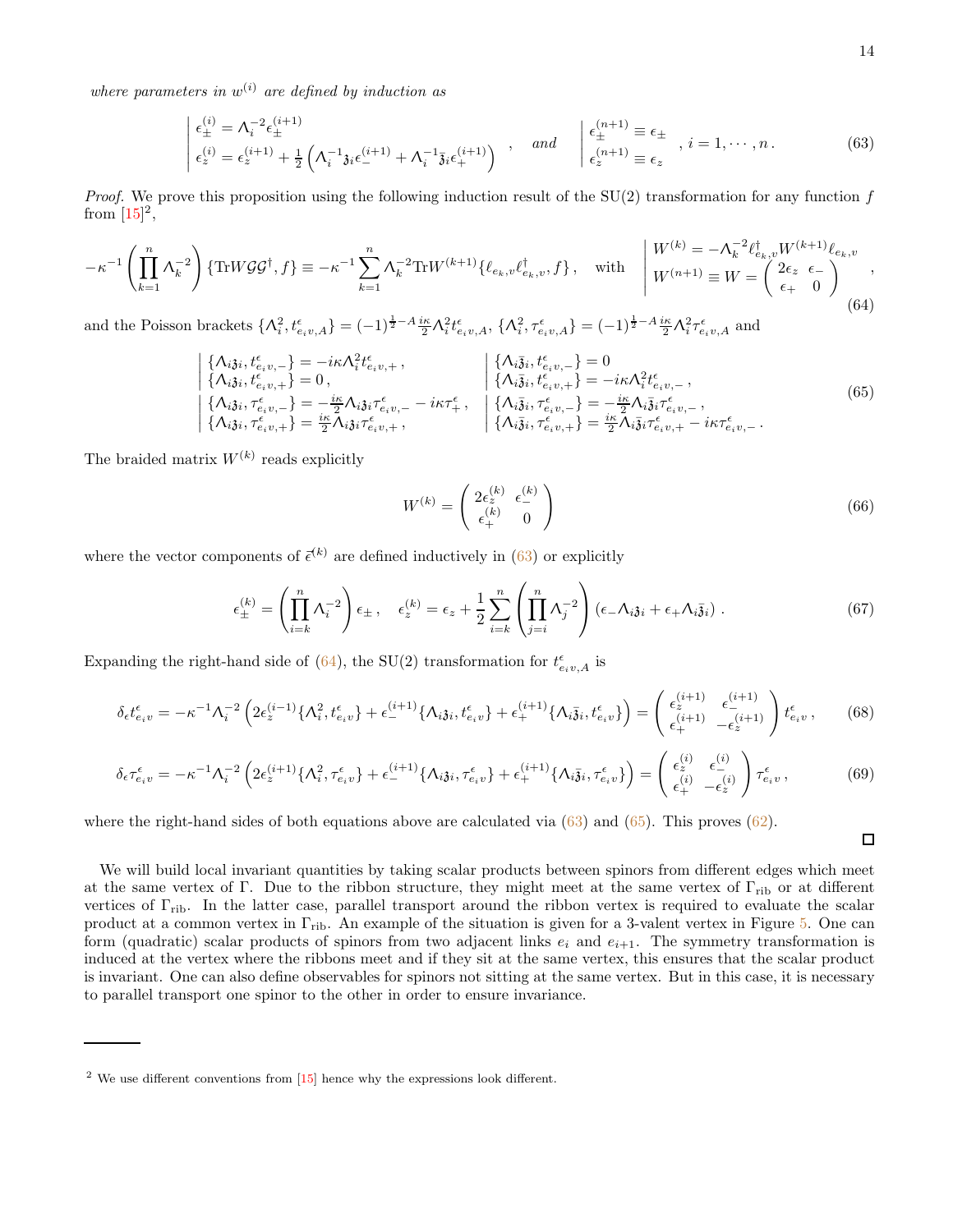*where parameters in $w^{(i)}$ are defined by induction as*

$$
\left|\begin{array}{l}
\epsilon_\pm^{(i)} = \Lambda_i^{-2}\epsilon_\pm^{(i+1)} \\
\epsilon_z^{(i)} = \epsilon_z^{(i+1)} + \frac{1}{2}\left(\Lambda_i^{-1}\mathfrak{z}_i\epsilon_-^{(i+1)} + \Lambda_i^{-1}\bar{\mathfrak{z}}_i\epsilon_+^{(i+1)}\right)
\end{array}\right. , \quad \textit{and} \quad \left|\begin{array}{l}
\epsilon_\pm^{(n+1)} \equiv \epsilon_\pm \\
\epsilon_z^{(n+1)} \equiv \epsilon_z
\end{array}\right. , \; i = 1, \cdots, n\,. \tag{63}
$$

*Proof.* We prove this proposition using the following induction result of the SU(2) transformation for any function $f$ from [15][2],

$$
-\kappa^{-1}\left(\prod_{k=1}^n \Lambda_k^{-2}\right)\{\mathrm{Tr}W\mathcal{G}\mathcal{G}^\dagger, f\} \equiv -\kappa^{-1}\sum_{k=1}^n \Lambda_k^{-2}\mathrm{Tr}W^{(k+1)}\{\ell_{e_k,v}\ell_{e_k,v}^\dagger, f\}, \quad \text{with} \quad \left|\begin{array}{l}
W^{(k)} = -\Lambda_k^{-2}\ell_{e_k,v}^\dagger W^{(k+1)}\ell_{e_k,v} \\
W^{(n+1)} \equiv W = \begin{pmatrix} 2\epsilon_z & \epsilon_- \\ \epsilon_+ & 0 \end{pmatrix}
\end{array}\right. , \tag{64}
$$

and the Poisson brackets $\{\Lambda_i^2, t^\epsilon_{e_iv,A}\} = (-1)^{\frac{1}{2}-A}\frac{i\kappa}{2}\Lambda_i^2 t^\epsilon_{e_iv,A}$, $\{\Lambda_i^2, \tau^\epsilon_{e_iv,A}\} = (-1)^{\frac{1}{2}-A}\frac{i\kappa}{2}\Lambda_i^2\tau^\epsilon_{e_iv,A}$ and

$$
\left|\begin{array}{l}
\{\Lambda_i\mathfrak{z}_i, t^\epsilon_{e_iv,-}\} = -i\kappa\Lambda_i^2 t^\epsilon_{e_iv,+}\,, \\
\{\Lambda_i\mathfrak{z}_i, t^\epsilon_{e_iv,+}\} = 0\,, \\
\{\Lambda_i\mathfrak{z}_i, \tau^\epsilon_{e_iv,-}\} = -\frac{i\kappa}{2}\Lambda_i\mathfrak{z}_i\tau^\epsilon_{e_iv,-} - i\kappa\tau^\epsilon_+\,, \\
\{\Lambda_i\mathfrak{z}_i, \tau^\epsilon_{e_iv,+}\} = \frac{i\kappa}{2}\Lambda_i\mathfrak{z}_i\tau^\epsilon_{e_iv,+}\,,
\end{array}\right. \quad
\left|\begin{array}{l}
\{\Lambda_i\bar{\mathfrak{z}}_i, t^\epsilon_{e_iv,-}\} = 0 \\
\{\Lambda_i\bar{\mathfrak{z}}_i, t^\epsilon_{e_iv,+}\} = -i\kappa\Lambda_i^2 t^\epsilon_{e_iv,-}\,, \\
\{\Lambda_i\bar{\mathfrak{z}}_i, \tau^\epsilon_{e_iv,-}\} = -\frac{i\kappa}{2}\Lambda_i\bar{\mathfrak{z}}_i\tau^\epsilon_{e_iv,-}\,, \\
\{\Lambda_i\bar{\mathfrak{z}}_i, \tau^\epsilon_{e_iv,+}\} = \frac{i\kappa}{2}\Lambda_i\bar{\mathfrak{z}}_i\tau^\epsilon_{e_iv,+} - i\kappa\tau^\epsilon_{e_iv,-}\,.
\end{array}\right. \tag{65}
$$

The braided matrix $W^{(k)}$ reads explicitly

$$
W^{(k)} = \begin{pmatrix} 2\epsilon_z^{(k)} & \epsilon_-^{(k)} \\ \epsilon_+^{(k)} & 0 \end{pmatrix} \tag{66}
$$

where the vector components of $\vec{\epsilon}^{(k)}$ are defined inductively in (63) or explicitly

$$
\epsilon_\pm^{(k)} = \left(\prod_{i=k}^n \Lambda_i^{-2}\right)\epsilon_\pm\,, \quad \epsilon_z^{(k)} = \epsilon_z + \frac{1}{2}\sum_{i=k}^n\left(\prod_{j=i}^n \Lambda_j^{-2}\right)\left(\epsilon_-\Lambda_i\mathfrak{z}_i + \epsilon_+\Lambda_i\bar{\mathfrak{z}}_i\right)\,. \tag{67}
$$

Expanding the right-hand side of (64), the SU(2) transformation for $t^\epsilon_{e_iv,A}$ is

$$
\delta_\epsilon t^\epsilon_{e_iv} = -\kappa^{-1}\Lambda_i^{-2}\left(2\epsilon_z^{(i-1)}\{\Lambda_i^2, t^\epsilon_{e_iv}\} + \epsilon_-^{(i+1)}\{\Lambda_i\mathfrak{z}_i, t^\epsilon_{e_iv}\} + \epsilon_+^{(i+1)}\{\Lambda_i\bar{\mathfrak{z}}_i, t^\epsilon_{e_iv}\}\right) = \begin{pmatrix} \epsilon_z^{(i+1)} & \epsilon_-^{(i+1)} \\ \epsilon_+^{(i+1)} & -\epsilon_z^{(i+1)} \end{pmatrix} t^\epsilon_{e_iv}\,, \tag{68}
$$

$$
\delta_\epsilon \tau^\epsilon_{e_iv} = -\kappa^{-1}\Lambda_i^{-2}\left(2\epsilon_z^{(i+1)}\{\Lambda_i^2, \tau^\epsilon_{e_iv}\} + \epsilon_-^{(i+1)}\{\Lambda_i\mathfrak{z}_i, \tau^\epsilon_{e_iv}\} + \epsilon_+^{(i+1)}\{\Lambda_i\bar{\mathfrak{z}}_i, \tau^\epsilon_{e_iv}\}\right) = \begin{pmatrix} \epsilon_z^{(i)} & \epsilon_-^{(i)} \\ \epsilon_+^{(i)} & -\epsilon_z^{(i)} \end{pmatrix} \tau^\epsilon_{e_iv}\,, \tag{69}
$$

where the right-hand sides of both equations above are calculated via (63) and (65). This proves (62). ☐

We will build local invariant quantities by taking scalar products between spinors from different edges which meet at the same vertex of Γ. Due to the ribbon structure, they might meet at the same vertex of $\Gamma_{\text{rib}}$ or at different vertices of $\Gamma_{\text{rib}}$. In the latter case, parallel transport around the ribbon vertex is required to evaluate the scalar product at a common vertex in $\Gamma_{\text{rib}}$. An example of the situation is given for a 3-valent vertex in Figure 5. One can form (quadratic) scalar products of spinors from two adjacent links $e_i$ and $e_{i+1}$. The symmetry transformation is induced at the vertex where the ribbons meet and if they sit at the same vertex, this ensures that the scalar product is invariant. One can also define observables for spinors not sitting at the same vertex. But in this case, it is necessary to parallel transport one spinor to the other in order to ensure invariance.

---

[2] We use different conventions from [15] hence why the expressions look different.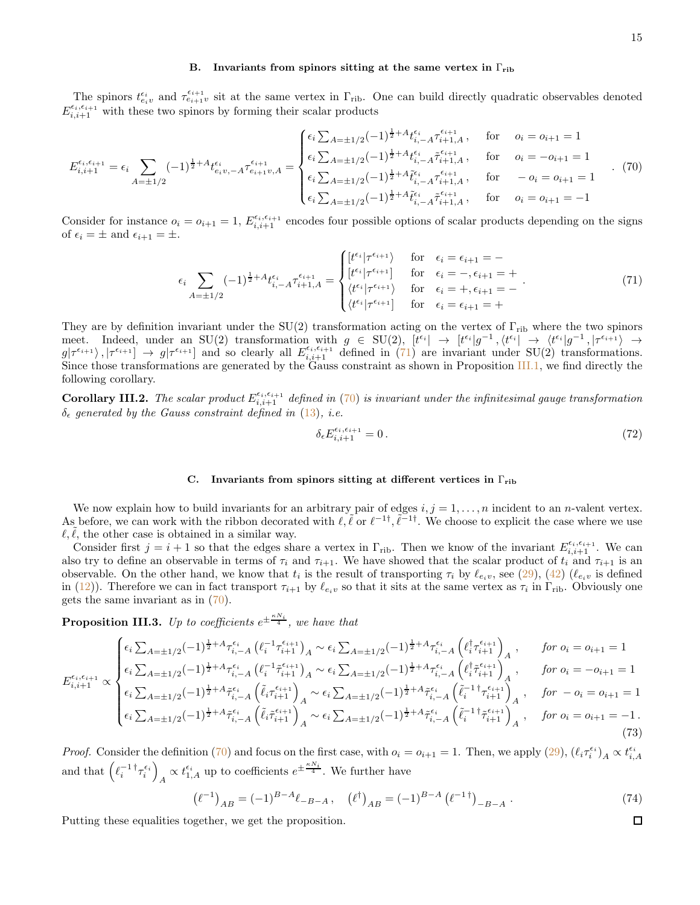### B. Invariants from spinors sitting at the same vertex in $\Gamma_{\rm rib}$

The spinors $t^{\epsilon_i}_{e_i v}$ and $\tau^{\epsilon_{i+1}}_{e_{i+1}v}$ sit at the same vertex in $\Gamma_{\rm rib}$. One can build directly quadratic observables denoted $E^{\epsilon_i,\epsilon_{i+1}}_{i,i+1}$ with these two spinors by forming their scalar products

$$
E^{\epsilon_i,\epsilon_{i+1}}_{i,i+1} = \epsilon_i \sum_{A=\pm 1/2} (-1)^{\frac{1}{2}+A} t^{\epsilon_i}_{e_i v,-A} \tau^{\epsilon_{i+1}}_{e_{i+1}v,A} = \begin{cases} \epsilon_i \sum_{A=\pm1/2} (-1)^{\frac{1}{2}+A} t^{\epsilon_i}_{i,-A} \tau^{\epsilon_{i+1}}_{i+1,A}\,, & \text{for} \quad o_i = o_{i+1} = 1 \\ \epsilon_i \sum_{A=\pm1/2} (-1)^{\frac{1}{2}+A} t^{\epsilon_i}_{i,-A} \tilde\tau^{\epsilon_{i+1}}_{i+1,A}\,, & \text{for} \quad o_i = -o_{i+1} = 1 \\ \epsilon_i \sum_{A=\pm1/2} (-1)^{\frac{1}{2}+A} \tilde t^{\epsilon_i}_{i,-A} \tau^{\epsilon_{i+1}}_{i+1,A}\,, & \text{for} \quad -o_i = o_{i+1} = 1 \\ \epsilon_i \sum_{A=\pm1/2} (-1)^{\frac{1}{2}+A} \tilde t^{\epsilon_i}_{i,-A} \tilde\tau^{\epsilon_{i+1}}_{i+1,A}\,, & \text{for} \quad o_i = o_{i+1} = -1 \end{cases} . \tag{70}
$$

Consider for instance $o_i = o_{i+1} = 1$, $E^{\epsilon_i,\epsilon_{i+1}}_{i,i+1}$ encodes four possible options of scalar products depending on the signs of $\epsilon_i = \pm$ and $\epsilon_{i+1} = \pm$.

$$
\epsilon_i \sum_{A=\pm1/2} (-1)^{\frac{1}{2}+A} t^{\epsilon_i}_{i,-A} \tau^{\epsilon_{i+1}}_{i+1,A} = \begin{cases} [t^{\epsilon_i}|\tau^{\epsilon_{i+1}}\rangle & \text{for} \quad \epsilon_i = \epsilon_{i+1} = - \\ [t^{\epsilon_i}|\tau^{\epsilon_{i+1}}] & \text{for} \quad \epsilon_i = -, \epsilon_{i+1} = + \\ \langle t^{\epsilon_i}|\tau^{\epsilon_{i+1}}\rangle & \text{for} \quad \epsilon_i = +, \epsilon_{i+1} = - \\ \langle t^{\epsilon_i}|\tau^{\epsilon_{i+1}}] & \text{for} \quad \epsilon_i = \epsilon_{i+1} = + \end{cases} . \tag{71}
$$

They are by definition invariant under the SU(2) transformation acting on the vertex of $\Gamma_{\rm rib}$ where the two spinors meet. Indeed, under an SU(2) transformation with $g \in$ SU(2), $[t^{\epsilon_i}| \to [t^{\epsilon_i}|g^{-1}, \langle t^{\epsilon_i}| \to \langle t^{\epsilon_i}|g^{-1}, |\tau^{\epsilon_{i+1}}\rangle \to g|\tau^{\epsilon_{i+1}}\rangle, |\tau^{\epsilon_{i+1}}] \to g|\tau^{\epsilon_{i+1}}]$ and so clearly all $E^{\epsilon_i,\epsilon_{i+1}}_{i,i+1}$ defined in (71) are invariant under SU(2) transformations. Since those transformations are generated by the Gauss constraint as shown in Proposition III.1, we find directly the following corollary.

**Corollary III.2.** *The scalar product $E^{\epsilon_i,\epsilon_{i+1}}_{i,i+1}$ defined in (70) is invariant under the infinitesimal gauge transformation $\delta_\epsilon$ generated by the Gauss constraint defined in (13), i.e.*

$$
\delta_\epsilon E^{\epsilon_i,\epsilon_{i+1}}_{i,i+1} = 0\,. \tag{72}
$$

### C. Invariants from spinors sitting at different vertices in $\Gamma_{\rm rib}$

We now explain how to build invariants for an arbitrary pair of edges $i, j = 1, \dots, n$ incident to an $n$-valent vertex. As before, we can work with the ribbon decorated with $\ell, \tilde\ell$ or $\ell^{-1\dagger}, \tilde\ell^{-1\dagger}$. We choose to explicit the case where we use $\ell, \tilde\ell$, the other case is obtained in a similar way.

Consider first $j = i+1$ so that the edges share a vertex in $\Gamma_{\rm rib}$. Then we know of the invariant $E^{\epsilon_i,\epsilon_{i+1}}_{i,i+1}$. We can also try to define an observable in terms of $\tau_i$ and $\tau_{i+1}$. We have showed that the scalar product of $t_i$ and $\tau_{i+1}$ is an observable. On the other hand, we know that $t_i$ is the result of transporting $\tau_i$ by $\ell_{e_i v}$, see (29), (42) ($\ell_{e_i v}$ is defined in (12)). Therefore we can in fact transport $\tau_{i+1}$ by $\ell_{e_i v}$ so that it sits at the same vertex as $\tau_i$ in $\Gamma_{\rm rib}$. Obviously one gets the same invariant as in (70).

**Proposition III.3.** *Up to coefficients $e^{\pm\frac{\kappa N_i}{4}}$, we have that*

$$
E^{\epsilon_i,\epsilon_{i+1}}_{i,i+1} \propto \begin{cases} \epsilon_i \sum_{A=\pm1/2} (-1)^{\frac{1}{2}+A} \tau^{\epsilon_i}_{i,-A} \left(\ell_i^{-1} \tau^{\epsilon_{i+1}}_{i+1}\right)_A \sim \epsilon_i \sum_{A=\pm1/2} (-1)^{\frac{1}{2}+A} \tau^{\epsilon_i}_{i,-A} \left(\ell_i^{\dagger} \tau^{\epsilon_{i+1}}_{i+1}\right)_A\,, & \textit{for } o_i = o_{i+1} = 1 \\ \epsilon_i \sum_{A=\pm1/2} (-1)^{\frac{1}{2}+A} \tau^{\epsilon_i}_{i,-A} \left(\ell_i^{-1} \tilde\tau^{\epsilon_{i+1}}_{i+1}\right)_A \sim \epsilon_i \sum_{A=\pm1/2} (-1)^{\frac{1}{2}+A} \tau^{\epsilon_i}_{i,-A} \left(\ell_i^{\dagger} \tilde\tau^{\epsilon_{i+1}}_{i+1}\right)_A\,, & \textit{for } o_i = -o_{i+1} = 1 \\ \epsilon_i \sum_{A=\pm1/2} (-1)^{\frac{1}{2}+A} \tilde\tau^{\epsilon_i}_{i,-A} \left(\tilde\ell_i \tau^{\epsilon_{i+1}}_{i+1}\right)_A \sim \epsilon_i \sum_{A=\pm1/2} (-1)^{\frac{1}{2}+A} \tilde\tau^{\epsilon_i}_{i,-A} \left(\tilde\ell_i^{-1\,\dagger} \tau^{\epsilon_{i+1}}_{i+1}\right)_A\,, & \textit{for } -o_i = o_{i+1} = 1 \\ \epsilon_i \sum_{A=\pm1/2} (-1)^{\frac{1}{2}+A} \tilde\tau^{\epsilon_i}_{i,-A} \left(\tilde\ell_i \tilde\tau^{\epsilon_{i+1}}_{i+1}\right)_A \sim \epsilon_i \sum_{A=\pm1/2} (-1)^{\frac{1}{2}+A} \tilde\tau^{\epsilon_i}_{i,-A} \left(\tilde\ell_i^{-1\,\dagger} \tilde\tau^{\epsilon_{i+1}}_{i+1}\right)_A\,, & \textit{for } o_i = o_{i+1} = -1\,. \end{cases} \tag{73}
$$

*Proof.* Consider the definition (70) and focus on the first case, with $o_i = o_{i+1} = 1$. Then, we apply (29), $(\ell_i \tau^{\epsilon_i}_i)_A \propto t^{\epsilon_i}_{i,A}$ and that $\left(\ell_i^{-1\,\dagger} \tau^{\epsilon_i}_i\right)_A \propto t^{\epsilon_i}_{1,A}$ up to coefficients $e^{\pm\frac{\kappa N_i}{4}}$. We further have

$$
\left(\ell^{-1}\right)_{AB} = (-1)^{B-A} \ell_{-B-A}\,, \quad \left(\ell^{\dagger}\right)_{AB} = (-1)^{B-A} \left(\ell^{-1\,\dagger}\right)_{-B-A}\,. \tag{74}
$$

Putting these equalities together, we get the proposition. $\square$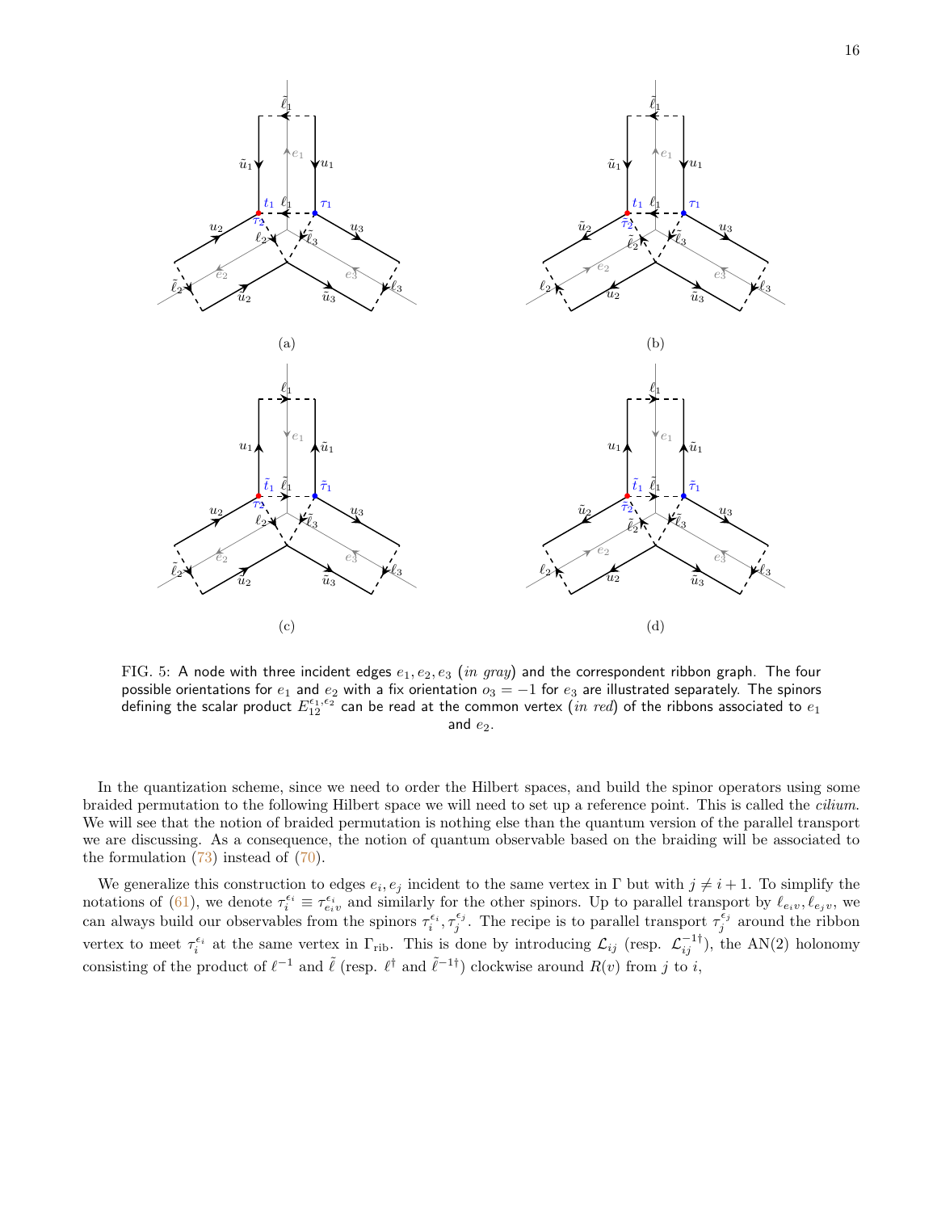FIG. 5: A node with three incident edges $e_1, e_2, e_3$ (*in gray*) and the correspondent ribbon graph. The four possible orientations for $e_1$ and $e_2$ with a fix orientation $o_3 = -1$ for $e_3$ are illustrated separately. The spinors defining the scalar product $E_{12}^{\epsilon_1,\epsilon_2}$ can be read at the common vertex (*in red*) of the ribbons associated to $e_1$ and $e_2$.

In the quantization scheme, since we need to order the Hilbert spaces, and build the spinor operators using some braided permutation to the following Hilbert space we will need to set up a reference point. This is called the *cilium*. We will see that the notion of braided permutation is nothing else than the quantum version of the parallel transport we are discussing. As a consequence, the notion of quantum observable based on the braiding will be associated to the formulation (73) instead of (70).

We generalize this construction to edges $e_i, e_j$ incident to the same vertex in $\Gamma$ but with $j \neq i+1$. To simplify the notations of (61), we denote $\tau_i^{\epsilon_i} \equiv \tau_{e_i v}^{\epsilon_i}$ and similarly for the other spinors. Up to parallel transport by $\ell_{e_i v}, \ell_{e_j v}$, we can always build our observables from the spinors $\tau_i^{\epsilon_i}, \tau_j^{\epsilon_j}$. The recipe is to parallel transport $\tau_j^{\epsilon_j}$ around the ribbon vertex to meet $\tau_i^{\epsilon_i}$ at the same vertex in $\Gamma_{\text{rib}}$. This is done by introducing $\mathcal{L}_{ij}$ (resp. $\mathcal{L}_{ij}^{-1\dagger}$), the AN(2) holonomy consisting of the product of $\ell^{-1}$ and $\tilde{\ell}$ (resp. $\ell^{\dagger}$ and $\tilde{\ell}^{-1\dagger}$) clockwise around $R(v)$ from $j$ to $i$,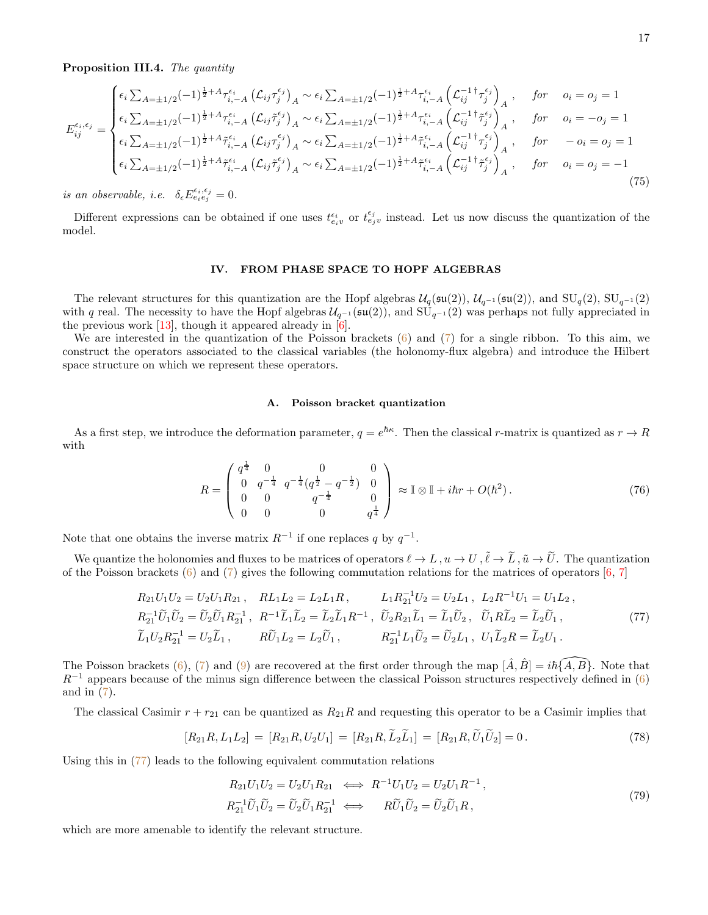**Proposition III.4.** *The quantity*

$$
E_{ij}^{\epsilon_i,\epsilon_j} = \begin{cases}
\epsilon_i \sum_{A=\pm 1/2} (-1)^{\frac{1}{2}+A} \tau_{i,-A}^{\epsilon_i} \left(\mathcal{L}_{ij} \tau_j^{\epsilon_j}\right)_A \sim \epsilon_i \sum_{A=\pm 1/2} (-1)^{\frac{1}{2}+A} \tau_{i,-A}^{\epsilon_i} \left(\mathcal{L}_{ij}^{-1\,\dagger} \tau_j^{\epsilon_j}\right)_A \,, & \text{for} \quad o_i = o_j = 1 \\
\epsilon_i \sum_{A=\pm 1/2} (-1)^{\frac{1}{2}+A} \tau_{i,-A}^{\epsilon_i} \left(\mathcal{L}_{ij} \tilde{\tau}_j^{\epsilon_j}\right)_A \sim \epsilon_i \sum_{A=\pm 1/2} (-1)^{\frac{1}{2}+A} \tau_{i,-A}^{\epsilon_i} \left(\mathcal{L}_{ij}^{-1\,\dagger} \tilde{\tau}_j^{\epsilon_j}\right)_A \,, & \text{for} \quad o_i = -o_j = 1 \\
\epsilon_i \sum_{A=\pm 1/2} (-1)^{\frac{1}{2}+A} \tilde{\tau}_{i,-A}^{\epsilon_i} \left(\mathcal{L}_{ij} \tau_j^{\epsilon_j}\right)_A \sim \epsilon_i \sum_{A=\pm 1/2} (-1)^{\frac{1}{2}+A} \tilde{\tau}_{i,-A}^{\epsilon_i} \left(\mathcal{L}_{ij}^{-1\,\dagger} \tau_j^{\epsilon_j}\right)_A \,, & \text{for} \quad -o_i = o_j = 1 \\
\epsilon_i \sum_{A=\pm 1/2} (-1)^{\frac{1}{2}+A} \tilde{\tau}_{i,-A}^{\epsilon_i} \left(\mathcal{L}_{ij} \tilde{\tau}_j^{\epsilon_j}\right)_A \sim \epsilon_i \sum_{A=\pm 1/2} (-1)^{\frac{1}{2}+A} \tilde{\tau}_{i,-A}^{\epsilon_i} \left(\mathcal{L}_{ij}^{-1\,\dagger} \tilde{\tau}_j^{\epsilon_j}\right)_A \,, & \text{for} \quad o_i = o_j = -1
\end{cases}
\tag{75}
$$

*is an observable, i.e.* $\delta_\epsilon E_{e_i e_j}^{\epsilon_i,\epsilon_j} = 0$.

Different expressions can be obtained if one uses $t_{e_i v}^{\epsilon_i}$ or $t_{e_j v}^{\epsilon_j}$ instead. Let us now discuss the quantization of the model.

## IV. FROM PHASE SPACE TO HOPF ALGEBRAS

The relevant structures for this quantization are the Hopf algebras $\mathcal{U}_q(\mathfrak{su}(2))$, $\mathcal{U}_{q^{-1}}(\mathfrak{su}(2))$, and $\mathrm{SU}_q(2)$, $\mathrm{SU}_{q^{-1}}(2)$ with $q$ real. The necessity to have the Hopf algebras $\mathcal{U}_{q^{-1}}(\mathfrak{su}(2))$, and $\mathrm{SU}_{q^{-1}}(2)$ was perhaps not fully appreciated in the previous work [13], though it appeared already in [6].

We are interested in the quantization of the Poisson brackets (6) and (7) for a single ribbon. To this aim, we construct the operators associated to the classical variables (the holonomy-flux algebra) and introduce the Hilbert space structure on which we represent these operators.

### A. Poisson bracket quantization

As a first step, we introduce the deformation parameter, $q = e^{\hbar\kappa}$. Then the classical $r$-matrix is quantized as $r \to R$ with

$$
R = \begin{pmatrix} q^{\frac{1}{4}} & 0 & 0 & 0 \\ 0 & q^{-\frac{1}{4}} & q^{-\frac{1}{4}}(q^{\frac{1}{2}} - q^{-\frac{1}{2}}) & 0 \\ 0 & 0 & q^{-\frac{1}{4}} & 0 \\ 0 & 0 & 0 & q^{\frac{1}{4}} \end{pmatrix} \approx \mathbb{I} \otimes \mathbb{I} + i\hbar r + O(\hbar^2) \,. \tag{76}
$$

Note that one obtains the inverse matrix $R^{-1}$ if one replaces $q$ by $q^{-1}$.

We quantize the holonomies and fluxes to be matrices of operators $\ell \to L\,, u \to U\,, \tilde{\ell} \to \widetilde{L}\,, \tilde{u} \to \widetilde{U}$. The quantization of the Poisson brackets (6) and (7) gives the following commutation relations for the matrices of operators [6, 7]

$$
\begin{aligned}
&R_{21} U_1 U_2 = U_2 U_1 R_{21}\,, \quad R L_1 L_2 = L_2 L_1 R\,, \qquad L_1 R_{21}^{-1} U_2 = U_2 L_1\,, \;\; L_2 R^{-1} U_1 = U_1 L_2\,, \\
&R_{21}^{-1} \widetilde{U}_1 \widetilde{U}_2 = \widetilde{U}_2 \widetilde{U}_1 R_{21}^{-1}\,, \;\; R^{-1} \widetilde{L}_1 \widetilde{L}_2 = \widetilde{L}_2 \widetilde{L}_1 R^{-1}\,, \;\; \widetilde{U}_2 R_{21} \widetilde{L}_1 = \widetilde{L}_1 \widetilde{U}_2\,, \;\; \widetilde{U}_1 R \widetilde{L}_2 = \widetilde{L}_2 \widetilde{U}_1\,, \\
&\widetilde{L}_1 U_2 R_{21}^{-1} = U_2 \widetilde{L}_1\,, \qquad R \widetilde{U}_1 L_2 = L_2 \widetilde{U}_1\,, \qquad R_{21}^{-1} L_1 \widetilde{U}_2 = \widetilde{U}_2 L_1\,, \;\; U_1 \widetilde{L}_2 R = \widetilde{L}_2 U_1\,.
\end{aligned}
\tag{77}
$$

The Poisson brackets (6), (7) and (9) are recovered at the first order through the map $[\hat{A}, \hat{B}] = i\hbar\widehat{\{A, B\}}$. Note that $R^{-1}$ appears because of the minus sign difference between the classical Poisson structures respectively defined in (6) and in (7).

The classical Casimir $r + r_{21}$ can be quantized as $R_{21}R$ and requesting this operator to be a Casimir implies that

$$
[R_{21}R, L_1 L_2] \,=\, [R_{21}R, U_2 U_1] \,=\, [R_{21}R, \widetilde{L}_2 \widetilde{L}_1] \,=\, [R_{21}R, \widetilde{U}_1 \widetilde{U}_2] = 0\,. \tag{78}
$$

Using this in (77) leads to the following equivalent commutation relations

$$
\begin{aligned}
R_{21} U_1 U_2 = U_2 U_1 R_{21} \;\iff\; R^{-1} U_1 U_2 = U_2 U_1 R^{-1}\,, \\
R_{21}^{-1} \widetilde{U}_1 \widetilde{U}_2 = \widetilde{U}_2 \widetilde{U}_1 R_{21}^{-1} \;\iff\; \quad R \widetilde{U}_1 \widetilde{U}_2 = \widetilde{U}_2 \widetilde{U}_1 R\,,
\end{aligned}
\tag{79}
$$

which are more amenable to identify the relevant structure.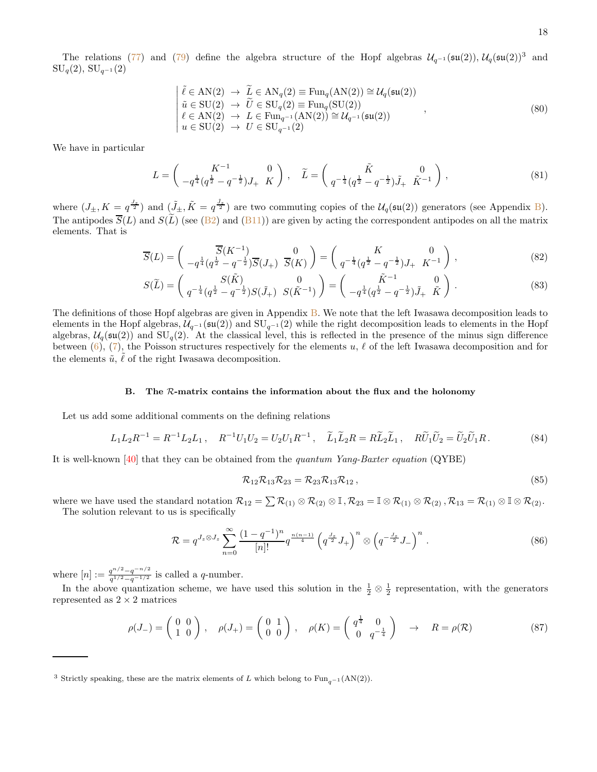The relations (77) and (79) define the algebra structure of the Hopf algebras $\mathcal{U}_{q^{-1}}(\mathfrak{su}(2)), \mathcal{U}_q(\mathfrak{su}(2))$[3] and $\mathrm{SU}_q(2)$, $\mathrm{SU}_{q^{-1}}(2)$

$$
\left| \begin{array}{l}
\tilde{\ell} \in \mathrm{AN}(2) \;\to\; \widetilde{L} \in \mathrm{AN}_q(2) \equiv \mathrm{Fun}_q(\mathrm{AN}(2)) \cong \mathcal{U}_q(\mathfrak{su}(2)) \\
\tilde{u} \in \mathrm{SU}(2) \;\to\; \widetilde{U} \in \mathrm{SU}_q(2) \equiv \mathrm{Fun}_q(\mathrm{SU}(2)) \\
\ell \in \mathrm{AN}(2) \;\to\; L \in \mathrm{Fun}_{q^{-1}}(\mathrm{AN}(2)) \cong \mathcal{U}_{q^{-1}}(\mathfrak{su}(2)) \\
u \in \mathrm{SU}(2) \;\to\; U \in \mathrm{SU}_{q^{-1}}(2)
\end{array} \right. , \tag{80}
$$

We have in particular

$$
L = \begin{pmatrix} K^{-1} & 0 \\ -q^{\frac{1}{4}}(q^{\frac{1}{2}} - q^{-\frac{1}{2}})J_+ & K \end{pmatrix}, \quad \widetilde{L} = \begin{pmatrix} \tilde{K} & 0 \\ q^{-\frac{1}{4}}(q^{\frac{1}{2}} - q^{-\frac{1}{2}})\tilde{J}_+ & \tilde{K}^{-1} \end{pmatrix}, \tag{81}
$$

where $(J_\pm, K = q^{\frac{J_z}{2}})$ and $(\tilde{J}_\pm, \tilde{K} = q^{\frac{\tilde{J}_z}{2}})$ are two commuting copies of the $\mathcal{U}_q(\mathfrak{su}(2))$ generators (see Appendix B). The antipodes $\overline{S}(L)$ and $S(\widetilde{L})$ (see (B2) and (B11)) are given by acting the correspondent antipodes on all the matrix elements. That is

$$
\overline{S}(L) = \begin{pmatrix} \overline{S}(K^{-1}) & 0 \\ -q^{\frac{1}{4}}(q^{\frac{1}{2}} - q^{-\frac{1}{2}})\overline{S}(J_+) & \overline{S}(K) \end{pmatrix} = \begin{pmatrix} K & 0 \\ q^{-\frac{1}{4}}(q^{\frac{1}{2}} - q^{-\frac{1}{2}})J_+ & K^{-1} \end{pmatrix}, \tag{82}
$$

$$
S(\widetilde{L}) = \begin{pmatrix} S(\tilde{K}) & 0 \\ q^{-\frac{1}{4}}(q^{\frac{1}{2}} - q^{-\frac{1}{2}})S(\tilde{J}_+) & S(\tilde{K}^{-1}) \end{pmatrix} = \begin{pmatrix} \tilde{K}^{-1} & 0 \\ -q^{\frac{1}{4}}(q^{\frac{1}{2}} - q^{-\frac{1}{2}})\tilde{J}_+ & \tilde{K} \end{pmatrix}. \tag{83}
$$

The definitions of those Hopf algebras are given in Appendix B. We note that the left Iwasawa decomposition leads to elements in the Hopf algebras, $\mathcal{U}_{q^{-1}}(\mathfrak{su}(2))$ and $\mathrm{SU}_{q^{-1}}(2)$ while the right decomposition leads to elements in the Hopf algebras, $\mathcal{U}_q(\mathfrak{su}(2))$ and $\mathrm{SU}_q(2)$. At the classical level, this is reflected in the presence of the minus sign difference between (6), (7), the Poisson structures respectively for the elements $u$, $\ell$ of the left Iwasawa decomposition and for the elements $\tilde{u}$, $\tilde{\ell}$ of the right Iwasawa decomposition.

### B. The $\mathcal{R}$-matrix contains the information about the flux and the holonomy

Let us add some additional comments on the defining relations

$$
L_1 L_2 R^{-1} = R^{-1} L_2 L_1, \quad R^{-1} U_1 U_2 = U_2 U_1 R^{-1}, \quad \widetilde{L}_1 \widetilde{L}_2 R = R \widetilde{L}_2 \widetilde{L}_1, \quad R \widetilde{U}_1 \widetilde{U}_2 = \widetilde{U}_2 \widetilde{U}_1 R. \tag{84}
$$

It is well-known [40] that they can be obtained from the *quantum Yang-Baxter equation* (QYBE)

$$
\mathcal{R}_{12}\mathcal{R}_{13}\mathcal{R}_{23} = \mathcal{R}_{23}\mathcal{R}_{13}\mathcal{R}_{12}, \tag{85}
$$

where we have used the standard notation $\mathcal{R}_{12} = \sum \mathcal{R}_{(1)} \otimes \mathcal{R}_{(2)} \otimes \mathbb{I}, \mathcal{R}_{23} = \mathbb{I} \otimes \mathcal{R}_{(1)} \otimes \mathcal{R}_{(2)}, \mathcal{R}_{13} = \mathcal{R}_{(1)} \otimes \mathbb{I} \otimes \mathcal{R}_{(2)}$.

The solution relevant to us is specifically

$$
\mathcal{R} = q^{J_z \otimes J_z} \sum_{n=0}^{\infty} \frac{(1-q^{-1})^n}{[n]!} q^{\frac{n(n-1)}{4}} \left(q^{\frac{J_z}{2}} J_+\right)^n \otimes \left(q^{-\frac{J_z}{2}} J_-\right)^n. \tag{86}
$$

where $[n] := \frac{q^{n/2} - q^{-n/2}}{q^{1/2} - q^{-1/2}}$ is called a $q$-number.

In the above quantization scheme, we have used this solution in the $\frac{1}{2} \otimes \frac{1}{2}$ representation, with the generators represented as $2 \times 2$ matrices

$$
\rho(J_-) = \begin{pmatrix} 0 & 0 \\ 1 & 0 \end{pmatrix}, \quad \rho(J_+) = \begin{pmatrix} 0 & 1 \\ 0 & 0 \end{pmatrix}, \quad \rho(K) = \begin{pmatrix} q^{\frac{1}{4}} & 0 \\ 0 & q^{-\frac{1}{4}} \end{pmatrix} \quad \to \quad R = \rho(\mathcal{R}) \tag{87}
$$

---

[3] Strictly speaking, these are the matrix elements of $L$ which belong to $\mathrm{Fun}_{q^{-1}}(\mathrm{AN}(2))$.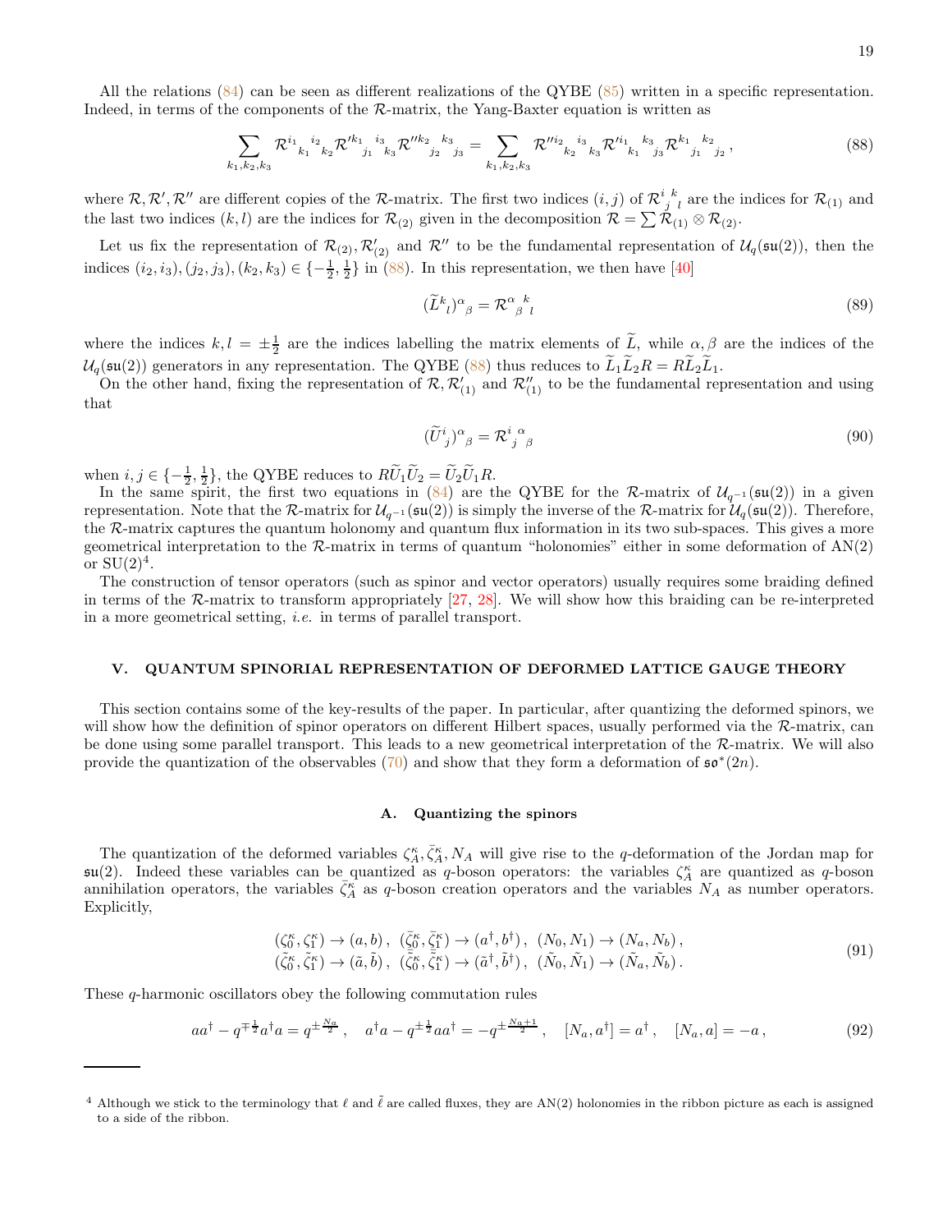All the relations (84) can be seen as different realizations of the QYBE (85) written in a specific representation. Indeed, in terms of the components of the $\mathcal{R}$-matrix, the Yang-Baxter equation is written as

$$\sum_{k_1,k_2,k_3} \mathcal{R}^{i_1}{}_{k_1}{}^{i_2}{}_{k_2} \mathcal{R}'^{k_1}{}_{j_1}{}^{i_3}{}_{k_3} \mathcal{R}''^{k_2}{}_{j_2}{}^{k_3}{}_{j_3} = \sum_{k_1,k_2,k_3} \mathcal{R}''^{i_2}{}_{k_2}{}^{i_3}{}_{k_3} \mathcal{R}'^{i_1}{}_{k_1}{}^{k_3}{}_{j_3} \mathcal{R}^{k_1}{}_{j_1}{}^{k_2}{}_{j_2} \,, \tag{88}$$

where $\mathcal{R}, \mathcal{R}', \mathcal{R}''$ are different copies of the $\mathcal{R}$-matrix. The first two indices $(i,j)$ of $\mathcal{R}^{i}{}_{j}{}^{k}{}_{l}$ are the indices for $\mathcal{R}_{(1)}$ and the last two indices $(k,l)$ are the indices for $\mathcal{R}_{(2)}$ given in the decomposition $\mathcal{R} = \sum \mathcal{R}_{(1)} \otimes \mathcal{R}_{(2)}$.

Let us fix the representation of $\mathcal{R}_{(2)}, \mathcal{R}'_{(2)}$ and $\mathcal{R}''$ to be the fundamental representation of $\mathcal{U}_q(\mathfrak{su}(2))$, then the indices $(i_2,i_3),(j_2,j_3),(k_2,k_3) \in \{-\frac{1}{2},\frac{1}{2}\}$ in (88). In this representation, we then have [40]

$$(\widetilde{L}^{k}{}_{l})^{\alpha}{}_{\beta} = \mathcal{R}^{\alpha}{}_{\beta}{}^{k}{}_{l} \tag{89}$$

where the indices $k,l = \pm\frac{1}{2}$ are the indices labelling the matrix elements of $\widetilde{L}$, while $\alpha,\beta$ are the indices of the $\mathcal{U}_q(\mathfrak{su}(2))$ generators in any representation. The QYBE (88) thus reduces to $\widetilde{L}_1\widetilde{L}_2R = R\widetilde{L}_2\widetilde{L}_1$.

On the other hand, fixing the representation of $\mathcal{R}, \mathcal{R}'_{(1)}$ and $\mathcal{R}''_{(1)}$ to be the fundamental representation and using that

$$(\widetilde{U}^{i}{}_{j})^{\alpha}{}_{\beta} = \mathcal{R}^{i}{}_{j}{}^{\alpha}{}_{\beta} \tag{90}$$

when $i,j \in \{-\frac{1}{2},\frac{1}{2}\}$, the QYBE reduces to $R\widetilde{U}_1\widetilde{U}_2 = \widetilde{U}_2\widetilde{U}_1R$.

In the same spirit, the first two equations in (84) are the QYBE for the $\mathcal{R}$-matrix of $\mathcal{U}_{q^{-1}}(\mathfrak{su}(2))$ in a given representation. Note that the $\mathcal{R}$-matrix for $\mathcal{U}_{q^{-1}}(\mathfrak{su}(2))$ is simply the inverse of the $\mathcal{R}$-matrix for $\mathcal{U}_q(\mathfrak{su}(2))$. Therefore, the $\mathcal{R}$-matrix captures the quantum holonomy and quantum flux information in its two sub-spaces. This gives a more geometrical interpretation to the $\mathcal{R}$-matrix in terms of quantum "holonomies" either in some deformation of $\mathrm{AN}(2)$ or $\mathrm{SU}(2)$[4].

The construction of tensor operators (such as spinor and vector operators) usually requires some braiding defined in terms of the $\mathcal{R}$-matrix to transform appropriately [27, 28]. We will show how this braiding can be re-interpreted in a more geometrical setting, *i.e.* in terms of parallel transport.

## V. QUANTUM SPINORIAL REPRESENTATION OF DEFORMED LATTICE GAUGE THEORY

This section contains some of the key-results of the paper. In particular, after quantizing the deformed spinors, we will show how the definition of spinor operators on different Hilbert spaces, usually performed via the $\mathcal{R}$-matrix, can be done using some parallel transport. This leads to a new geometrical interpretation of the $\mathcal{R}$-matrix. We will also provide the quantization of the observables (70) and show that they form a deformation of $\mathfrak{so}^*(2n)$.

### A. Quantizing the spinors

The quantization of the deformed variables $\zeta^\kappa_A, \bar{\zeta}^\kappa_A, N_A$ will give rise to the $q$-deformation of the Jordan map for $\mathfrak{su}(2)$. Indeed these variables can be quantized as $q$-boson operators: the variables $\zeta^\kappa_A$ are quantized as $q$-boson annihilation operators, the variables $\bar{\zeta}^\kappa_A$ as $q$-boson creation operators and the variables $N_A$ as number operators. Explicitly,

$$\begin{aligned}
&(\zeta^\kappa_0, \zeta^\kappa_1) \to (a, b)\,,\ \ (\bar{\zeta}^\kappa_0, \bar{\zeta}^\kappa_1) \to (a^\dagger, b^\dagger)\,,\ \ (N_0, N_1) \to (N_a, N_b)\,,\\
&(\tilde{\zeta}^\kappa_0, \tilde{\zeta}^\kappa_1) \to (\tilde{a}, \tilde{b})\,,\ \ (\bar{\tilde{\zeta}}^\kappa_0, \bar{\tilde{\zeta}}^\kappa_1) \to (\tilde{a}^\dagger, \tilde{b}^\dagger)\,,\ \ (\tilde{N}_0, \tilde{N}_1) \to (\tilde{N}_a, \tilde{N}_b)\,.
\end{aligned} \tag{91}$$

These $q$-harmonic oscillators obey the following commutation rules

$$aa^\dagger - q^{\mp\frac{1}{2}}a^\dagger a = q^{\pm\frac{N_a}{2}}\,, \quad a^\dagger a - q^{\pm\frac{1}{2}}aa^\dagger = -q^{\pm\frac{N_a+1}{2}}\,, \quad [N_a, a^\dagger] = a^\dagger\,, \quad [N_a, a] = -a\,, \tag{92}$$

---

[4] Although we stick to the terminology that $\ell$ and $\tilde{\ell}$ are called fluxes, they are $\mathrm{AN}(2)$ holonomies in the ribbon picture as each is assigned to a side of the ribbon.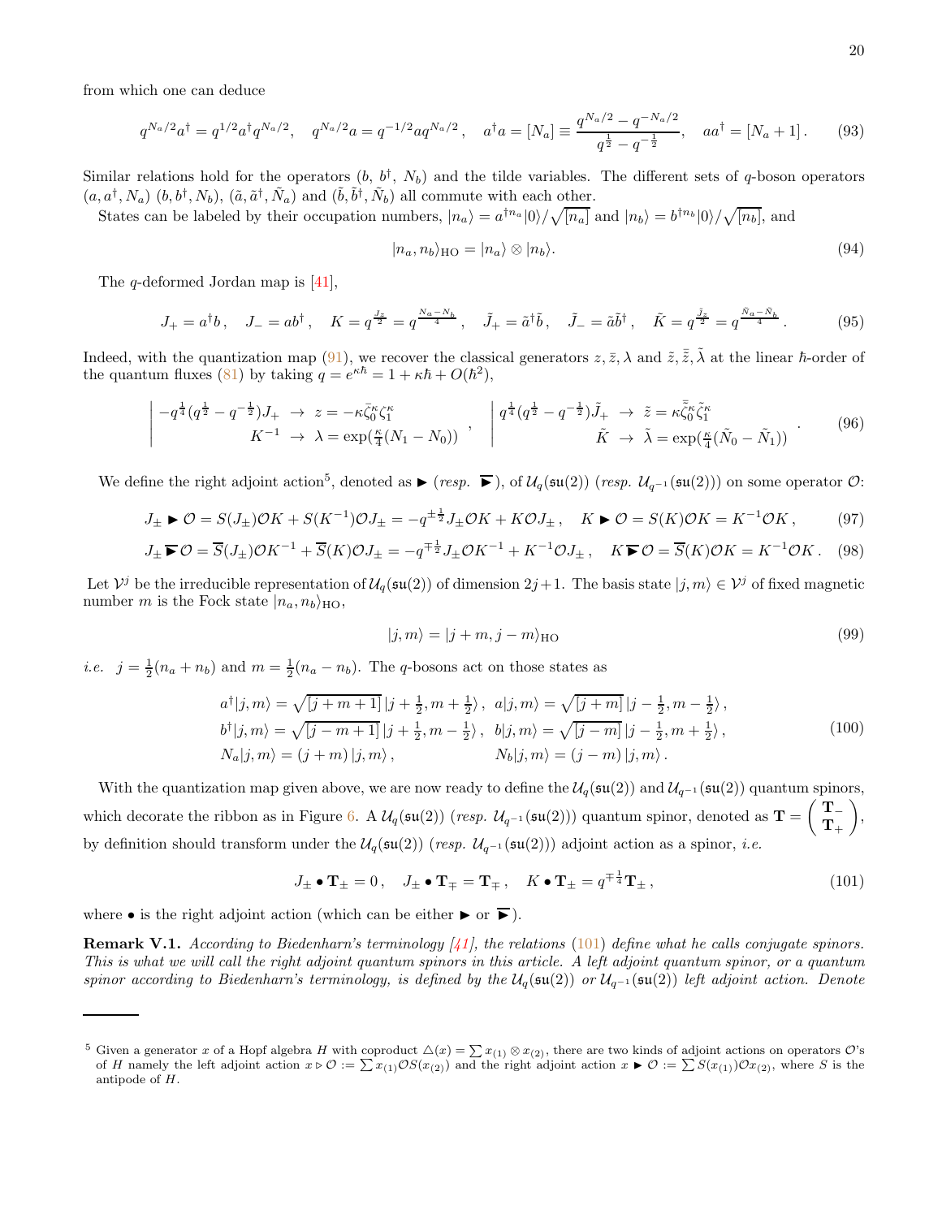from which one can deduce

$$q^{N_a/2}a^\dagger = q^{1/2}a^\dagger q^{N_a/2}, \quad q^{N_a/2}a = q^{-1/2}aq^{N_a/2}, \quad a^\dagger a = [N_a] \equiv \frac{q^{N_a/2}-q^{-N_a/2}}{q^{\frac12}-q^{-\frac12}}, \quad aa^\dagger = [N_a+1]\,. \tag{93}$$

Similar relations hold for the operators $(b,\, b^\dagger,\, N_b)$ and the tilde variables. The different sets of $q$-boson operators $(a, a^\dagger, N_a)$ $(b, b^\dagger, N_b)$, $(\tilde a, \tilde a^\dagger, \tilde N_a)$ and $(\tilde b, \tilde b^\dagger, \tilde N_b)$ all commute with each other.

States can be labeled by their occupation numbers, $|n_a\rangle = a^{\dagger n_a}|0\rangle/\sqrt{[n_a]}$ and $|n_b\rangle = b^{\dagger n_b}|0\rangle/\sqrt{[n_b]}$, and

$$|n_a, n_b\rangle_{\rm HO} = |n_a\rangle \otimes |n_b\rangle. \tag{94}$$

The $q$-deformed Jordan map is [41],

$$J_+ = a^\dagger b\,, \quad J_- = ab^\dagger\,, \quad K = q^{\frac{J_z}{2}} = q^{\frac{N_a-N_b}{4}}\,, \quad \tilde J_+ = \tilde a^\dagger \tilde b\,, \quad \tilde J_- = \tilde a\tilde b^\dagger\,, \quad \tilde K = q^{\frac{\tilde J_z}{2}} = q^{\frac{\tilde N_a - \tilde N_b}{4}}\,. \tag{95}$$

Indeed, with the quantization map (91), we recover the classical generators $z, \bar z, \lambda$ and $\tilde z, \bar{\tilde z}, \tilde\lambda$ at the linear $\hbar$-order of the quantum fluxes (81) by taking $q = e^{\kappa\hbar} = 1 + \kappa\hbar + O(\hbar^2)$,

$$\left|\begin{array}{rcl} -q^{\frac14}(q^{\frac12}-q^{-\frac12})J_+ & \to & z = -\kappa\bar\zeta_0^\kappa\zeta_1^\kappa \\ K^{-1} & \to & \lambda = \exp(\frac{\kappa}{4}(N_1 - N_0)) \end{array}\right. , \quad \left|\begin{array}{rcl} q^{\frac14}(q^{\frac12}-q^{-\frac12})\tilde J_+ & \to & \tilde z = \kappa\bar{\tilde\zeta}_0^\kappa\tilde\zeta_1^\kappa \\ \tilde K & \to & \tilde\lambda = \exp(\frac{\kappa}{4}(\tilde N_0 - \tilde N_1)) \end{array}\right. . \tag{96}$$

We define the right adjoint action[5], denoted as $\blacktriangleright$ (*resp.* $\overline{\blacktriangleright}$), of $\mathcal{U}_q(\mathfrak{su}(2))$ (*resp.* $\mathcal{U}_{q^{-1}}(\mathfrak{su}(2))$) on some operator $\mathcal{O}$:

$$J_\pm \blacktriangleright \mathcal{O} = S(J_\pm)\mathcal{O}K + S(K^{-1})\mathcal{O}J_\pm = -q^{\pm\frac12}J_\pm\mathcal{O}K + K\mathcal{O}J_\pm\,, \quad K \blacktriangleright \mathcal{O} = S(K)\mathcal{O}K = K^{-1}\mathcal{O}K\,, \tag{97}$$

$$J_\pm \overline{\blacktriangleright}\, \mathcal{O} = \overline{S}(J_\pm)\mathcal{O}K^{-1} + \overline{S}(K)\mathcal{O}J_\pm = -q^{\mp\frac12}J_\pm\mathcal{O}K^{-1} + K^{-1}\mathcal{O}J_\pm\,, \quad K \overline{\blacktriangleright}\, \mathcal{O} = \overline{S}(K)\mathcal{O}K = K^{-1}\mathcal{O}K\,. \tag{98}$$

Let $\mathcal{V}^j$ be the irreducible representation of $\mathcal{U}_q(\mathfrak{su}(2))$ of dimension $2j+1$. The basis state $|j,m\rangle \in \mathcal{V}^j$ of fixed magnetic number $m$ is the Fock state $|n_a, n_b\rangle_{\rm HO}$,

$$|j,m\rangle = |j+m, j-m\rangle_{\rm HO} \tag{99}$$

*i.e.* $j = \frac12(n_a+n_b)$ and $m = \frac12(n_a - n_b)$. The $q$-bosons act on those states as

$$\begin{aligned} a^\dagger|j,m\rangle &= \sqrt{[j+m+1]}\,|j+\tfrac12, m+\tfrac12\rangle\,, & a|j,m\rangle &= \sqrt{[j+m]}\,|j-\tfrac12, m-\tfrac12\rangle\,, \\ b^\dagger|j,m\rangle &= \sqrt{[j-m+1]}\,|j+\tfrac12, m-\tfrac12\rangle\,, & b|j,m\rangle &= \sqrt{[j-m]}\,|j-\tfrac12, m+\tfrac12\rangle\,, \\ N_a|j,m\rangle &= (j+m)\,|j,m\rangle\,, & N_b|j,m\rangle &= (j-m)\,|j,m\rangle\,. \end{aligned} \tag{100}$$

With the quantization map given above, we are now ready to define the $\mathcal{U}_q(\mathfrak{su}(2))$ and $\mathcal{U}_{q^{-1}}(\mathfrak{su}(2))$ quantum spinors, which decorate the ribbon as in Figure 6. A $\mathcal{U}_q(\mathfrak{su}(2))$ (*resp.* $\mathcal{U}_{q^{-1}}(\mathfrak{su}(2))$) quantum spinor, denoted as $\mathbf{T} = \begin{pmatrix} \mathbf{T}_- \\ \mathbf{T}_+ \end{pmatrix}$, by definition should transform under the $\mathcal{U}_q(\mathfrak{su}(2))$ (*resp.* $\mathcal{U}_{q^{-1}}(\mathfrak{su}(2))$) adjoint action as a spinor, *i.e.*

$$J_\pm \bullet \mathbf{T}_\pm = 0\,, \quad J_\pm \bullet \mathbf{T}_\mp = \mathbf{T}_\mp\,, \quad K \bullet \mathbf{T}_\pm = q^{\mp\frac14}\mathbf{T}_\pm\,, \tag{101}$$

where $\bullet$ is the right adjoint action (which can be either $\blacktriangleright$ or $\overline{\blacktriangleright}$).

**Remark V.1.** *According to Biedenharn's terminology [41], the relations (101) define what he calls conjugate spinors. This is what we will call the right adjoint quantum spinors in this article. A left adjoint quantum spinor, or a quantum spinor according to Biedenharn's terminology, is defined by the $\mathcal{U}_q(\mathfrak{su}(2))$ or $\mathcal{U}_{q^{-1}}(\mathfrak{su}(2))$ left adjoint action. Denote*

---

[5] Given a generator $x$ of a Hopf algebra $H$ with coproduct $\triangle(x) = \sum x_{(1)} \otimes x_{(2)}$, there are two kinds of adjoint actions on operators $\mathcal{O}$'s of $H$ namely the left adjoint action $x \triangleright \mathcal{O} := \sum x_{(1)}\mathcal{O}S(x_{(2)})$ and the right adjoint action $x \blacktriangleright \mathcal{O} := \sum S(x_{(1)})\mathcal{O}x_{(2)}$, where $S$ is the antipode of $H$.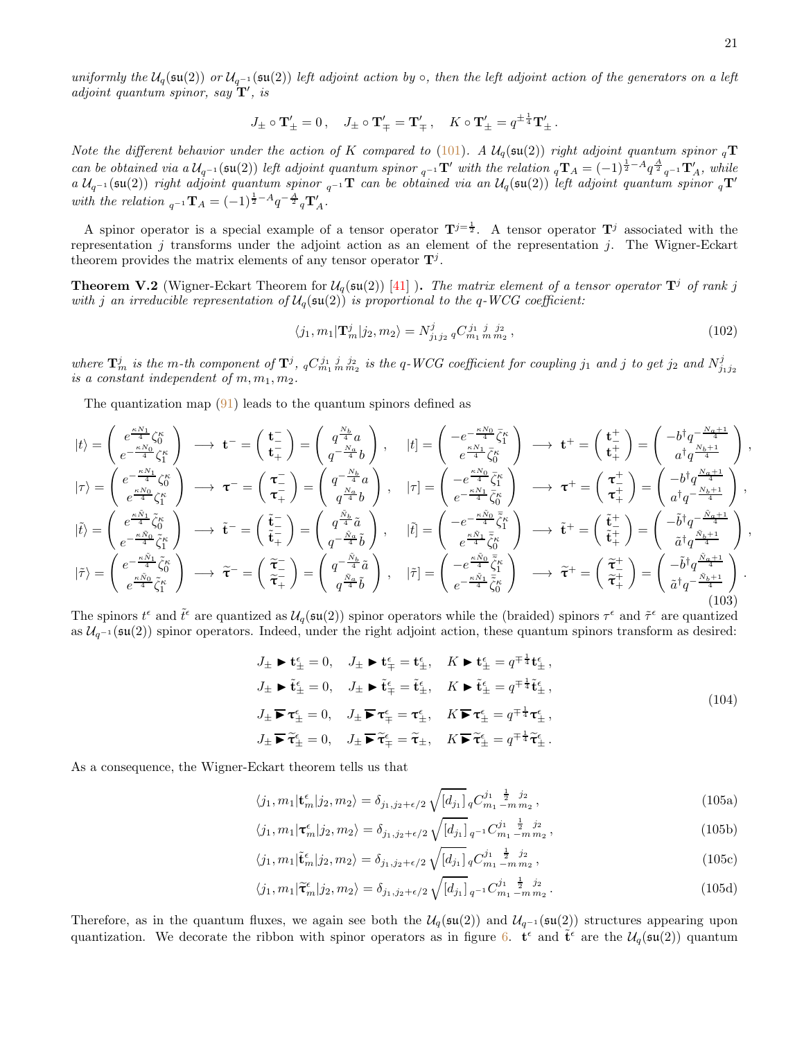*uniformly the $\mathcal{U}_q(\mathfrak{su}(2))$ or $\mathcal{U}_{q^{-1}}(\mathfrak{su}(2))$ left adjoint action by $\circ$, then the left adjoint action of the generators on a left adjoint quantum spinor, say $\mathbf{T}'$, is*

$$J_\pm \circ \mathbf{T}'_\pm = 0\,, \quad J_\pm \circ \mathbf{T}'_\mp = \mathbf{T}'_\mp\,, \quad K \circ \mathbf{T}'_\pm = q^{\pm\frac{1}{4}}\mathbf{T}'_\pm\,.$$

*Note the different behavior under the action of $K$ compared to (101). A $\mathcal{U}_q(\mathfrak{su}(2))$ right adjoint quantum spinor ${}_q\mathbf{T}$ can be obtained via a $\mathcal{U}_{q^{-1}}(\mathfrak{su}(2))$ left adjoint quantum spinor ${}_{q^{-1}}\mathbf{T}'$ with the relation ${}_q\mathbf{T}_A = (-1)^{\frac{1}{2}-A}q^{\frac{A}{2}}{}_{q^{-1}}\mathbf{T}'_A$, while a $\mathcal{U}_{q^{-1}}(\mathfrak{su}(2))$ right adjoint quantum spinor ${}_{q^{-1}}\mathbf{T}$ can be obtained via an $\mathcal{U}_q(\mathfrak{su}(2))$ left adjoint quantum spinor ${}_q\mathbf{T}'$ with the relation ${}_{q^{-1}}\mathbf{T}_A = (-1)^{\frac{1}{2}-A}q^{-\frac{A}{2}}{}_q\mathbf{T}'_A$.*

A spinor operator is a special example of a tensor operator $\mathbf{T}^{j=\frac{1}{2}}$. A tensor operator $\mathbf{T}^j$ associated with the representation $j$ transforms under the adjoint action as an element of the representation $j$. The Wigner-Eckart theorem provides the matrix elements of any tensor operator $\mathbf{T}^j$.

**Theorem V.2** (Wigner-Eckart Theorem for $\mathcal{U}_q(\mathfrak{su}(2))$ [41] )**.** *The matrix element of a tensor operator $\mathbf{T}^j$ of rank $j$ with $j$ an irreducible representation of $\mathcal{U}_q(\mathfrak{su}(2))$ is proportional to the q-WCG coefficient:*

$$\langle j_1, m_1|\mathbf{T}^j_m|j_2, m_2\rangle = N^j_{j_1 j_2}\, {}_qC^{j_1\; j\; j_2}_{m_1\, m\, m_2}\,, \tag{102}$$

*where $\mathbf{T}^j_m$ is the $m$-th component of $\mathbf{T}^j$, ${}_qC^{j_1\; j\; j_2}_{m_1\, m\, m_2}$ is the q-WCG coefficient for coupling $j_1$ and $j$ to get $j_2$ and $N^j_{j_1 j_2}$ is a constant independent of $m, m_1, m_2$.*

The quantization map (91) leads to the quantum spinors defined as

$$\begin{aligned}
&|t\rangle = \begin{pmatrix} e^{\frac{\kappa N_1}{4}}\zeta_0^\kappa \\ e^{-\frac{\kappa N_0}{4}}\zeta_1^\kappa \end{pmatrix} \longrightarrow \mathbf{t}^- = \begin{pmatrix} \mathbf{t}^-_- \\ \mathbf{t}^-_+ \end{pmatrix} = \begin{pmatrix} q^{\frac{N_b}{4}}a \\ q^{-\frac{N_a}{4}}b \end{pmatrix}, \quad |t] = \begin{pmatrix} -e^{-\frac{\kappa N_0}{4}}\bar{\zeta}_1^\kappa \\ e^{\frac{\kappa N_1}{4}}\bar{\zeta}_0^\kappa \end{pmatrix} \longrightarrow \mathbf{t}^+ = \begin{pmatrix} \mathbf{t}^+_- \\ \mathbf{t}^+_+ \end{pmatrix} = \begin{pmatrix} -b^\dagger q^{-\frac{N_a+1}{4}} \\ a^\dagger q^{\frac{N_b+1}{4}} \end{pmatrix}, \\
&|\tau\rangle = \begin{pmatrix} e^{-\frac{\kappa N_1}{4}}\zeta_0^\kappa \\ e^{\frac{\kappa N_0}{4}}\zeta_1^\kappa \end{pmatrix} \longrightarrow \boldsymbol{\tau}^- = \begin{pmatrix} \boldsymbol{\tau}^-_- \\ \boldsymbol{\tau}^-_+ \end{pmatrix} = \begin{pmatrix} q^{-\frac{N_b}{4}}a \\ q^{\frac{N_a}{4}}b \end{pmatrix}, \quad |\tau] = \begin{pmatrix} -e^{\frac{\kappa N_0}{4}}\bar{\zeta}_1^\kappa \\ e^{-\frac{\kappa N_1}{4}}\bar{\zeta}_0^\kappa \end{pmatrix} \longrightarrow \boldsymbol{\tau}^+ = \begin{pmatrix} \boldsymbol{\tau}^+_- \\ \boldsymbol{\tau}^+_+ \end{pmatrix} = \begin{pmatrix} -b^\dagger q^{\frac{N_a+1}{4}} \\ a^\dagger q^{-\frac{N_b+1}{4}} \end{pmatrix}, \\
&|\tilde{t}\rangle = \begin{pmatrix} e^{\frac{\kappa \tilde{N}_1}{4}}\tilde{\zeta}_0^\kappa \\ e^{-\frac{\kappa \tilde{N}_0}{4}}\tilde{\zeta}_1^\kappa \end{pmatrix} \longrightarrow \tilde{\mathbf{t}}^- = \begin{pmatrix} \tilde{\mathbf{t}}^-_- \\ \tilde{\mathbf{t}}^-_+ \end{pmatrix} = \begin{pmatrix} q^{\frac{\tilde{N}_b}{4}}\tilde{a} \\ q^{-\frac{\tilde{N}_a}{4}}\tilde{b} \end{pmatrix}, \quad |\tilde{t}] = \begin{pmatrix} -e^{-\frac{\kappa \tilde{N}_0}{4}}\bar{\tilde{\zeta}}_1^\kappa \\ e^{\frac{\kappa \tilde{N}_1}{4}}\bar{\tilde{\zeta}}_0^\kappa \end{pmatrix} \longrightarrow \tilde{\mathbf{t}}^+ = \begin{pmatrix} \tilde{\mathbf{t}}^+_- \\ \tilde{\mathbf{t}}^+_+ \end{pmatrix} = \begin{pmatrix} -\tilde{b}^\dagger q^{-\frac{\tilde{N}_a+1}{4}} \\ \tilde{a}^\dagger q^{\frac{\tilde{N}_b+1}{4}} \end{pmatrix}, \\
&|\tilde{\tau}\rangle = \begin{pmatrix} e^{-\frac{\kappa \tilde{N}_1}{4}}\tilde{\zeta}_0^\kappa \\ e^{\frac{\kappa \tilde{N}_0}{4}}\tilde{\zeta}_1^\kappa \end{pmatrix} \longrightarrow \widetilde{\boldsymbol{\tau}}^- = \begin{pmatrix} \widetilde{\boldsymbol{\tau}}^-_- \\ \widetilde{\boldsymbol{\tau}}^-_+ \end{pmatrix} = \begin{pmatrix} q^{-\frac{\tilde{N}_b}{4}}\tilde{a} \\ q^{\frac{\tilde{N}_a}{4}}\tilde{b} \end{pmatrix}, \quad |\tilde{\tau}] = \begin{pmatrix} -e^{\frac{\kappa \tilde{N}_0}{4}}\bar{\tilde{\zeta}}_1^\kappa \\ e^{-\frac{\kappa \tilde{N}_1}{4}}\bar{\tilde{\zeta}}_0^\kappa \end{pmatrix} \longrightarrow \widetilde{\boldsymbol{\tau}}^+ = \begin{pmatrix} \widetilde{\boldsymbol{\tau}}^+_- \\ \widetilde{\boldsymbol{\tau}}^+_+ \end{pmatrix} = \begin{pmatrix} -\tilde{b}^\dagger q^{\frac{\tilde{N}_a+1}{4}} \\ \tilde{a}^\dagger q^{-\frac{\tilde{N}_b+1}{4}} \end{pmatrix}.
\end{aligned} \tag{103}$$

The spinors $t^\epsilon$ and $\tilde{t}^\epsilon$ are quantized as $\mathcal{U}_q(\mathfrak{su}(2))$ spinor operators while the (braided) spinors $\tau^\epsilon$ and $\tilde{\tau}^\epsilon$ are quantized as $\mathcal{U}_{q^{-1}}(\mathfrak{su}(2))$ spinor operators. Indeed, under the right adjoint action, these quantum spinors transform as desired:

$$\begin{aligned}
&J_\pm \blacktriangleright \mathbf{t}^\epsilon_\pm = 0, \quad J_\pm \blacktriangleright \mathbf{t}^\epsilon_\mp = \mathbf{t}^\epsilon_\pm, \quad K \blacktriangleright \mathbf{t}^\epsilon_\pm = q^{\mp\frac{1}{4}}\mathbf{t}^\epsilon_\pm\,, \\
&J_\pm \blacktriangleright \tilde{\mathbf{t}}^\epsilon_\pm = 0, \quad J_\pm \blacktriangleright \tilde{\mathbf{t}}^\epsilon_\mp = \tilde{\mathbf{t}}^\epsilon_\pm, \quad K \blacktriangleright \tilde{\mathbf{t}}^\epsilon_\pm = q^{\mp\frac{1}{4}}\tilde{\mathbf{t}}^\epsilon_\pm\,, \\
&J_\pm \,\overline{\blacktriangleright}\, \boldsymbol{\tau}^\epsilon_\pm = 0, \quad J_\pm \,\overline{\blacktriangleright}\, \boldsymbol{\tau}^\epsilon_\mp = \boldsymbol{\tau}^\epsilon_\pm, \quad K \,\overline{\blacktriangleright}\, \boldsymbol{\tau}^\epsilon_\pm = q^{\mp\frac{1}{4}}\boldsymbol{\tau}^\epsilon_\pm\,, \\
&J_\pm \,\overline{\blacktriangleright}\, \widetilde{\boldsymbol{\tau}}^\epsilon_\pm = 0, \quad J_\pm \,\overline{\blacktriangleright}\, \widetilde{\boldsymbol{\tau}}^\epsilon_\mp = \widetilde{\boldsymbol{\tau}}_\pm, \quad K \,\overline{\blacktriangleright}\, \widetilde{\boldsymbol{\tau}}^\epsilon_\pm = q^{\mp\frac{1}{4}}\widetilde{\boldsymbol{\tau}}^\epsilon_\pm\,.
\end{aligned} \tag{104}$$

As a consequence, the Wigner-Eckart theorem tells us that

$$\langle j_1, m_1|\mathbf{t}^\epsilon_m|j_2, m_2\rangle = \delta_{j_1, j_2+\epsilon/2}\sqrt{[d_{j_1}]}\, {}_qC^{j_1\; \frac{1}{2}\; j_2}_{m_1\, -m\, m_2}\,, \tag{105a}$$

$$\langle j_1, m_1|\boldsymbol{\tau}^\epsilon_m|j_2, m_2\rangle = \delta_{j_1, j_2+\epsilon/2}\sqrt{[d_{j_1}]}\, {}_{q^{-1}}C^{j_1\; \frac{1}{2}\; j_2}_{m_1\, -m\, m_2}\,, \tag{105b}$$

$$\langle j_1, m_1|\tilde{\mathbf{t}}^\epsilon_m|j_2, m_2\rangle = \delta_{j_1, j_2+\epsilon/2}\sqrt{[d_{j_1}]}\, {}_qC^{j_1\; \frac{1}{2}\; j_2}_{m_1\, -m\, m_2}\,, \tag{105c}$$

$$\langle j_1, m_1|\widetilde{\boldsymbol{\tau}}^\epsilon_m|j_2, m_2\rangle = \delta_{j_1, j_2+\epsilon/2}\sqrt{[d_{j_1}]}\, {}_{q^{-1}}C^{j_1\; \frac{1}{2}\; j_2}_{m_1\, -m\, m_2}\,. \tag{105d}$$

Therefore, as in the quantum fluxes, we again see both the $\mathcal{U}_q(\mathfrak{su}(2))$ and $\mathcal{U}_{q^{-1}}(\mathfrak{su}(2))$ structures appearing upon quantization. We decorate the ribbon with spinor operators as in figure 6. $\mathbf{t}^\epsilon$ and $\tilde{\mathbf{t}}^\epsilon$ are the $\mathcal{U}_q(\mathfrak{su}(2))$ quantum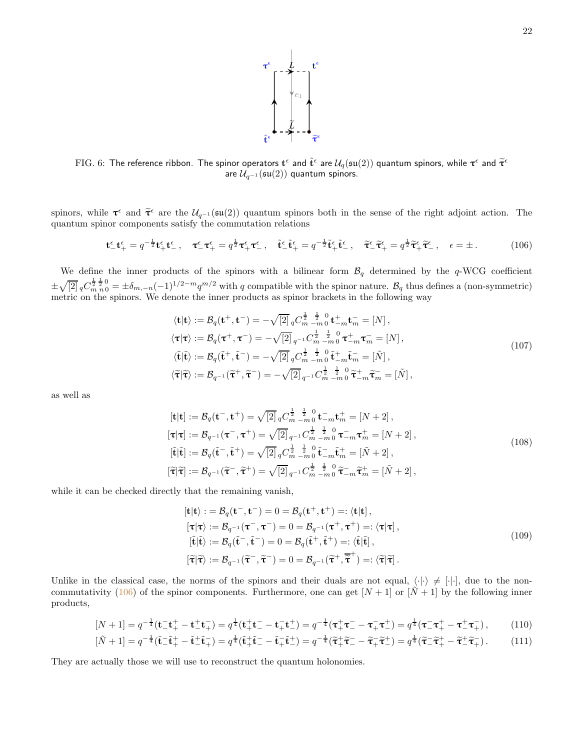FIG. 6: The reference ribbon. The spinor operators $\mathbf{t}^\epsilon$ and $\tilde{\mathbf{t}}^\epsilon$ are $\mathcal{U}_q(\mathfrak{su}(2))$ quantum spinors, while $\boldsymbol{\tau}^\epsilon$ and $\widetilde{\boldsymbol{\tau}}^\epsilon$ are $\mathcal{U}_{q^{-1}}(\mathfrak{su}(2))$ quantum spinors.

spinors, while $\boldsymbol{\tau}^\epsilon$ and $\widetilde{\boldsymbol{\tau}}^\epsilon$ are the $\mathcal{U}_{q^{-1}}(\mathfrak{su}(2))$ quantum spinors both in the sense of the right adjoint action. The quantum spinor components satisfy the commutation relations

$$\mathbf{t}^\epsilon_-\mathbf{t}^\epsilon_+ = q^{-\frac{1}{2}}\mathbf{t}^\epsilon_+\mathbf{t}^\epsilon_-\,,\quad \boldsymbol{\tau}^\epsilon_-\boldsymbol{\tau}^\epsilon_+ = q^{\frac{1}{2}}\boldsymbol{\tau}^\epsilon_+\boldsymbol{\tau}^\epsilon_-\,,\quad \tilde{\mathbf{t}}^\epsilon_-\tilde{\mathbf{t}}^\epsilon_+ = q^{-\frac{1}{2}}\tilde{\mathbf{t}}^\epsilon_+\tilde{\mathbf{t}}^\epsilon_-\,,\quad \widetilde{\boldsymbol{\tau}}^\epsilon_-\widetilde{\boldsymbol{\tau}}^\epsilon_+ = q^{\frac{1}{2}}\widetilde{\boldsymbol{\tau}}^\epsilon_+\widetilde{\boldsymbol{\tau}}^\epsilon_-\,,\quad \epsilon=\pm\,. \tag{106}$$

We define the inner products of the spinors with a bilinear form $\mathcal{B}_q$ determined by the $q$-WCG coefficient $\pm\sqrt{[2]}\,{}_qC^{\frac{1}{2}\,\frac{1}{2}\,0}_{m\,n\,0} = \pm\delta_{m,-n}(-1)^{1/2-m}q^{m/2}$ with $q$ compatible with the spinor nature. $\mathcal{B}_q$ thus defines a (non-symmetric) metric on the spinors. We denote the inner products as spinor brackets in the following way

$$\begin{aligned}
\langle \mathbf{t}|\mathbf{t}\rangle &:= \mathcal{B}_q(\mathbf{t}^+,\mathbf{t}^-) = -\sqrt{[2]}\,{}_qC^{\frac{1}{2}\,\frac{1}{2}\,0}_{m\,-m\,0}\,\mathbf{t}^+_{-m}\mathbf{t}^-_m = [N]\,,\\
\langle \boldsymbol{\tau}|\boldsymbol{\tau}\rangle &:= \mathcal{B}_q(\boldsymbol{\tau}^+,\boldsymbol{\tau}^-) = -\sqrt{[2]}\,{}_{q^{-1}}C^{\frac{1}{2}\,\frac{1}{2}\,0}_{m\,-m\,0}\,\boldsymbol{\tau}^+_{-m}\boldsymbol{\tau}^-_m = [N]\,,\\
\langle \tilde{\mathbf{t}}|\tilde{\mathbf{t}}\rangle &:= \mathcal{B}_q(\tilde{\mathbf{t}}^+,\tilde{\mathbf{t}}^-) = -\sqrt{[2]}\,{}_qC^{\frac{1}{2}\,\frac{1}{2}\,0}_{m\,-m\,0}\,\tilde{\mathbf{t}}^+_{-m}\tilde{\mathbf{t}}^-_m = [\tilde{N}]\,,\\
\langle \widetilde{\boldsymbol{\tau}}|\widetilde{\boldsymbol{\tau}}\rangle &:= \mathcal{B}_{q^{-1}}(\widetilde{\boldsymbol{\tau}}^+,\widetilde{\boldsymbol{\tau}}^-) = -\sqrt{[2]}\,{}_{q^{-1}}C^{\frac{1}{2}\,\frac{1}{2}\,0}_{m\,-m\,0}\,\widetilde{\boldsymbol{\tau}}^+_{-m}\widetilde{\boldsymbol{\tau}}^-_m = [\tilde{N}]\,,
\end{aligned} \tag{107}$$

as well as

$$\begin{aligned}
[\mathbf{t}|\mathbf{t}] &:= \mathcal{B}_q(\mathbf{t}^-,\mathbf{t}^+) = \sqrt{[2]}\,{}_qC^{\frac{1}{2}\,\frac{1}{2}\,0}_{m\,-m\,0}\,\mathbf{t}^-_{-m}\mathbf{t}^+_m = [N+2]\,,\\
[\boldsymbol{\tau}|\boldsymbol{\tau}] &:= \mathcal{B}_{q^{-1}}(\boldsymbol{\tau}^-,\boldsymbol{\tau}^+) = \sqrt{[2]}\,{}_{q^{-1}}C^{\frac{1}{2}\,\frac{1}{2}\,0}_{m\,-m\,0}\,\boldsymbol{\tau}^-_{-m}\boldsymbol{\tau}^+_m = [N+2]\,,\\
[\tilde{\mathbf{t}}|\tilde{\mathbf{t}}] &:= \mathcal{B}_q(\tilde{\mathbf{t}}^-,\tilde{\mathbf{t}}^+) = \sqrt{[2]}\,{}_qC^{\frac{1}{2}\,\frac{1}{2}\,0}_{m\,-m\,0}\,\tilde{\mathbf{t}}^-_{-m}\tilde{\mathbf{t}}^+_m = [\tilde{N}+2]\,,\\
[\widetilde{\boldsymbol{\tau}}|\widetilde{\boldsymbol{\tau}}] &:= \mathcal{B}_{q^{-1}}(\widetilde{\boldsymbol{\tau}}^-,\widetilde{\boldsymbol{\tau}}^+) = \sqrt{[2]}\,{}_{q^{-1}}C^{\frac{1}{2}\,\frac{1}{2}\,0}_{m\,-m\,0}\,\widetilde{\boldsymbol{\tau}}^-_{-m}\widetilde{\boldsymbol{\tau}}^+_m = [\tilde{N}+2]\,,
\end{aligned} \tag{108}$$

while it can be checked directly that the remaining vanish,

$$\begin{aligned}
[\mathbf{t}|\mathbf{t}\rangle &: = \mathcal{B}_q(\mathbf{t}^-,\mathbf{t}^-) = 0 = \mathcal{B}_q(\mathbf{t}^+,\mathbf{t}^+) =: \langle \mathbf{t}|\mathbf{t}]\,,\\
[\boldsymbol{\tau}|\boldsymbol{\tau}\rangle &:= \mathcal{B}_{q^{-1}}(\boldsymbol{\tau}^-,\boldsymbol{\tau}^-) = 0 = \mathcal{B}_{q^{-1}}(\boldsymbol{\tau}^+,\boldsymbol{\tau}^+) =: \langle \boldsymbol{\tau}|\boldsymbol{\tau}]\,,\\
[\tilde{\mathbf{t}}|\tilde{\mathbf{t}}\rangle &:= \mathcal{B}_q(\tilde{\mathbf{t}}^-,\tilde{\mathbf{t}}^-) = 0 = \mathcal{B}_q(\tilde{\mathbf{t}}^+,\tilde{\mathbf{t}}^+) =: \langle \tilde{\mathbf{t}}|\tilde{\mathbf{t}}]\,,\\
[\widetilde{\boldsymbol{\tau}}|\widetilde{\boldsymbol{\tau}}\rangle &:= \mathcal{B}_{q^{-1}}(\widetilde{\boldsymbol{\tau}}^-,\widetilde{\boldsymbol{\tau}}^-) = 0 = \mathcal{B}_{q^{-1}}(\widetilde{\boldsymbol{\tau}}^+,\overline{\widetilde{\boldsymbol{\tau}}}^+) =: \langle \widetilde{\boldsymbol{\tau}}|\widetilde{\boldsymbol{\tau}}]\,.
\end{aligned} \tag{109}$$

Unlike in the classical case, the norms of the spinors and their duals are not equal, $\langle\cdot|\cdot\rangle \neq [\cdot|\cdot]$, due to the non-commutativity (106) of the spinor components. Furthermore, one can get $[N+1]$ or $[\tilde{N}+1]$ by the following inner products,

$$[N+1] = q^{-\frac{1}{4}}(\mathbf{t}^-_-\mathbf{t}^+_+ - \mathbf{t}^-_+\mathbf{t}^+_-) = q^{\frac{1}{4}}(\mathbf{t}^+_+\mathbf{t}^-_- - \mathbf{t}^-_+\mathbf{t}^+_-) = q^{-\frac{1}{4}}(\boldsymbol{\tau}^+_+\boldsymbol{\tau}^-_- - \boldsymbol{\tau}^-_+\boldsymbol{\tau}^+_-) = q^{\frac{1}{4}}(\boldsymbol{\tau}^-_-\boldsymbol{\tau}^+_+ - \boldsymbol{\tau}^+_-\boldsymbol{\tau}^-_+)\,, \tag{110}$$

$$[\tilde{N}+1] = q^{-\frac{1}{4}}(\tilde{\mathbf{t}}^-_-\tilde{\mathbf{t}}^+_+ - \tilde{\mathbf{t}}^+_-\tilde{\mathbf{t}}^-_+) = q^{\frac{1}{4}}(\tilde{\mathbf{t}}^+_+\tilde{\mathbf{t}}^-_- - \tilde{\mathbf{t}}^-_+\tilde{\mathbf{t}}^+_-) = q^{-\frac{1}{4}}(\widetilde{\boldsymbol{\tau}}^+_+\widetilde{\boldsymbol{\tau}}^-_- - \widetilde{\boldsymbol{\tau}}^-_+\widetilde{\boldsymbol{\tau}}^+_-) = q^{\frac{1}{4}}(\widetilde{\boldsymbol{\tau}}^-_-\widetilde{\boldsymbol{\tau}}^+_+ - \widetilde{\boldsymbol{\tau}}^+_-\widetilde{\boldsymbol{\tau}}^-_+)\,. \tag{111}$$

They are actually those we will use to reconstruct the quantum holonomies.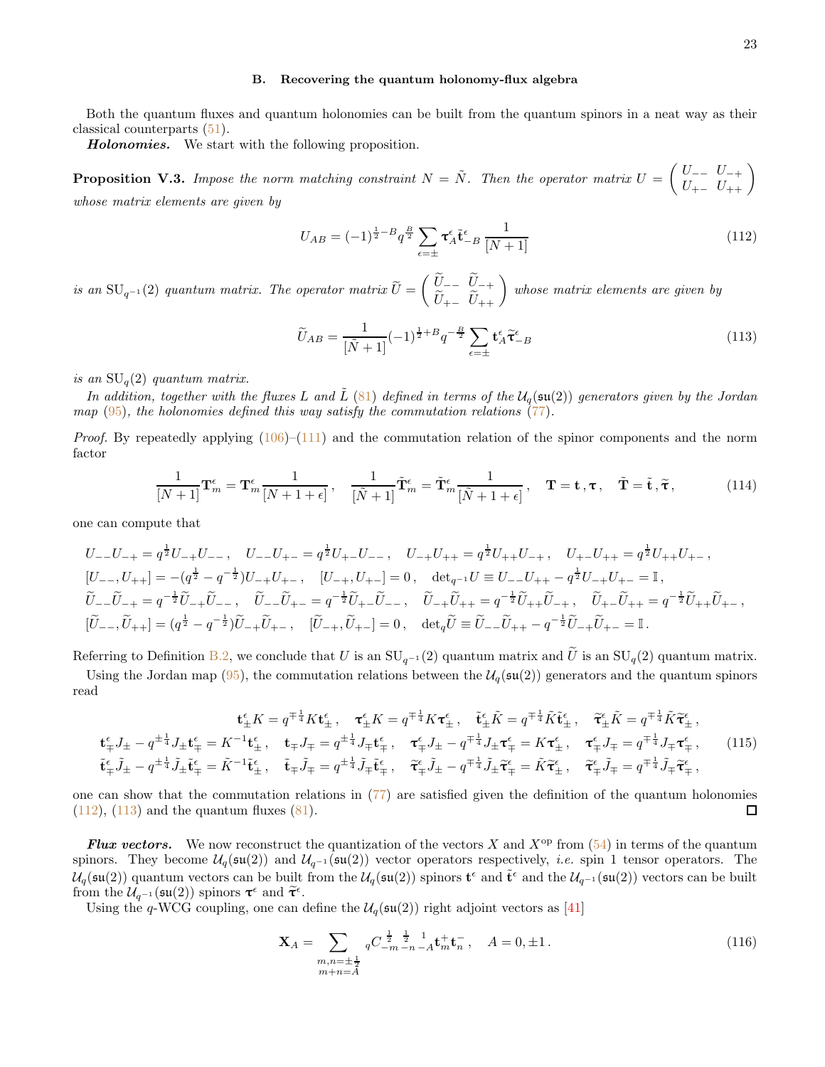### B. Recovering the quantum holonomy-flux algebra

Both the quantum fluxes and quantum holonomies can be built from the quantum spinors in a neat way as their classical counterparts (51).

***Holonomies.*** We start with the following proposition.

**Proposition V.3.** *Impose the norm matching constraint $N = \tilde{N}$. Then the operator matrix $U = \begin{pmatrix} U_{--} & U_{-+} \\ U_{+-} & U_{++} \end{pmatrix}$ whose matrix elements are given by*

$$U_{AB} = (-1)^{\frac{1}{2}-B} q^{\frac{B}{2}} \sum_{\epsilon=\pm} \boldsymbol{\tau}^{\epsilon}_{A} \tilde{\mathbf{t}}^{\epsilon}_{-B} \frac{1}{[N+1]} \tag{112}$$

*is an $\mathrm{SU}_{q^{-1}}(2)$ quantum matrix. The operator matrix $\widetilde{U} = \begin{pmatrix} \widetilde{U}_{--} & \widetilde{U}_{-+} \\ \widetilde{U}_{+-} & \widetilde{U}_{++} \end{pmatrix}$ whose matrix elements are given by*

$$\widetilde{U}_{AB} = \frac{1}{[\tilde{N}+1]} (-1)^{\frac{1}{2}+B} q^{-\frac{B}{2}} \sum_{\epsilon=\pm} \mathbf{t}^{\epsilon}_{A} \widetilde{\boldsymbol{\tau}}^{\epsilon}_{-B} \tag{113}$$

*is an $\mathrm{SU}_q(2)$ quantum matrix.*

*In addition, together with the fluxes $L$ and $\tilde{L}$ (81) defined in terms of the $\mathcal{U}_q(\mathfrak{su}(2))$ generators given by the Jordan map (95), the holonomies defined this way satisfy the commutation relations (77).*

*Proof.* By repeatedly applying (106)–(111) and the commutation relation of the spinor components and the norm factor

$$\frac{1}{[N+1]} \mathbf{T}^{\epsilon}_{m} = \mathbf{T}^{\epsilon}_{m} \frac{1}{[N+1+\epsilon]}\,, \quad \frac{1}{[\tilde{N}+1]} \tilde{\mathbf{T}}^{\epsilon}_{m} = \tilde{\mathbf{T}}^{\epsilon}_{m} \frac{1}{[\tilde{N}+1+\epsilon]}\,, \quad \mathbf{T} = \mathbf{t}\,, \boldsymbol{\tau}\,, \quad \tilde{\mathbf{T}} = \tilde{\mathbf{t}}\,, \widetilde{\boldsymbol{\tau}}\,, \tag{114}$$

one can compute that

$$\begin{aligned}
&U_{--}U_{-+} = q^{\frac{1}{2}} U_{-+}U_{--}\,, \quad U_{--}U_{+-} = q^{\frac{1}{2}} U_{+-}U_{--}\,, \quad U_{-+}U_{++} = q^{\frac{1}{2}} U_{++}U_{-+}\,, \quad U_{+-}U_{++} = q^{\frac{1}{2}} U_{++}U_{+-}\,, \\
&[U_{--}, U_{++}] = -(q^{\frac{1}{2}} - q^{-\frac{1}{2}}) U_{-+}U_{+-}\,, \quad [U_{-+}, U_{+-}] = 0\,, \quad \det{}_{q^{-1}} U \equiv U_{--}U_{++} - q^{\frac{1}{2}} U_{-+}U_{+-} = \mathbb{I}\,, \\
&\widetilde{U}_{--}\widetilde{U}_{-+} = q^{-\frac{1}{2}} \widetilde{U}_{-+}\widetilde{U}_{--}\,, \quad \widetilde{U}_{--}\widetilde{U}_{+-} = q^{-\frac{1}{2}} \widetilde{U}_{+-}\widetilde{U}_{--}\,, \quad \widetilde{U}_{-+}\widetilde{U}_{++} = q^{-\frac{1}{2}} \widetilde{U}_{++}\widetilde{U}_{-+}\,, \quad \widetilde{U}_{+-}\widetilde{U}_{++} = q^{-\frac{1}{2}} \widetilde{U}_{++}\widetilde{U}_{+-}\,, \\
&[\widetilde{U}_{--}, \widetilde{U}_{++}] = (q^{\frac{1}{2}} - q^{-\frac{1}{2}}) \widetilde{U}_{-+}\widetilde{U}_{+-}\,, \quad [\widetilde{U}_{-+}, \widetilde{U}_{+-}] = 0\,, \quad \det{}_q \widetilde{U} \equiv \widetilde{U}_{--}\widetilde{U}_{++} - q^{-\frac{1}{2}} \widetilde{U}_{-+}\widetilde{U}_{+-} = \mathbb{I}\,.
\end{aligned}$$

Referring to Definition B.2, we conclude that $U$ is an $\mathrm{SU}_{q^{-1}}(2)$ quantum matrix and $\widetilde{U}$ is an $\mathrm{SU}_q(2)$ quantum matrix.

Using the Jordan map (95), the commutation relations between the $\mathcal{U}_q(\mathfrak{su}(2))$ generators and the quantum spinors read

$$\begin{aligned}
&\mathbf{t}^{\epsilon}_{\pm} K = q^{\mp\frac{1}{4}} K \mathbf{t}^{\epsilon}_{\pm}\,, \quad \boldsymbol{\tau}^{\epsilon}_{\pm} K = q^{\mp\frac{1}{4}} K \boldsymbol{\tau}^{\epsilon}_{\pm}\,, \quad \tilde{\mathbf{t}}^{\epsilon}_{\pm} \tilde{K} = q^{\mp\frac{1}{4}} \tilde{K} \tilde{\mathbf{t}}^{\epsilon}_{\pm}\,, \quad \widetilde{\boldsymbol{\tau}}^{\epsilon}_{\pm} \tilde{K} = q^{\mp\frac{1}{4}} \tilde{K} \widetilde{\boldsymbol{\tau}}^{\epsilon}_{\pm}\,, \\
&\mathbf{t}^{\epsilon}_{\mp} J_{\pm} - q^{\pm\frac{1}{4}} J_{\pm} \mathbf{t}^{\epsilon}_{\mp} = K^{-1} \mathbf{t}^{\epsilon}_{\pm}\,, \quad \mathbf{t}_{\mp} J_{\mp} = q^{\pm\frac{1}{4}} J_{\mp} \mathbf{t}^{\epsilon}_{\mp}\,, \quad \boldsymbol{\tau}^{\epsilon}_{\mp} J_{\pm} - q^{\mp\frac{1}{4}} J_{\pm} \boldsymbol{\tau}^{\epsilon}_{\mp} = K \boldsymbol{\tau}^{\epsilon}_{\pm}\,, \quad \boldsymbol{\tau}^{\epsilon}_{\mp} J_{\mp} = q^{\mp\frac{1}{4}} J_{\mp} \boldsymbol{\tau}^{\epsilon}_{\mp}\,, \\
&\tilde{\mathbf{t}}^{\epsilon}_{\mp} \tilde{J}_{\pm} - q^{\pm\frac{1}{4}} \tilde{J}_{\pm} \tilde{\mathbf{t}}^{\epsilon}_{\mp} = \tilde{K}^{-1} \tilde{\mathbf{t}}^{\epsilon}_{\pm}\,, \quad \tilde{\mathbf{t}}_{\mp} \tilde{J}_{\mp} = q^{\pm\frac{1}{4}} \tilde{J}_{\mp} \tilde{\mathbf{t}}^{\epsilon}_{\mp}\,, \quad \widetilde{\boldsymbol{\tau}}^{\epsilon}_{\mp} \tilde{J}_{\pm} - q^{\mp\frac{1}{4}} \tilde{J}_{\pm} \widetilde{\boldsymbol{\tau}}^{\epsilon}_{\mp} = \tilde{K} \widetilde{\boldsymbol{\tau}}^{\epsilon}_{\pm}\,, \quad \widetilde{\boldsymbol{\tau}}^{\epsilon}_{\mp} \tilde{J}_{\mp} = q^{\mp\frac{1}{4}} \tilde{J}_{\mp} \widetilde{\boldsymbol{\tau}}^{\epsilon}_{\mp}\,,
\end{aligned} \tag{115}$$

one can show that the commutation relations in (77) are satisfied given the definition of the quantum holonomies (112), (113) and the quantum fluxes (81). ∎

***Flux vectors.*** We now reconstruct the quantization of the vectors $X$ and $X^{\mathrm{op}}$ from (54) in terms of the quantum spinors. They become $\mathcal{U}_q(\mathfrak{su}(2))$ and $\mathcal{U}_{q^{-1}}(\mathfrak{su}(2))$ vector operators respectively, *i.e.* spin 1 tensor operators. The $\mathcal{U}_q(\mathfrak{su}(2))$ quantum vectors can be built from the $\mathcal{U}_q(\mathfrak{su}(2))$ spinors $\mathbf{t}^{\epsilon}$ and $\tilde{\mathbf{t}}^{\epsilon}$ and the $\mathcal{U}_{q^{-1}}(\mathfrak{su}(2))$ vectors can be built from the $\mathcal{U}_{q^{-1}}(\mathfrak{su}(2))$ spinors $\boldsymbol{\tau}^{\epsilon}$ and $\widetilde{\boldsymbol{\tau}}^{\epsilon}$.

Using the $q$-WCG coupling, one can define the $\mathcal{U}_q(\mathfrak{su}(2))$ right adjoint vectors as [41]

$$\mathbf{X}_A = \sum_{\substack{m,n=\pm\frac{1}{2} \\ m+n=A}} {}_qC^{\frac{1}{2}\ \frac{1}{2}\ 1}_{-m\ -n\ -A} \mathbf{t}^{+}_{m} \mathbf{t}^{-}_{n}\,, \quad A = 0, \pm 1\,. \tag{116}$$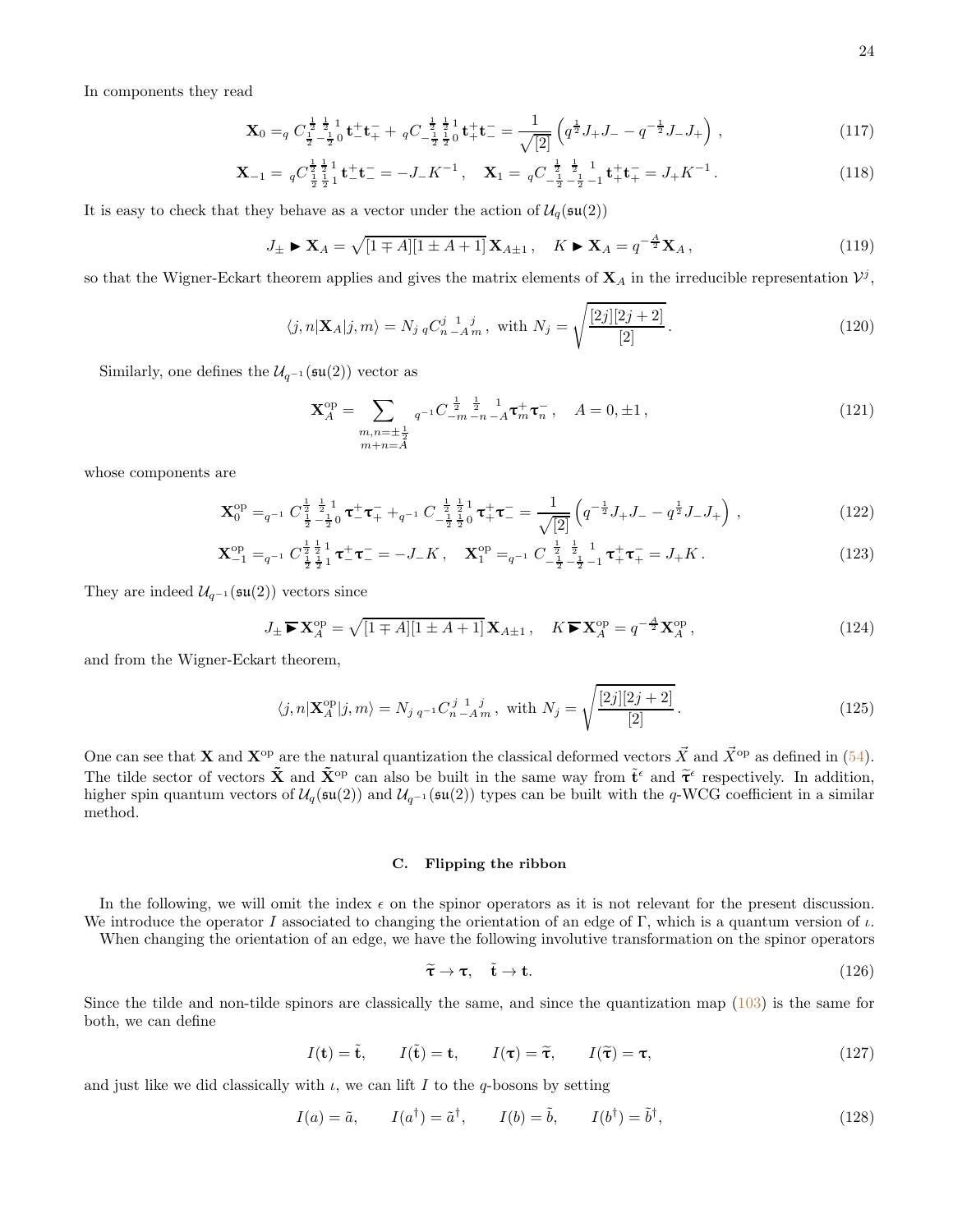In components they read

$$\mathbf{X}_0 = {}_q C^{\frac12\,\frac12\,1}_{\frac12\,-\frac12\,0}\,\mathbf{t}^+_-\mathbf{t}^-_+ + {}_q C^{\frac12\,\frac12\,1}_{-\frac12\,\frac12\,0}\,\mathbf{t}^+_+\mathbf{t}^-_- = \frac{1}{\sqrt{[2]}}\left(q^{\frac12}J_+J_- - q^{-\frac12}J_-J_+\right)\,, \tag{117}$$

$$\mathbf{X}_{-1} = {}_q C^{\frac12\,\frac12\,1}_{\frac12\,\frac12\,1}\,\mathbf{t}^+_-\mathbf{t}^-_- = -J_-K^{-1}\,,\quad \mathbf{X}_1 = {}_q C^{\frac12\,\frac12\,1}_{-\frac12\,-\frac12\,-1}\,\mathbf{t}^+_+\mathbf{t}^-_+ = J_+K^{-1}\,. \tag{118}$$

It is easy to check that they behave as a vector under the action of $\mathcal{U}_q(\mathfrak{su}(2))$

$$J_\pm \blacktriangleright \mathbf{X}_A = \sqrt{[1\mp A][1\pm A+1]}\,\mathbf{X}_{A\pm1}\,,\quad K\blacktriangleright \mathbf{X}_A = q^{-\frac{A}{2}}\mathbf{X}_A\,, \tag{119}$$

so that the Wigner-Eckart theorem applies and gives the matrix elements of $\mathbf{X}_A$ in the irreducible representation $\mathcal{V}^j$,

$$\langle j,n|\mathbf{X}_A|j,m\rangle = N_j\,{}_qC^{j\;\,1\;\,j}_{n\,-A\,m}\,,\text{ with } N_j=\sqrt{\frac{[2j][2j+2]}{[2]}}\,. \tag{120}$$

Similarly, one defines the $\mathcal{U}_{q^{-1}}(\mathfrak{su}(2))$ vector as

$$\mathbf{X}^{\rm op}_A = \sum_{\substack{m,n=\pm\frac12\\ m+n=A}} {}_{q^{-1}}C^{\;\frac12\;\;\frac12\;\;1}_{-m\,-n\,-A}\,\boldsymbol{\tau}^+_m\boldsymbol{\tau}^-_n\,,\quad A=0,\pm1\,, \tag{121}$$

whose components are

$$\mathbf{X}^{\rm op}_0 = {}_{q^{-1}}C^{\frac12\,\frac12\,1}_{\frac12\,-\frac12\,0}\,\boldsymbol{\tau}^+_-\boldsymbol{\tau}^-_+ + {}_{q^{-1}}C^{\frac12\,\frac12\,1}_{-\frac12\,\frac12\,0}\,\boldsymbol{\tau}^+_+\boldsymbol{\tau}^-_- = \frac{1}{\sqrt{[2]}}\left(q^{-\frac12}J_+J_- - q^{\frac12}J_-J_+\right)\,, \tag{122}$$

$$\mathbf{X}^{\rm op}_{-1} = {}_{q^{-1}}C^{\frac12\,\frac12\,1}_{\frac12\,\frac12\,1}\,\boldsymbol{\tau}^+_-\boldsymbol{\tau}^-_- = -J_-K\,,\quad \mathbf{X}^{\rm op}_1 = {}_{q^{-1}}C^{\frac12\,\frac12\,1}_{-\frac12\,-\frac12\,-1}\,\boldsymbol{\tau}^+_+\boldsymbol{\tau}^-_+ = J_+K\,. \tag{123}$$

They are indeed $\mathcal{U}_{q^{-1}}(\mathfrak{su}(2))$ vectors since

$$J_\pm \,\overline{\blacktriangleright}\, \mathbf{X}^{\rm op}_A = \sqrt{[1\mp A][1\pm A+1]}\,\mathbf{X}_{A\pm1}\,,\quad K\,\overline{\blacktriangleright}\,\mathbf{X}^{\rm op}_A = q^{-\frac{A}{2}}\mathbf{X}^{\rm op}_A\,, \tag{124}$$

and from the Wigner-Eckart theorem,

$$\langle j,n|\mathbf{X}^{\rm op}_A|j,m\rangle = N_j\,{}_{q^{-1}}C^{j\;\,1\;\,j}_{n\,-A\,m}\,,\text{ with } N_j=\sqrt{\frac{[2j][2j+2]}{[2]}}\,. \tag{125}$$

One can see that $\mathbf{X}$ and $\mathbf{X}^{\rm op}$ are the natural quantization the classical deformed vectors $\vec{X}$ and $\vec{X}^{\rm op}$ as defined in (54). The tilde sector of vectors $\tilde{\mathbf{X}}$ and $\tilde{\mathbf{X}}^{\rm op}$ can also be built in the same way from $\tilde{\mathbf{t}}^\epsilon$ and $\tilde{\boldsymbol{\tau}}^\epsilon$ respectively. In addition, higher spin quantum vectors of $\mathcal{U}_q(\mathfrak{su}(2))$ and $\mathcal{U}_{q^{-1}}(\mathfrak{su}(2))$ types can be built with the $q$-WCG coefficient in a similar method.

### C. Flipping the ribbon

In the following, we will omit the index $\epsilon$ on the spinor operators as it is not relevant for the present discussion. We introduce the operator $I$ associated to changing the orientation of an edge of $\Gamma$, which is a quantum version of $\iota$.

When changing the orientation of an edge, we have the following involutive transformation on the spinor operators

$$\tilde{\boldsymbol{\tau}} \to \boldsymbol{\tau},\quad \tilde{\mathbf{t}} \to \mathbf{t}. \tag{126}$$

Since the tilde and non-tilde spinors are classically the same, and since the quantization map (103) is the same for both, we can define

$$I(\mathbf{t}) = \tilde{\mathbf{t}},\qquad I(\tilde{\mathbf{t}}) = \mathbf{t},\qquad I(\boldsymbol{\tau}) = \tilde{\boldsymbol{\tau}},\qquad I(\tilde{\boldsymbol{\tau}}) = \boldsymbol{\tau}, \tag{127}$$

and just like we did classically with $\iota$, we can lift $I$ to the $q$-bosons by setting

$$I(a) = \tilde{a},\qquad I(a^\dagger) = \tilde{a}^\dagger,\qquad I(b) = \tilde{b},\qquad I(b^\dagger) = \tilde{b}^\dagger, \tag{128}$$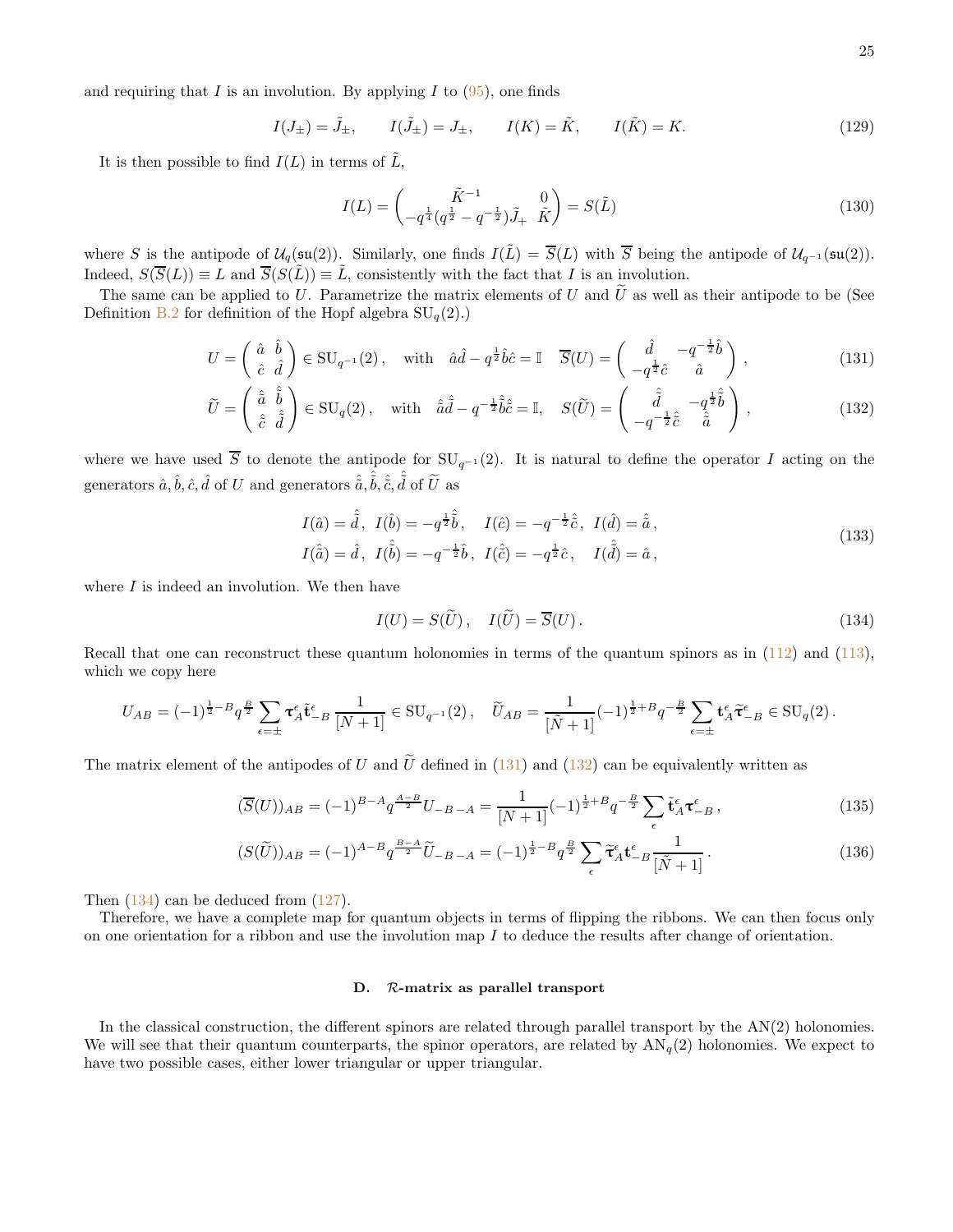and requiring that $I$ is an involution. By applying $I$ to (95), one finds

$$I(J_\pm) = \tilde{J}_\pm, \qquad I(\tilde{J}_\pm) = J_\pm, \qquad I(K) = \tilde{K}, \qquad I(\tilde{K}) = K. \tag{129}$$

It is then possible to find $I(L)$ in terms of $\tilde{L}$,

$$I(L) = \begin{pmatrix} \tilde{K}^{-1} & 0 \\ -q^{\frac{1}{4}}(q^{\frac{1}{2}} - q^{-\frac{1}{2}})\tilde{J}_+ & \tilde{K} \end{pmatrix} = S(\tilde{L}) \tag{130}$$

where $S$ is the antipode of $\mathcal{U}_q(\mathfrak{su}(2))$. Similarly, one finds $I(\tilde{L}) = \overline{S}(L)$ with $\overline{S}$ being the antipode of $\mathcal{U}_{q^{-1}}(\mathfrak{su}(2))$. Indeed, $S(\overline{S}(L)) \equiv L$ and $\overline{S}(S(\tilde{L})) \equiv \tilde{L}$, consistently with the fact that $I$ is an involution.

The same can be applied to $U$. Parametrize the matrix elements of $U$ and $\widetilde{U}$ as well as their antipode to be (See Definition B.2 for definition of the Hopf algebra $\mathrm{SU}_q(2)$.)

$$U = \begin{pmatrix} \hat{a} & \hat{b} \\ \hat{c} & \hat{d} \end{pmatrix} \in \mathrm{SU}_{q^{-1}}(2)\,, \quad \text{with} \quad \hat{a}\hat{d} - q^{\frac{1}{2}}\hat{b}\hat{c} = \mathbb{I} \quad \overline{S}(U) = \begin{pmatrix} \hat{d} & -q^{-\frac{1}{2}}\hat{b} \\ -q^{\frac{1}{2}}\hat{c} & \hat{a} \end{pmatrix}\,, \tag{131}$$

$$\widetilde{U} = \begin{pmatrix} \hat{\tilde{a}} & \hat{\tilde{b}} \\ \hat{\tilde{c}} & \hat{\tilde{d}} \end{pmatrix} \in \mathrm{SU}_{q}(2)\,, \quad \text{with} \quad \hat{\tilde{a}}\hat{\tilde{d}} - q^{-\frac{1}{2}}\hat{\tilde{b}}\hat{\tilde{c}} = \mathbb{I}, \quad S(\widetilde{U}) = \begin{pmatrix} \hat{\tilde{d}} & -q^{\frac{1}{2}}\hat{\tilde{b}} \\ -q^{-\frac{1}{2}}\hat{\tilde{c}} & \hat{\tilde{a}} \end{pmatrix}\,, \tag{132}$$

where we have used $\overline{S}$ to denote the antipode for $\mathrm{SU}_{q^{-1}}(2)$. It is natural to define the operator $I$ acting on the generators $\hat{a}, \hat{b}, \hat{c}, \hat{d}$ of $U$ and generators $\hat{\tilde{a}}, \hat{\tilde{b}}, \hat{\tilde{c}}, \hat{\tilde{d}}$ of $\widetilde{U}$ as

$$\begin{aligned} &I(\hat{a}) = \hat{\tilde{d}}\,,\;\; I(\hat{b}) = -q^{\frac{1}{2}}\hat{\tilde{b}}\,, \quad I(\hat{c}) = -q^{-\frac{1}{2}}\hat{\tilde{c}}\,,\;\; I(\hat{d}) = \hat{\tilde{a}}\,, \\ &I(\hat{\tilde{a}}) = \hat{d}\,,\;\; I(\hat{\tilde{b}}) = -q^{-\frac{1}{2}}\hat{b}\,,\;\; I(\hat{\tilde{c}}) = -q^{\frac{1}{2}}\hat{c}\,, \quad I(\hat{\tilde{d}}) = \hat{a}\,, \end{aligned} \tag{133}$$

where $I$ is indeed an involution. We then have

$$I(U) = S(\widetilde{U})\,, \quad I(\widetilde{U}) = \overline{S}(U)\,. \tag{134}$$

Recall that one can reconstruct these quantum holonomies in terms of the quantum spinors as in (112) and (113), which we copy here

$$U_{AB} = (-1)^{\frac{1}{2}-B} q^{\frac{B}{2}} \sum_{\epsilon=\pm} \boldsymbol{\tau}^\epsilon_A \tilde{\mathbf{t}}^\epsilon_{-B} \frac{1}{[N+1]} \in \mathrm{SU}_{q^{-1}}(2)\,, \quad \widetilde{U}_{AB} = \frac{1}{[\tilde{N}+1]} (-1)^{\frac{1}{2}+B} q^{-\frac{B}{2}} \sum_{\epsilon=\pm} \mathbf{t}^\epsilon_A \widetilde{\boldsymbol{\tau}}^\epsilon_{-B} \in \mathrm{SU}_q(2)\,.$$

The matrix element of the antipodes of $U$ and $\widetilde{U}$ defined in (131) and (132) can be equivalently written as

$$(\overline{S}(U))_{AB} = (-1)^{B-A} q^{\frac{A-B}{2}} U_{-B\,-A} = \frac{1}{[N+1]} (-1)^{\frac{1}{2}+B} q^{-\frac{B}{2}} \sum_\epsilon \tilde{\mathbf{t}}^\epsilon_A \boldsymbol{\tau}^\epsilon_{-B}\,, \tag{135}$$

$$(S(\widetilde{U}))_{AB} = (-1)^{A-B} q^{\frac{B-A}{2}} \widetilde{U}_{-B\,-A} = (-1)^{\frac{1}{2}-B} q^{\frac{B}{2}} \sum_\epsilon \widetilde{\boldsymbol{\tau}}^\epsilon_A \mathbf{t}^\epsilon_{-B} \frac{1}{[\tilde{N}+1]}\,. \tag{136}$$

Then (134) can be deduced from (127).

Therefore, we have a complete map for quantum objects in terms of flipping the ribbons. We can then focus only on one orientation for a ribbon and use the involution map $I$ to deduce the results after change of orientation.

### D. $\mathcal{R}$-matrix as parallel transport

In the classical construction, the different spinors are related through parallel transport by the AN(2) holonomies. We will see that their quantum counterparts, the spinor operators, are related by $\mathrm{AN}_q(2)$ holonomies. We expect to have two possible cases, either lower triangular or upper triangular.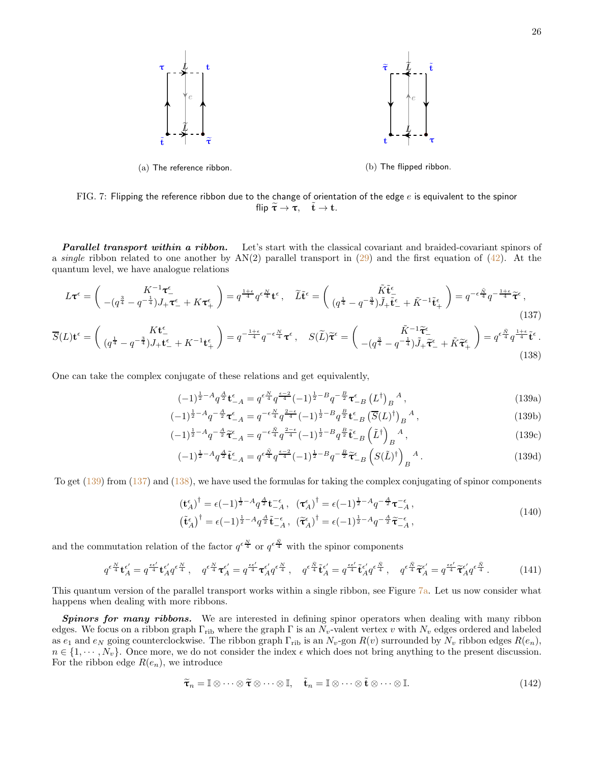(a) The reference ribbon.

(b) The flipped ribbon.

FIG. 7: Flipping the reference ribbon due to the change of orientation of the edge $e$ is equivalent to the spinor flip $\widetilde{\boldsymbol{\tau}} \to \boldsymbol{\tau}, \quad \tilde{\mathbf{t}} \to \mathbf{t}$.

***Parallel transport within a ribbon.*** Let's start with the classical covariant and braided-covariant spinors of a *single* ribbon related to one another by AN(2) parallel transport in (29) and the first equation of (42). At the quantum level, we have analogue relations

$$L\boldsymbol{\tau}^\epsilon = \begin{pmatrix} K^{-1}\boldsymbol{\tau}^\epsilon_- \\ -(q^{\frac{3}{4}} - q^{-\frac{1}{4}})J_+\boldsymbol{\tau}^\epsilon_- + K\boldsymbol{\tau}^\epsilon_+ \end{pmatrix} = q^{\frac{1+\epsilon}{4}} q^{\epsilon\frac{N}{4}} \mathbf{t}^\epsilon, \quad \widetilde{L}\tilde{\mathbf{t}}^\epsilon = \begin{pmatrix} \tilde{K}\tilde{\mathbf{t}}^\epsilon_- \\ (q^{\frac{1}{4}} - q^{-\frac{3}{4}})\tilde{J}_+\tilde{\mathbf{t}}^\epsilon_- + \tilde{K}^{-1}\tilde{\mathbf{t}}^\epsilon_+ \end{pmatrix} = q^{-\epsilon\frac{\tilde{N}}{4}} q^{-\frac{1+\epsilon}{4}} \widetilde{\boldsymbol{\tau}}^\epsilon, \tag{137}$$

$$\overline{S}(L)\mathbf{t}^\epsilon = \begin{pmatrix} K\mathbf{t}^\epsilon_- \\ (q^{\frac{1}{4}} - q^{-\frac{3}{4}})J_+\mathbf{t}^\epsilon_- + K^{-1}\mathbf{t}^\epsilon_+ \end{pmatrix} = q^{-\frac{1+\epsilon}{4}} q^{-\epsilon\frac{N}{4}} \boldsymbol{\tau}^\epsilon, \quad S(\widetilde{L})\widetilde{\boldsymbol{\tau}}^\epsilon = \begin{pmatrix} \tilde{K}^{-1}\widetilde{\boldsymbol{\tau}}^\epsilon_- \\ -(q^{\frac{3}{4}} - q^{-\frac{1}{4}})\tilde{J}_+\widetilde{\boldsymbol{\tau}}^\epsilon_- + \tilde{K}\widetilde{\boldsymbol{\tau}}^\epsilon_+ \end{pmatrix} = q^{\epsilon\frac{\tilde{N}}{4}} q^{\frac{1+\epsilon}{4}} \tilde{\mathbf{t}}^\epsilon. \tag{138}$$

One can take the complex conjugate of these relations and get equivalently,

$$(-1)^{\frac{1}{2}-A} q^{\frac{A}{2}} \mathbf{t}^\epsilon_{-A} = q^{\epsilon\frac{N}{4}} q^{\frac{\epsilon-2}{4}} (-1)^{\frac{1}{2}-B} q^{-\frac{B}{2}} \boldsymbol{\tau}^\epsilon_{-B} \left(L^\dagger\right)_B{}^A, \tag{139a}$$

$$(-1)^{\frac{1}{2}-A} q^{-\frac{A}{2}} \boldsymbol{\tau}^\epsilon_{-A} = q^{-\epsilon\frac{N}{4}} q^{\frac{2-\epsilon}{4}} (-1)^{\frac{1}{2}-B} q^{\frac{B}{2}} \mathbf{t}^\epsilon_{-B} \left(\overline{S}(L)^\dagger\right)_B{}^A, \tag{139b}$$

$$(-1)^{\frac{1}{2}-A} q^{-\frac{A}{2}} \widetilde{\boldsymbol{\tau}}^\epsilon_{-A} = q^{-\epsilon\frac{\tilde{N}}{4}} q^{\frac{2-\epsilon}{4}} (-1)^{\frac{1}{2}-B} q^{\frac{B}{2}} \tilde{\mathbf{t}}^\epsilon_{-B} \left(\tilde{L}^\dagger\right)_B{}^A, \tag{139c}$$

$$(-1)^{\frac{1}{2}-A} q^{\frac{A}{2}} \tilde{\mathbf{t}}^\epsilon_{-A} = q^{\epsilon\frac{\tilde{N}}{4}} q^{\frac{\epsilon-2}{4}} (-1)^{\frac{1}{2}-B} q^{-\frac{B}{2}} \widetilde{\boldsymbol{\tau}}^\epsilon_{-B} \left(S(\tilde{L})^\dagger\right)_B{}^A. \tag{139d}$$

To get (139) from (137) and (138), we have used the formulas for taking the complex conjugating of spinor components

$$\begin{aligned} (\mathbf{t}^\epsilon_A)^\dagger &= \epsilon(-1)^{\frac{1}{2}-A} q^{\frac{A}{2}} \mathbf{t}^{-\epsilon}_{-A}, \quad (\boldsymbol{\tau}^\epsilon_A)^\dagger = \epsilon(-1)^{\frac{1}{2}-A} q^{-\frac{A}{2}} \boldsymbol{\tau}^{-\epsilon}_{-A}, \\ (\tilde{\mathbf{t}}^\epsilon_A)^\dagger &= \epsilon(-1)^{\frac{1}{2}-A} q^{\frac{A}{2}} \tilde{\mathbf{t}}^{-\epsilon}_{-A}, \quad (\widetilde{\boldsymbol{\tau}}^\epsilon_A)^\dagger = \epsilon(-1)^{\frac{1}{2}-A} q^{-\frac{A}{2}} \widetilde{\boldsymbol{\tau}}^{-\epsilon}_{-A}, \end{aligned} \tag{140}$$

and the commutation relation of the factor $q^{\epsilon\frac{N}{4}}$ or $q^{\epsilon\frac{\tilde{N}}{4}}$ with the spinor components

$$q^{\epsilon\frac{N}{4}} \mathbf{t}^{\epsilon'}_A = q^{\frac{\epsilon\epsilon'}{4}} \mathbf{t}^{\epsilon'}_A q^{\epsilon\frac{N}{4}}, \quad q^{\epsilon\frac{N}{4}} \boldsymbol{\tau}^{\epsilon'}_A = q^{\frac{\epsilon\epsilon'}{4}} \boldsymbol{\tau}^{\epsilon'}_A q^{\epsilon\frac{N}{4}}, \quad q^{\epsilon\frac{\tilde{N}}{4}} \tilde{\mathbf{t}}^{\epsilon'}_A = q^{\frac{\epsilon\epsilon'}{4}} \tilde{\mathbf{t}}^{\epsilon'}_A q^{\epsilon\frac{\tilde{N}}{4}}, \quad q^{\epsilon\frac{\tilde{N}}{4}} \widetilde{\boldsymbol{\tau}}^{\epsilon'}_A = q^{\frac{\epsilon\epsilon'}{4}} \widetilde{\boldsymbol{\tau}}^{\epsilon'}_A q^{\epsilon\frac{\tilde{N}}{4}}. \tag{141}$$

This quantum version of the parallel transport works within a single ribbon, see Figure 7a. Let us now consider what happens when dealing with more ribbons.

***Spinors for many ribbons.*** We are interested in defining spinor operators when dealing with many ribbon edges. We focus on a ribbon graph $\Gamma_{\text{rib}}$ where the graph $\Gamma$ is an $N_v$-valent vertex $v$ with $N_v$ edges ordered and labeled as $e_1$ and $e_N$ going counterclockwise. The ribbon graph $\Gamma_{\text{rib}}$ is an $N_v$-gon $R(v)$ surrounded by $N_v$ ribbon edges $R(e_n)$, $n \in \{1, \cdots, N_v\}$. Once more, we do not consider the index $\epsilon$ which does not bring anything to the present discussion. For the ribbon edge $R(e_n)$, we introduce

$$\widetilde{\boldsymbol{\tau}}_n = \mathbb{I} \otimes \cdots \otimes \widetilde{\boldsymbol{\tau}} \otimes \cdots \otimes \mathbb{I}, \quad \tilde{\mathbf{t}}_n = \mathbb{I} \otimes \cdots \otimes \tilde{\mathbf{t}} \otimes \cdots \otimes \mathbb{I}. \tag{142}$$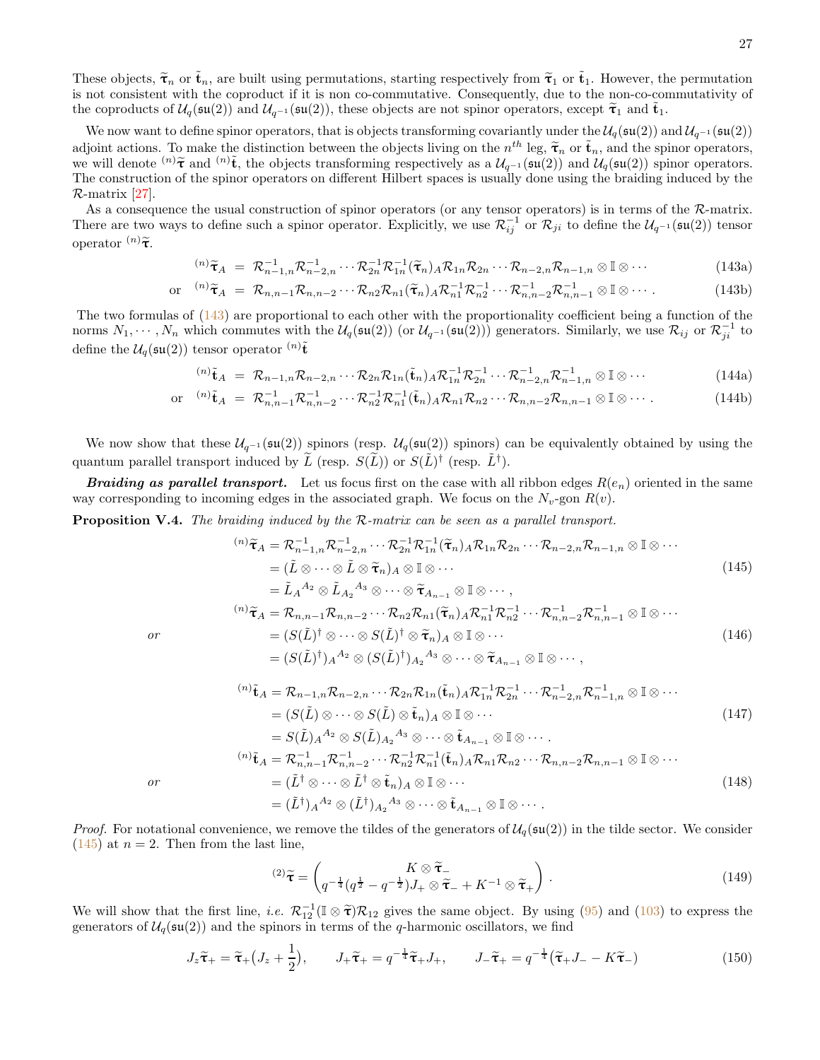These objects, $\widetilde{\boldsymbol{\tau}}_n$ or $\tilde{\mathbf{t}}_n$, are built using permutations, starting respectively from $\widetilde{\boldsymbol{\tau}}_1$ or $\tilde{\mathbf{t}}_1$. However, the permutation is not consistent with the coproduct if it is non co-commutative. Consequently, due to the non-co-commutativity of the coproducts of $\mathcal{U}_q(\mathfrak{su}(2))$ and $\mathcal{U}_{q^{-1}}(\mathfrak{su}(2))$, these objects are not spinor operators, except $\widetilde{\boldsymbol{\tau}}_1$ and $\tilde{\mathbf{t}}_1$.

We now want to define spinor operators, that is objects transforming covariantly under the $\mathcal{U}_q(\mathfrak{su}(2))$ and $\mathcal{U}_{q^{-1}}(\mathfrak{su}(2))$ adjoint actions. To make the distinction between the objects living on the $n^{th}$ leg, $\widetilde{\boldsymbol{\tau}}_n$ or $\tilde{\mathbf{t}}_n$, and the spinor operators, we will denote ${}^{(n)}\widetilde{\boldsymbol{\tau}}$ and ${}^{(n)}\tilde{\mathbf{t}}$, the objects transforming respectively as a $\mathcal{U}_{q^{-1}}(\mathfrak{su}(2))$ and $\mathcal{U}_q(\mathfrak{su}(2))$ spinor operators. The construction of the spinor operators on different Hilbert spaces is usually done using the braiding induced by the $\mathcal{R}$-matrix [27].

As a consequence the usual construction of spinor operators (or any tensor operators) is in terms of the $\mathcal{R}$-matrix. There are two ways to define such a spinor operator. Explicitly, we use $\mathcal{R}_{ij}^{-1}$ or $\mathcal{R}_{ji}$ to define the $\mathcal{U}_{q^{-1}}(\mathfrak{su}(2))$ tensor operator ${}^{(n)}\widetilde{\boldsymbol{\tau}}$.

$$
\begin{aligned}
{}^{(n)}\widetilde{\boldsymbol{\tau}}_A &= \mathcal{R}_{n-1,n}^{-1}\mathcal{R}_{n-2,n}^{-1}\cdots\mathcal{R}_{2n}^{-1}\mathcal{R}_{1n}^{-1}(\widetilde{\boldsymbol{\tau}}_n)_A\mathcal{R}_{1n}\mathcal{R}_{2n}\cdots\mathcal{R}_{n-2,n}\mathcal{R}_{n-1,n}\otimes\mathbb{I}\otimes\cdots && (143a)\\
\text{or}\quad {}^{(n)}\widetilde{\boldsymbol{\tau}}_A &= \mathcal{R}_{n,n-1}\mathcal{R}_{n,n-2}\cdots\mathcal{R}_{n2}\mathcal{R}_{n1}(\widetilde{\boldsymbol{\tau}}_n)_A\mathcal{R}_{n1}^{-1}\mathcal{R}_{n2}^{-1}\cdots\mathcal{R}_{n,n-2}^{-1}\mathcal{R}_{n,n-1}^{-1}\otimes\mathbb{I}\otimes\cdots\,. && (143b)
\end{aligned}
$$

The two formulas of (143) are proportional to each other with the proportionality coefficient being a function of the norms $N_1,\cdots,N_n$ which commutes with the $\mathcal{U}_q(\mathfrak{su}(2))$ (or $\mathcal{U}_{q^{-1}}(\mathfrak{su}(2))$) generators. Similarly, we use $\mathcal{R}_{ij}$ or $\mathcal{R}_{ji}^{-1}$ to define the $\mathcal{U}_q(\mathfrak{su}(2))$ tensor operator ${}^{(n)}\tilde{\mathbf{t}}$

$$
\begin{aligned}
{}^{(n)}\tilde{\mathbf{t}}_A &= \mathcal{R}_{n-1,n}\mathcal{R}_{n-2,n}\cdots\mathcal{R}_{2n}\mathcal{R}_{1n}(\tilde{\mathbf{t}}_n)_A\mathcal{R}_{1n}^{-1}\mathcal{R}_{2n}^{-1}\cdots\mathcal{R}_{n-2,n}^{-1}\mathcal{R}_{n-1,n}^{-1}\otimes\mathbb{I}\otimes\cdots && (144a)\\
\text{or}\quad {}^{(n)}\tilde{\mathbf{t}}_A &= \mathcal{R}_{n,n-1}^{-1}\mathcal{R}_{n,n-2}^{-1}\cdots\mathcal{R}_{n2}^{-1}\mathcal{R}_{n1}^{-1}(\tilde{\mathbf{t}}_n)_A\mathcal{R}_{n1}\mathcal{R}_{n2}\cdots\mathcal{R}_{n,n-2}\mathcal{R}_{n,n-1}\otimes\mathbb{I}\otimes\cdots\,. && (144b)
\end{aligned}
$$

We now show that these $\mathcal{U}_{q^{-1}}(\mathfrak{su}(2))$ spinors (resp. $\mathcal{U}_q(\mathfrak{su}(2))$ spinors) can be equivalently obtained by using the quantum parallel transport induced by $\widetilde{L}$ (resp. $S(\widetilde{L})$) or $S(\tilde{L})^\dagger$ (resp. $\tilde{L}^\dagger$).

***Braiding as parallel transport.*** Let us focus first on the case with all ribbon edges $R(e_n)$ oriented in the same way corresponding to incoming edges in the associated graph. We focus on the $N_v$-gon $R(v)$.

**Proposition V.4.** *The braiding induced by the $\mathcal{R}$-matrix can be seen as a parallel transport.*

$$
\begin{aligned}
{}^{(n)}\widetilde{\boldsymbol{\tau}}_A &= \mathcal{R}_{n-1,n}^{-1}\mathcal{R}_{n-2,n}^{-1}\cdots\mathcal{R}_{2n}^{-1}\mathcal{R}_{1n}^{-1}(\widetilde{\boldsymbol{\tau}}_n)_A\mathcal{R}_{1n}\mathcal{R}_{2n}\cdots\mathcal{R}_{n-2,n}\mathcal{R}_{n-1,n}\otimes\mathbb{I}\otimes\cdots\\
&= (\tilde{L}\otimes\cdots\otimes\tilde{L}\otimes\widetilde{\boldsymbol{\tau}}_n)_A\otimes\mathbb{I}\otimes\cdots && (145)\\
&= \tilde{L}_A{}^{A_2}\otimes\tilde{L}_{A_2}{}^{A_3}\otimes\cdots\otimes\widetilde{\boldsymbol{\tau}}_{A_{n-1}}\otimes\mathbb{I}\otimes\cdots\,,
\end{aligned}
$$

*or*

$$
\begin{aligned}
{}^{(n)}\widetilde{\boldsymbol{\tau}}_A &= \mathcal{R}_{n,n-1}\mathcal{R}_{n,n-2}\cdots\mathcal{R}_{n2}\mathcal{R}_{n1}(\widetilde{\boldsymbol{\tau}}_n)_A\mathcal{R}_{n1}^{-1}\mathcal{R}_{n2}^{-1}\cdots\mathcal{R}_{n,n-2}^{-1}\mathcal{R}_{n,n-1}^{-1}\otimes\mathbb{I}\otimes\cdots\\
&= (S(\tilde{L})^\dagger\otimes\cdots\otimes S(\tilde{L})^\dagger\otimes\widetilde{\boldsymbol{\tau}}_n)_A\otimes\mathbb{I}\otimes\cdots && (146)\\
&= (S(\tilde{L})^\dagger)_A{}^{A_2}\otimes(S(\tilde{L})^\dagger)_{A_2}{}^{A_3}\otimes\cdots\otimes\widetilde{\boldsymbol{\tau}}_{A_{n-1}}\otimes\mathbb{I}\otimes\cdots\,,
\end{aligned}
$$

$$
\begin{aligned}
{}^{(n)}\tilde{\mathbf{t}}_A &= \mathcal{R}_{n-1,n}\mathcal{R}_{n-2,n}\cdots\mathcal{R}_{2n}\mathcal{R}_{1n}(\tilde{\mathbf{t}}_n)_A\mathcal{R}_{1n}^{-1}\mathcal{R}_{2n}^{-1}\cdots\mathcal{R}_{n-2,n}^{-1}\mathcal{R}_{n-1,n}^{-1}\otimes\mathbb{I}\otimes\cdots\\
&= (S(\tilde{L})\otimes\cdots\otimes S(\tilde{L})\otimes\tilde{\mathbf{t}}_n)_A\otimes\mathbb{I}\otimes\cdots && (147)\\
&= S(\tilde{L})_A{}^{A_2}\otimes S(\tilde{L})_{A_2}{}^{A_3}\otimes\cdots\otimes\tilde{\mathbf{t}}_{A_{n-1}}\otimes\mathbb{I}\otimes\cdots\,.
\end{aligned}
$$

*or*

$$
\begin{aligned}
{}^{(n)}\tilde{\mathbf{t}}_A &= \mathcal{R}_{n,n-1}^{-1}\mathcal{R}_{n,n-2}^{-1}\cdots\mathcal{R}_{n2}^{-1}\mathcal{R}_{n1}^{-1}(\tilde{\mathbf{t}}_n)_A\mathcal{R}_{n1}\mathcal{R}_{n2}\cdots\mathcal{R}_{n,n-2}\mathcal{R}_{n,n-1}\otimes\mathbb{I}\otimes\cdots\\
&= (\tilde{L}^\dagger\otimes\cdots\otimes\tilde{L}^\dagger\otimes\tilde{\mathbf{t}}_n)_A\otimes\mathbb{I}\otimes\cdots && (148)\\
&= (\tilde{L}^\dagger)_A{}^{A_2}\otimes(\tilde{L}^\dagger)_{A_2}{}^{A_3}\otimes\cdots\otimes\tilde{\mathbf{t}}_{A_{n-1}}\otimes\mathbb{I}\otimes\cdots\,.
\end{aligned}
$$

*Proof.* For notational convenience, we remove the tildes of the generators of $\mathcal{U}_q(\mathfrak{su}(2))$ in the tilde sector. We consider (145) at $n=2$. Then from the last line,

$$
{}^{(2)}\widetilde{\boldsymbol{\tau}} = \begin{pmatrix} K\otimes\widetilde{\boldsymbol{\tau}}_- \\ q^{-\frac{1}{4}}(q^{\frac{1}{2}}-q^{-\frac{1}{2}})J_+\otimes\widetilde{\boldsymbol{\tau}}_- + K^{-1}\otimes\widetilde{\boldsymbol{\tau}}_+\end{pmatrix}. \tag{149}
$$

We will show that the first line, *i.e.* $\mathcal{R}_{12}^{-1}(\mathbb{I}\otimes\widetilde{\boldsymbol{\tau}})\mathcal{R}_{12}$ gives the same object. By using (95) and (103) to express the generators of $\mathcal{U}_q(\mathfrak{su}(2))$ and the spinors in terms of the $q$-harmonic oscillators, we find

$$
J_z\widetilde{\boldsymbol{\tau}}_+ = \widetilde{\boldsymbol{\tau}}_+\big(J_z+\frac{1}{2}\big),\qquad J_+\widetilde{\boldsymbol{\tau}}_+ = q^{-\frac{1}{4}}\widetilde{\boldsymbol{\tau}}_+J_+,\qquad J_-\widetilde{\boldsymbol{\tau}}_+ = q^{-\frac{1}{4}}\big(\widetilde{\boldsymbol{\tau}}_+J_- - K\widetilde{\boldsymbol{\tau}}_-\big) \tag{150}
$$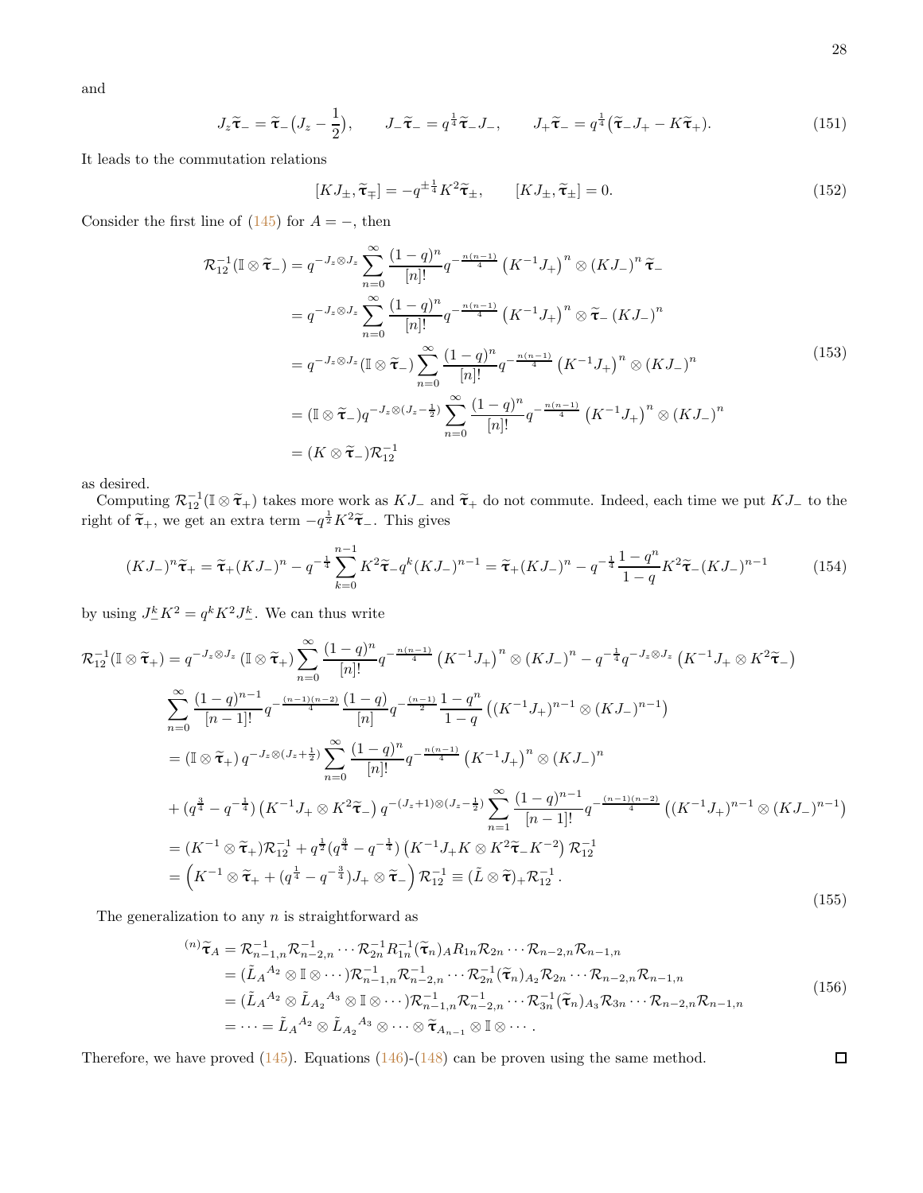and

$$J_z\widetilde{\boldsymbol{\tau}}_- = \widetilde{\boldsymbol{\tau}}_-\big(J_z - \frac{1}{2}\big), \qquad J_-\widetilde{\boldsymbol{\tau}}_- = q^{\frac{1}{4}}\widetilde{\boldsymbol{\tau}}_-J_-, \qquad J_+\widetilde{\boldsymbol{\tau}}_- = q^{\frac{1}{4}}\big(\widetilde{\boldsymbol{\tau}}_-J_+ - K\widetilde{\boldsymbol{\tau}}_+\big). \tag{151}$$

It leads to the commutation relations

$$[KJ_\pm, \widetilde{\boldsymbol{\tau}}_\mp] = -q^{\pm\frac{1}{4}}K^2\widetilde{\boldsymbol{\tau}}_\pm, \qquad [KJ_\pm, \widetilde{\boldsymbol{\tau}}_\pm] = 0. \tag{152}$$

Consider the first line of (145) for $A = -$, then

$$\begin{aligned}
\mathcal{R}_{12}^{-1}(\mathbb{I}\otimes\widetilde{\boldsymbol{\tau}}_-) &= q^{-J_z\otimes J_z}\sum_{n=0}^{\infty}\frac{(1-q)^n}{[n]!}q^{-\frac{n(n-1)}{4}}\left(K^{-1}J_+\right)^n\otimes\left(KJ_-\right)^n\widetilde{\boldsymbol{\tau}}_- \\
&= q^{-J_z\otimes J_z}\sum_{n=0}^{\infty}\frac{(1-q)^n}{[n]!}q^{-\frac{n(n-1)}{4}}\left(K^{-1}J_+\right)^n\otimes\widetilde{\boldsymbol{\tau}}_-\left(KJ_-\right)^n \\
&= q^{-J_z\otimes J_z}(\mathbb{I}\otimes\widetilde{\boldsymbol{\tau}}_-)\sum_{n=0}^{\infty}\frac{(1-q)^n}{[n]!}q^{-\frac{n(n-1)}{4}}\left(K^{-1}J_+\right)^n\otimes\left(KJ_-\right)^n \\
&= (\mathbb{I}\otimes\widetilde{\boldsymbol{\tau}}_-)q^{-J_z\otimes(J_z-\frac{1}{2})}\sum_{n=0}^{\infty}\frac{(1-q)^n}{[n]!}q^{-\frac{n(n-1)}{4}}\left(K^{-1}J_+\right)^n\otimes\left(KJ_-\right)^n \\
&= (K\otimes\widetilde{\boldsymbol{\tau}}_-)\mathcal{R}_{12}^{-1}
\end{aligned} \tag{153}$$

as desired.

Computing $\mathcal{R}_{12}^{-1}(\mathbb{I}\otimes\widetilde{\boldsymbol{\tau}}_+)$ takes more work as $KJ_-$ and $\widetilde{\boldsymbol{\tau}}_+$ do not commute. Indeed, each time we put $KJ_-$ to the right of $\widetilde{\boldsymbol{\tau}}_+$, we get an extra term $-q^{\frac{1}{2}}K^2\widetilde{\boldsymbol{\tau}}_-$. This gives

$$(KJ_-)^n\widetilde{\boldsymbol{\tau}}_+ = \widetilde{\boldsymbol{\tau}}_+(KJ_-)^n - q^{-\frac{1}{4}}\sum_{k=0}^{n-1}K^2\widetilde{\boldsymbol{\tau}}_-q^k(KJ_-)^{n-1} = \widetilde{\boldsymbol{\tau}}_+(KJ_-)^n - q^{-\frac{1}{4}}\frac{1-q^n}{1-q}K^2\widetilde{\boldsymbol{\tau}}_-(KJ_-)^{n-1} \tag{154}$$

by using $J_-^kK^2 = q^kK^2J_-^k$. We can thus write

$$\begin{aligned}
\mathcal{R}_{12}^{-1}(\mathbb{I}\otimes\widetilde{\boldsymbol{\tau}}_+) &= q^{-J_z\otimes J_z}\left(\mathbb{I}\otimes\widetilde{\boldsymbol{\tau}}_+\right)\sum_{n=0}^{\infty}\frac{(1-q)^n}{[n]!}q^{-\frac{n(n-1)}{4}}\left(K^{-1}J_+\right)^n\otimes\left(KJ_-\right)^n - q^{-\frac{1}{4}}q^{-J_z\otimes J_z}\left(K^{-1}J_+\otimes K^2\widetilde{\boldsymbol{\tau}}_-\right) \\
&\quad \sum_{n=0}^{\infty}\frac{(1-q)^{n-1}}{[n-1]!}q^{-\frac{(n-1)(n-2)}{4}}\frac{(1-q)}{[n]}q^{-\frac{(n-1)}{2}}\frac{1-q^n}{1-q}\left((K^{-1}J_+)^{n-1}\otimes(KJ_-)^{n-1}\right) \\
&= \left(\mathbb{I}\otimes\widetilde{\boldsymbol{\tau}}_+\right)q^{-J_z\otimes(J_z+\frac{1}{2})}\sum_{n=0}^{\infty}\frac{(1-q)^n}{[n]!}q^{-\frac{n(n-1)}{4}}\left(K^{-1}J_+\right)^n\otimes\left(KJ_-\right)^n \\
&\quad + (q^{\frac{3}{4}} - q^{-\frac{1}{4}})\left(K^{-1}J_+\otimes K^2\widetilde{\boldsymbol{\tau}}_-\right)q^{-(J_z+1)\otimes(J_z-\frac{1}{2})}\sum_{n=1}^{\infty}\frac{(1-q)^{n-1}}{[n-1]!}q^{-\frac{(n-1)(n-2)}{4}}\left((K^{-1}J_+)^{n-1}\otimes(KJ_-)^{n-1}\right) \\
&= (K^{-1}\otimes\widetilde{\boldsymbol{\tau}}_+)\mathcal{R}_{12}^{-1} + q^{\frac{1}{2}}(q^{\frac{3}{4}} - q^{-\frac{1}{4}})\left(K^{-1}J_+K\otimes K^2\widetilde{\boldsymbol{\tau}}_-K^{-2}\right)\mathcal{R}_{12}^{-1} \\
&= \Big(K^{-1}\otimes\widetilde{\boldsymbol{\tau}}_+ + (q^{\frac{1}{4}} - q^{-\frac{3}{4}})J_+\otimes\widetilde{\boldsymbol{\tau}}_-\Big)\mathcal{R}_{12}^{-1} \equiv (\tilde{L}\otimes\widetilde{\boldsymbol{\tau}})_+\mathcal{R}_{12}^{-1}\,.
\end{aligned} \tag{155}$$

The generalization to any $n$ is straightforward as

$$\begin{aligned}
{}^{(n)}\widetilde{\boldsymbol{\tau}}_A &= \mathcal{R}_{n-1,n}^{-1}\mathcal{R}_{n-2,n}^{-1}\cdots\mathcal{R}_{2n}^{-1}R_{1n}^{-1}(\widetilde{\boldsymbol{\tau}}_n)_AR_{1n}\mathcal{R}_{2n}\cdots\mathcal{R}_{n-2,n}\mathcal{R}_{n-1,n} \\
&= (\tilde{L}_A{}^{A_2}\otimes\mathbb{I}\otimes\cdots)\mathcal{R}_{n-1,n}^{-1}\mathcal{R}_{n-2,n}^{-1}\cdots\mathcal{R}_{2n}^{-1}(\widetilde{\boldsymbol{\tau}}_n)_{A_2}\mathcal{R}_{2n}\cdots\mathcal{R}_{n-2,n}\mathcal{R}_{n-1,n} \\
&= (\tilde{L}_A{}^{A_2}\otimes\tilde{L}_{A_2}{}^{A_3}\otimes\mathbb{I}\otimes\cdots)\mathcal{R}_{n-1,n}^{-1}\mathcal{R}_{n-2,n}^{-1}\cdots\mathcal{R}_{3n}^{-1}(\widetilde{\boldsymbol{\tau}}_n)_{A_3}\mathcal{R}_{3n}\cdots\mathcal{R}_{n-2,n}\mathcal{R}_{n-1,n} \\
&= \cdots = \tilde{L}_A{}^{A_2}\otimes\tilde{L}_{A_2}{}^{A_3}\otimes\cdots\otimes\widetilde{\boldsymbol{\tau}}_{A_{n-1}}\otimes\mathbb{I}\otimes\cdots\,.
\end{aligned} \tag{156}$$

Therefore, we have proved (145). Equations (146)-(148) can be proven using the same method. ☐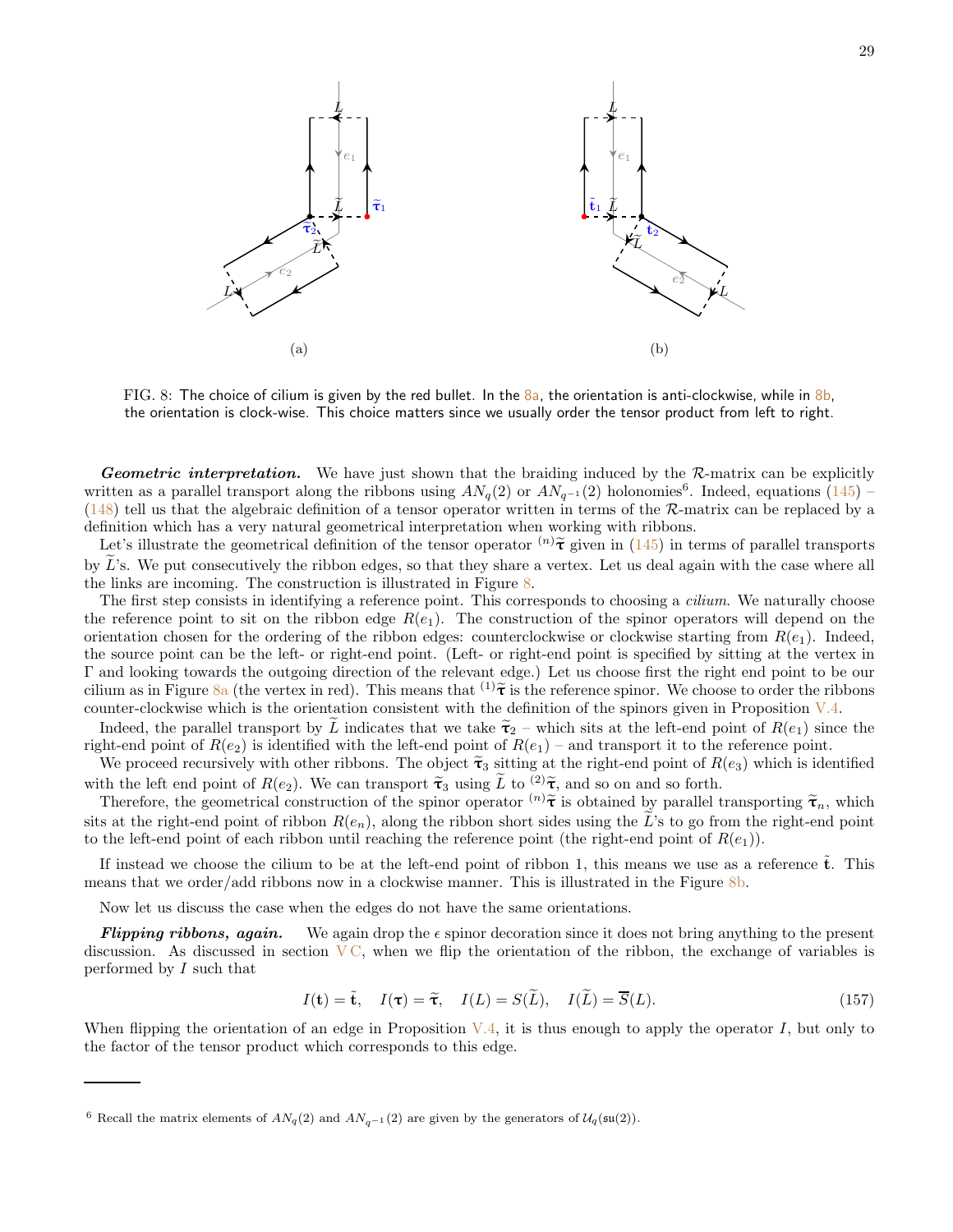FIG. 8: The choice of cilium is given by the red bullet. In the 8a, the orientation is anti-clockwise, while in 8b, the orientation is clock-wise. This choice matters since we usually order the tensor product from left to right.

***Geometric interpretation.*** We have just shown that the braiding induced by the $\mathcal{R}$-matrix can be explicitly written as a parallel transport along the ribbons using $AN_q(2)$ or $AN_{q^{-1}}(2)$ holonomies[6]. Indeed, equations (145) – (148) tell us that the algebraic definition of a tensor operator written in terms of the $\mathcal{R}$-matrix can be replaced by a definition which has a very natural geometrical interpretation when working with ribbons.

Let's illustrate the geometrical definition of the tensor operator ${}^{(n)}\widetilde{\boldsymbol{\tau}}$ given in (145) in terms of parallel transports by $\widetilde{L}$'s. We put consecutively the ribbon edges, so that they share a vertex. Let us deal again with the case where all the links are incoming. The construction is illustrated in Figure 8.

The first step consists in identifying a reference point. This corresponds to choosing a *cilium*. We naturally choose the reference point to sit on the ribbon edge $R(e_1)$. The construction of the spinor operators will depend on the orientation chosen for the ordering of the ribbon edges: counterclockwise or clockwise starting from $R(e_1)$. Indeed, the source point can be the left- or right-end point. (Left- or right-end point is specified by sitting at the vertex in $\Gamma$ and looking towards the outgoing direction of the relevant edge.) Let us choose first the right end point to be our cilium as in Figure 8a (the vertex in red). This means that ${}^{(1)}\widetilde{\boldsymbol{\tau}}$ is the reference spinor. We choose to order the ribbons counter-clockwise which is the orientation consistent with the definition of the spinors given in Proposition V.4.

Indeed, the parallel transport by $\widetilde{L}$ indicates that we take $\widetilde{\boldsymbol{\tau}}_2$ – which sits at the left-end point of $R(e_1)$ since the right-end point of $R(e_2)$ is identified with the left-end point of $R(e_1)$ – and transport it to the reference point.

We proceed recursively with other ribbons. The object $\widetilde{\boldsymbol{\tau}}_3$ sitting at the right-end point of $R(e_3)$ which is identified with the left end point of $R(e_2)$. We can transport $\widetilde{\boldsymbol{\tau}}_3$ using $\widetilde{L}$ to ${}^{(2)}\widetilde{\boldsymbol{\tau}}$, and so on and so forth.

Therefore, the geometrical construction of the spinor operator ${}^{(n)}\widetilde{\boldsymbol{\tau}}$ is obtained by parallel transporting $\widetilde{\boldsymbol{\tau}}_n$, which sits at the right-end point of ribbon $R(e_n)$, along the ribbon short sides using the $\widetilde{L}$'s to go from the right-end point to the left-end point of each ribbon until reaching the reference point (the right-end point of $R(e_1)$).

If instead we choose the cilium to be at the left-end point of ribbon 1, this means we use as a reference $\tilde{\mathbf{t}}$. This means that we order/add ribbons now in a clockwise manner. This is illustrated in the Figure 8b.

Now let us discuss the case when the edges do not have the same orientations.

***Flipping ribbons, again.*** We again drop the $\epsilon$ spinor decoration since it does not bring anything to the present discussion. As discussed in section V C, when we flip the orientation of the ribbon, the exchange of variables is performed by $I$ such that

$$I(\mathbf{t}) = \tilde{\mathbf{t}}, \quad I(\boldsymbol{\tau}) = \widetilde{\boldsymbol{\tau}}, \quad I(L) = S(\widetilde{L}), \quad I(\widetilde{L}) = \overline{S}(L). \tag{157}$$

When flipping the orientation of an edge in Proposition V.4, it is thus enough to apply the operator $I$, but only to the factor of the tensor product which corresponds to this edge.

[6] Recall the matrix elements of $AN_q(2)$ and $AN_{q^{-1}}(2)$ are given by the generators of $\mathcal{U}_q(\mathfrak{su}(2))$.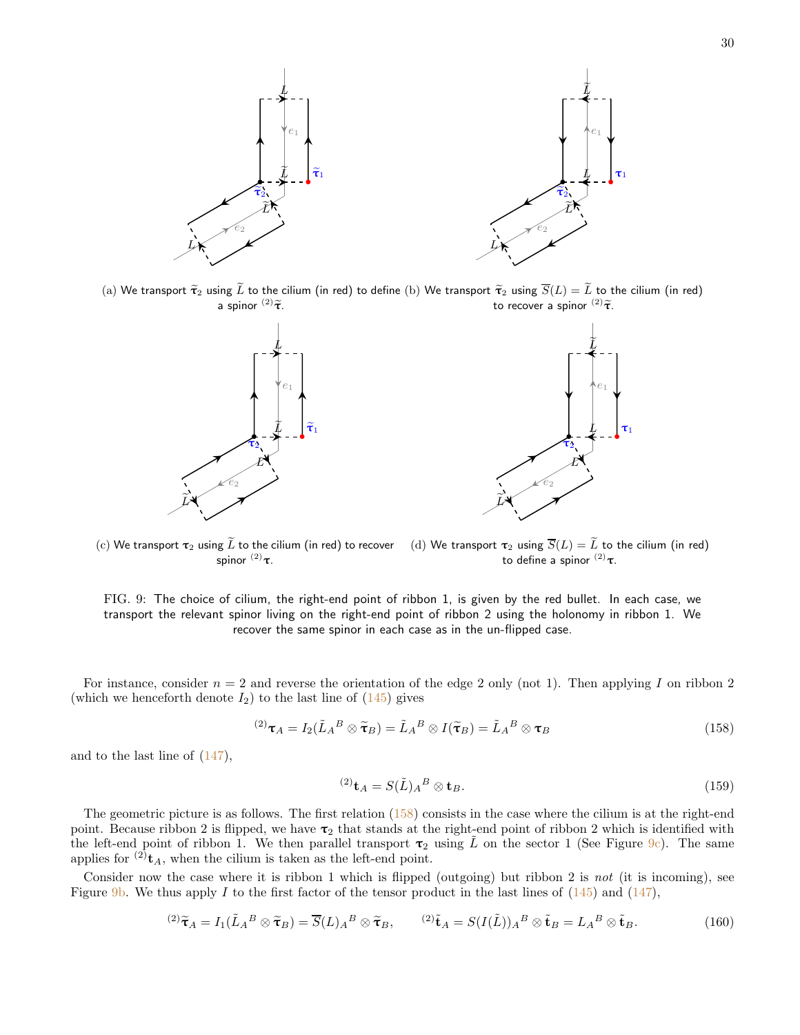(a) We transport $\widetilde{\boldsymbol{\tau}}_2$ using $\widetilde{L}$ to the cilium (in red) to define a spinor ${}^{(2)}\widetilde{\boldsymbol{\tau}}$.

(b) We transport $\widetilde{\boldsymbol{\tau}}_2$ using $\overline{S}(L) = \widetilde{L}$ to the cilium (in red) to recover a spinor ${}^{(2)}\widetilde{\boldsymbol{\tau}}$.

(c) We transport $\boldsymbol{\tau}_2$ using $\widetilde{L}$ to the cilium (in red) to recover spinor ${}^{(2)}\boldsymbol{\tau}$.

(d) We transport $\boldsymbol{\tau}_2$ using $\overline{S}(L) = \widetilde{L}$ to the cilium (in red) to define a spinor ${}^{(2)}\boldsymbol{\tau}$.

FIG. 9: The choice of cilium, the right-end point of ribbon 1, is given by the red bullet. In each case, we transport the relevant spinor living on the right-end point of ribbon 2 using the holonomy in ribbon 1. We recover the same spinor in each case as in the un-flipped case.

For instance, consider $n = 2$ and reverse the orientation of the edge 2 only (not 1). Then applying $I$ on ribbon 2 (which we henceforth denote $I_2$) to the last line of (145) gives

$$ {}^{(2)}\boldsymbol{\tau}_A = I_2(\tilde{L}_A{}^B \otimes \widetilde{\boldsymbol{\tau}}_B) = \tilde{L}_A{}^B \otimes I(\widetilde{\boldsymbol{\tau}}_B) = \tilde{L}_A{}^B \otimes \boldsymbol{\tau}_B \tag{158}$$

and to the last line of (147),

$$ {}^{(2)}\mathbf{t}_A = S(\tilde{L})_A{}^B \otimes \mathbf{t}_B. \tag{159}$$

The geometric picture is as follows. The first relation (158) consists in the case where the cilium is at the right-end point. Because ribbon 2 is flipped, we have $\boldsymbol{\tau}_2$ that stands at the right-end point of ribbon 2 which is identified with the left-end point of ribbon 1. We then parallel transport $\boldsymbol{\tau}_2$ using $\tilde{L}$ on the sector 1 (See Figure 9c). The same applies for ${}^{(2)}\mathbf{t}_A$, when the cilium is taken as the left-end point.

Consider now the case where it is ribbon 1 which is flipped (outgoing) but ribbon 2 is *not* (it is incoming), see Figure 9b. We thus apply $I$ to the first factor of the tensor product in the last lines of (145) and (147),

$$ {}^{(2)}\widetilde{\boldsymbol{\tau}}_A = I_1(\tilde{L}_A{}^B \otimes \widetilde{\boldsymbol{\tau}}_B) = \overline{S}(L)_A{}^B \otimes \widetilde{\boldsymbol{\tau}}_B, \qquad {}^{(2)}\tilde{\mathbf{t}}_A = S(I(\tilde{L}))_A{}^B \otimes \tilde{\mathbf{t}}_B = L_A{}^B \otimes \tilde{\mathbf{t}}_B. \tag{160}$$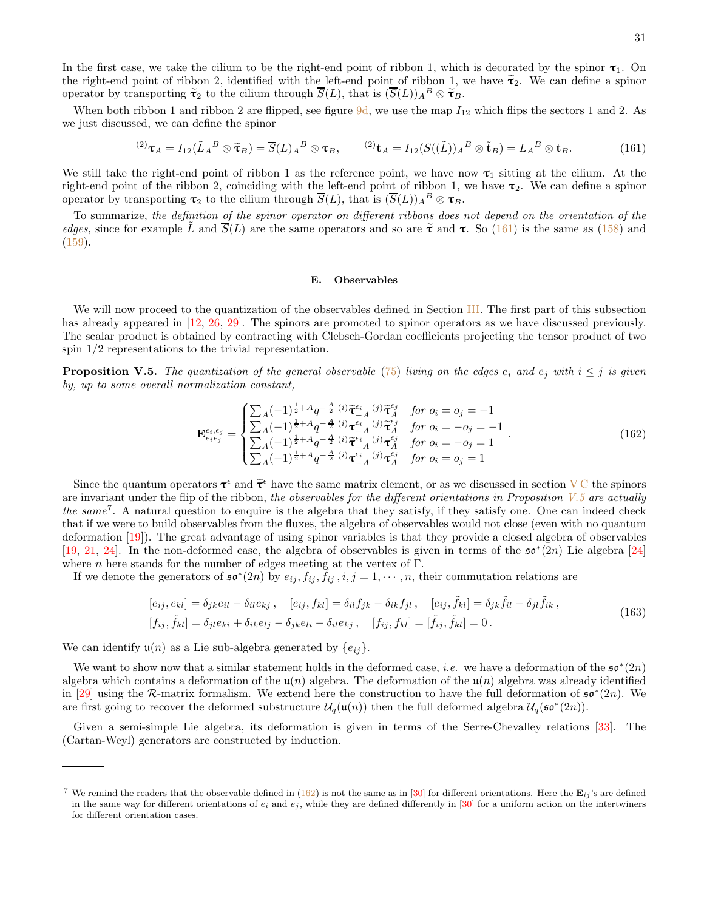In the first case, we take the cilium to be the right-end point of ribbon 1, which is decorated by the spinor $\boldsymbol{\tau}_1$. On the right-end point of ribbon 2, identified with the left-end point of ribbon 1, we have $\widetilde{\boldsymbol{\tau}}_2$. We can define a spinor operator by transporting $\widetilde{\boldsymbol{\tau}}_2$ to the cilium through $\overline{S}(L)$, that is $(\overline{S}(L))_A{}^B \otimes \widetilde{\boldsymbol{\tau}}_B$.

When both ribbon 1 and ribbon 2 are flipped, see figure 9d, we use the map $I_{12}$ which flips the sectors 1 and 2. As we just discussed, we can define the spinor

$$
{}^{(2)}\boldsymbol{\tau}_A = I_{12}(\tilde{L}_A{}^B \otimes \widetilde{\boldsymbol{\tau}}_B) = \overline{S}(L)_A{}^B \otimes \boldsymbol{\tau}_B, \qquad {}^{(2)}\mathbf{t}_A = I_{12}(S((\tilde{L}))_A{}^B \otimes \tilde{\mathbf{t}}_B) = L_A{}^B \otimes \mathbf{t}_B. \tag{161}
$$

We still take the right-end point of ribbon 1 as the reference point, we have now $\boldsymbol{\tau}_1$ sitting at the cilium. At the right-end point of the ribbon 2, coinciding with the left-end point of ribbon 1, we have $\boldsymbol{\tau}_2$. We can define a spinor operator by transporting $\boldsymbol{\tau}_2$ to the cilium through $\overline{S}(L)$, that is $(\overline{S}(L))_A{}^B \otimes \boldsymbol{\tau}_B$.

To summarize, *the definition of the spinor operator on different ribbons does not depend on the orientation of the edges*, since for example $\tilde{L}$ and $\overline{S}(L)$ are the same operators and so are $\widetilde{\boldsymbol{\tau}}$ and $\boldsymbol{\tau}$. So (161) is the same as (158) and (159).

### E. Observables

We will now proceed to the quantization of the observables defined in Section III. The first part of this subsection has already appeared in [12, 26, 29]. The spinors are promoted to spinor operators as we have discussed previously. The scalar product is obtained by contracting with Clebsch-Gordan coefficients projecting the tensor product of two spin 1/2 representations to the trivial representation.

**Proposition V.5.** *The quantization of the general observable (75) living on the edges $e_i$ and $e_j$ with $i \leq j$ is given by, up to some overall normalization constant,*

$$
\mathbf{E}_{e_ie_j}^{\epsilon_i,\epsilon_j} = \begin{cases} \sum_A (-1)^{\frac{1}{2}+A} q^{-\frac{A}{2}}\, {}^{(i)}\widetilde{\boldsymbol{\tau}}_{-A}^{\epsilon_i}\, {}^{(j)}\widetilde{\boldsymbol{\tau}}_A^{\epsilon_j} & \text{for } o_i = o_j = -1 \\ \sum_A (-1)^{\frac{1}{2}+A} q^{-\frac{A}{2}}\, {}^{(i)}\boldsymbol{\tau}_{-A}^{\epsilon_i}\, {}^{(j)}\widetilde{\boldsymbol{\tau}}_A^{\epsilon_j} & \text{for } o_i = -o_j = -1 \\ \sum_A (-1)^{\frac{1}{2}+A} q^{-\frac{A}{2}}\, {}^{(i)}\widetilde{\boldsymbol{\tau}}_{-A}^{\epsilon_i}\, {}^{(j)}\boldsymbol{\tau}_A^{\epsilon_j} & \text{for } o_i = -o_j = 1 \\ \sum_A (-1)^{\frac{1}{2}+A} q^{-\frac{A}{2}}\, {}^{(i)}\boldsymbol{\tau}_{-A}^{\epsilon_i}\, {}^{(j)}\boldsymbol{\tau}_A^{\epsilon_j} & \text{for } o_i = o_j = 1 \end{cases} . \tag{162}
$$

Since the quantum operators $\boldsymbol{\tau}^\epsilon$ and $\widetilde{\boldsymbol{\tau}}^\epsilon$ have the same matrix element, or as we discussed in section V C the spinors are invariant under the flip of the ribbon, *the observables for the different orientations in Proposition V.5 are actually the same*[7]. A natural question to enquire is the algebra that they satisfy, if they satisfy one. One can indeed check that if we were to build observables from the fluxes, the algebra of observables would not close (even with no quantum deformation [19]). The great advantage of using spinor variables is that they provide a closed algebra of observables [19, 21, 24]. In the non-deformed case, the algebra of observables is given in terms of the $\mathfrak{so}^*(2n)$ Lie algebra [24] where $n$ here stands for the number of edges meeting at the vertex of $\Gamma$.

If we denote the generators of $\mathfrak{so}^*(2n)$ by $e_{ij}, f_{ij}, \tilde{f}_{ij}\,, i,j = 1, \cdots, n$, their commutation relations are

$$
\begin{aligned}
&[e_{ij}, e_{kl}] = \delta_{jk} e_{il} - \delta_{il} e_{kj}\,, \quad [e_{ij}, f_{kl}] = \delta_{il} f_{jk} - \delta_{ik} f_{jl}\,, \quad [e_{ij}, \tilde{f}_{kl}] = \delta_{jk} \tilde{f}_{il} - \delta_{jl} \tilde{f}_{ik}\,, \\
&[f_{ij}, \tilde{f}_{kl}] = \delta_{jl} e_{ki} + \delta_{ik} e_{lj} - \delta_{jk} e_{li} - \delta_{il} e_{kj}\,, \quad [f_{ij}, f_{kl}] = [\tilde{f}_{ij}, \tilde{f}_{kl}] = 0\,.
\end{aligned} \tag{163}
$$

We can identify $\mathfrak{u}(n)$ as a Lie sub-algebra generated by $\{e_{ij}\}$.

We want to show now that a similar statement holds in the deformed case, *i.e.* we have a deformation of the $\mathfrak{so}^*(2n)$ algebra which contains a deformation of the $\mathfrak{u}(n)$ algebra. The deformation of the $\mathfrak{u}(n)$ algebra was already identified in [29] using the $\mathcal{R}$-matrix formalism. We extend here the construction to have the full deformation of $\mathfrak{so}^*(2n)$. We are first going to recover the deformed substructure $\mathcal{U}_q(\mathfrak{u}(n))$ then the full deformed algebra $\mathcal{U}_q(\mathfrak{so}^*(2n))$.

Given a semi-simple Lie algebra, its deformation is given in terms of the Serre-Chevalley relations [33]. The (Cartan-Weyl) generators are constructed by induction.

---

[7] We remind the readers that the observable defined in (162) is not the same as in [30] for different orientations. Here the $\mathbf{E}_{ij}$'s are defined in the same way for different orientations of $e_i$ and $e_j$, while they are defined differently in [30] for a uniform action on the intertwiners for different orientation cases.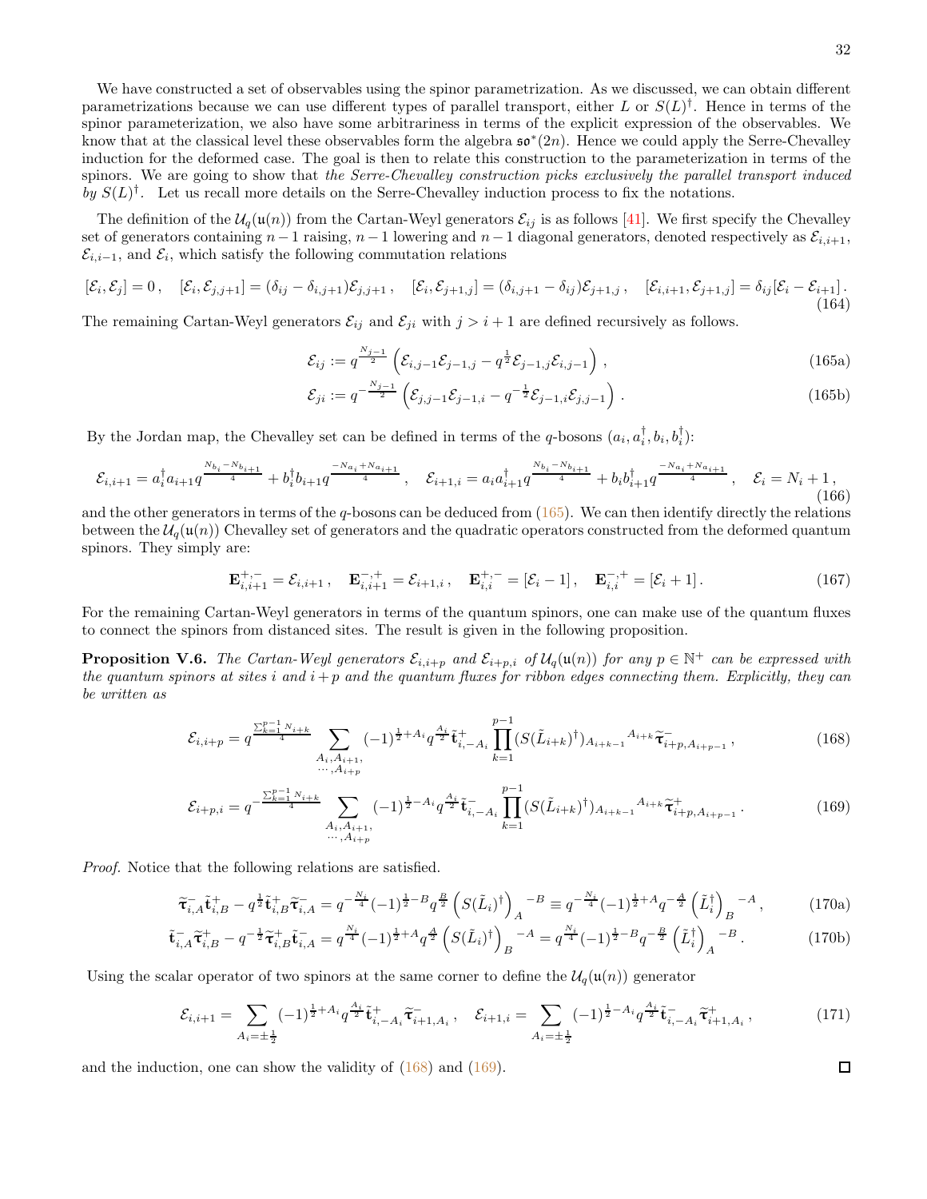We have constructed a set of observables using the spinor parametrization. As we discussed, we can obtain different parametrizations because we can use different types of parallel transport, either $L$ or $S(L)^\dagger$. Hence in terms of the spinor parameterization, we also have some arbitrariness in terms of the explicit expression of the observables. We know that at the classical level these observables form the algebra $\mathfrak{so}^*(2n)$. Hence we could apply the Serre-Chevalley induction for the deformed case. The goal is then to relate this construction to the parameterization in terms of the spinors. We are going to show that *the Serre-Chevalley construction picks exclusively the parallel transport induced by* $S(L)^\dagger$. Let us recall more details on the Serre-Chevalley induction process to fix the notations.

The definition of the $\mathcal{U}_q(\mathfrak{u}(n))$ from the Cartan-Weyl generators $\mathcal{E}_{ij}$ is as follows [41]. We first specify the Chevalley set of generators containing $n-1$ raising, $n-1$ lowering and $n-1$ diagonal generators, denoted respectively as $\mathcal{E}_{i,i+1}$, $\mathcal{E}_{i,i-1}$, and $\mathcal{E}_i$, which satisfy the following commutation relations

$$[\mathcal{E}_i, \mathcal{E}_j] = 0\,, \quad [\mathcal{E}_i, \mathcal{E}_{j,j+1}] = (\delta_{ij} - \delta_{i,j+1})\mathcal{E}_{j,j+1}\,, \quad [\mathcal{E}_i, \mathcal{E}_{j+1,j}] = (\delta_{i,j+1} - \delta_{ij})\mathcal{E}_{j+1,j}\,, \quad [\mathcal{E}_{i,i+1}, \mathcal{E}_{j+1,j}] = \delta_{ij}[\mathcal{E}_i - \mathcal{E}_{i+1}]\,. \tag{164}$$

The remaining Cartan-Weyl generators $\mathcal{E}_{ij}$ and $\mathcal{E}_{ji}$ with $j > i+1$ are defined recursively as follows.

$$\mathcal{E}_{ij} := q^{\frac{N_{j-1}}{2}} \left( \mathcal{E}_{i,j-1}\mathcal{E}_{j-1,j} - q^{\frac{1}{2}}\mathcal{E}_{j-1,j}\mathcal{E}_{i,j-1} \right)\,, \tag{165a}$$

$$\mathcal{E}_{ji} := q^{-\frac{N_{j-1}}{2}} \left( \mathcal{E}_{j,j-1}\mathcal{E}_{j-1,i} - q^{-\frac{1}{2}}\mathcal{E}_{j-1,i}\mathcal{E}_{j,j-1} \right)\,. \tag{165b}$$

By the Jordan map, the Chevalley set can be defined in terms of the $q$-bosons $(a_i, a_i^\dagger, b_i, b_i^\dagger)$:

$$\mathcal{E}_{i,i+1} = a_i^\dagger a_{i+1} q^{\frac{N_{b_i} - N_{b_{i+1}}}{4}} + b_i^\dagger b_{i+1} q^{\frac{-N_{a_i} + N_{a_{i+1}}}{4}}\,, \quad \mathcal{E}_{i+1,i} = a_i a_{i+1}^\dagger q^{\frac{N_{b_i} - N_{b_{i+1}}}{4}} + b_i b_{i+1}^\dagger q^{\frac{-N_{a_i} + N_{a_{i+1}}}{4}}\,, \quad \mathcal{E}_i = N_i + 1\,, \tag{166}$$

and the other generators in terms of the $q$-bosons can be deduced from (165). We can then identify directly the relations between the $\mathcal{U}_q(\mathfrak{u}(n))$ Chevalley set of generators and the quadratic operators constructed from the deformed quantum spinors. They simply are:

$$\mathbf{E}_{i,i+1}^{+,-} = \mathcal{E}_{i,i+1}\,, \quad \mathbf{E}_{i,i+1}^{-,+} = \mathcal{E}_{i+1,i}\,, \quad \mathbf{E}_{i,i}^{+,-} = [\mathcal{E}_i - 1]\,, \quad \mathbf{E}_{i,i}^{-,+} = [\mathcal{E}_i + 1]\,. \tag{167}$$

For the remaining Cartan-Weyl generators in terms of the quantum spinors, one can make use of the quantum fluxes to connect the spinors from distanced sites. The result is given in the following proposition.

**Proposition V.6.** *The Cartan-Weyl generators $\mathcal{E}_{i,i+p}$ and $\mathcal{E}_{i+p,i}$ of $\mathcal{U}_q(\mathfrak{u}(n))$ for any $p \in \mathbb{N}^+$ can be expressed with the quantum spinors at sites $i$ and $i+p$ and the quantum fluxes for ribbon edges connecting them. Explicitly, they can be written as*

$$\mathcal{E}_{i,i+p} = q^{\frac{\sum_{k=1}^{p-1} N_{i+k}}{4}} \sum_{\substack{A_i, A_{i+1}, \\ \cdots, A_{i+p}}} (-1)^{\frac{1}{2}+A_i} q^{\frac{A_i}{2}} \tilde{\mathbf{t}}_{i,-A_i}^{+} \prod_{k=1}^{p-1} (S(\tilde{L}_{i+k})^\dagger)_{A_{i+k-1}}{}^{A_{i+k}} \widetilde{\boldsymbol{\tau}}_{i+p,A_{i+p-1}}^{-}\,, \tag{168}$$

$$\mathcal{E}_{i+p,i} = q^{-\frac{\sum_{k=1}^{p-1} N_{i+k}}{4}} \sum_{\substack{A_i, A_{i+1}, \\ \cdots, A_{i+p}}} (-1)^{\frac{1}{2}-A_i} q^{\frac{A_i}{2}} \tilde{\mathbf{t}}_{i,-A_i}^{-} \prod_{k=1}^{p-1} (S(\tilde{L}_{i+k})^\dagger)_{A_{i+k-1}}{}^{A_{i+k}} \widetilde{\boldsymbol{\tau}}_{i+p,A_{i+p-1}}^{+}\,. \tag{169}$$

*Proof.* Notice that the following relations are satisfied.

$$\widetilde{\boldsymbol{\tau}}_{i,A}^{-} \tilde{\mathbf{t}}_{i,B}^{+} - q^{\frac{1}{2}} \tilde{\mathbf{t}}_{i,B}^{+} \widetilde{\boldsymbol{\tau}}_{i,A}^{-} = q^{-\frac{N_i}{4}} (-1)^{\frac{1}{2}-B} q^{\frac{B}{2}} \left(S(\tilde{L}_i)^\dagger\right)_A{}^{-B} \equiv q^{-\frac{N_i}{4}} (-1)^{\frac{1}{2}+A} q^{-\frac{A}{2}} \left(\tilde{L}_i^\dagger\right)_B{}^{-A}\,, \tag{170a}$$

$$\tilde{\mathbf{t}}_{i,A}^{-} \widetilde{\boldsymbol{\tau}}_{i,B}^{+} - q^{-\frac{1}{2}} \widetilde{\boldsymbol{\tau}}_{i,B}^{+} \tilde{\mathbf{t}}_{i,A}^{-} = q^{\frac{N_i}{4}} (-1)^{\frac{1}{2}+A} q^{\frac{A}{2}} \left(S(\tilde{L}_i)^\dagger\right)_B{}^{-A} = q^{\frac{N_i}{4}} (-1)^{\frac{1}{2}-B} q^{-\frac{B}{2}} \left(\tilde{L}_i^\dagger\right)_A{}^{-B}\,. \tag{170b}$$

Using the scalar operator of two spinors at the same corner to define the $\mathcal{U}_q(\mathfrak{u}(n))$ generator

$$\mathcal{E}_{i,i+1} = \sum_{A_i = \pm\frac{1}{2}} (-1)^{\frac{1}{2}+A_i} q^{\frac{A_i}{2}} \tilde{\mathbf{t}}_{i,-A_i}^{+} \widetilde{\boldsymbol{\tau}}_{i+1,A_i}^{-}\,, \quad \mathcal{E}_{i+1,i} = \sum_{A_i = \pm\frac{1}{2}} (-1)^{\frac{1}{2}-A_i} q^{\frac{A_i}{2}} \tilde{\mathbf{t}}_{i,-A_i}^{-} \widetilde{\boldsymbol{\tau}}_{i+1,A_i}^{+}\,, \tag{171}$$

and the induction, one can show the validity of (168) and (169). ◻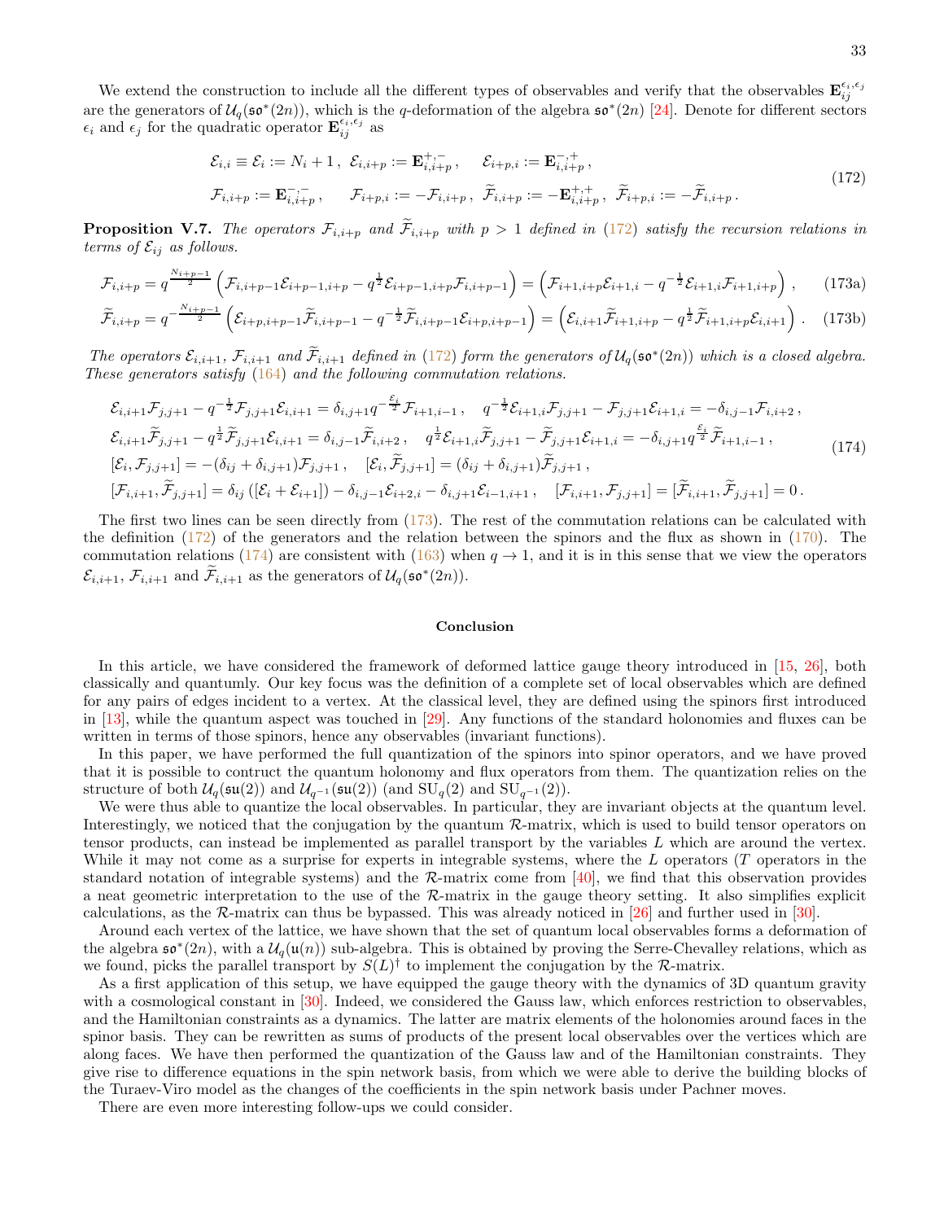We extend the construction to include all the different types of observables and verify that the observables $\mathbf{E}_{ij}^{\epsilon_i,\epsilon_j}$ are the generators of $\mathcal{U}_q(\mathfrak{so}^*(2n))$, which is the $q$-deformation of the algebra $\mathfrak{so}^*(2n)$ [24]. Denote for different sectors $\epsilon_i$ and $\epsilon_j$ for the quadratic operator $\mathbf{E}_{ij}^{\epsilon_i,\epsilon_j}$ as

$$
\begin{aligned}
&\mathcal{E}_{i,i} \equiv \mathcal{E}_i := N_i + 1\,,\ \mathcal{E}_{i,i+p} := \mathbf{E}_{i,i+p}^{+,-}\,, \quad \mathcal{E}_{i+p,i} := \mathbf{E}_{i,i+p}^{-,+}\,,\\
&\mathcal{F}_{i,i+p} := \mathbf{E}_{i,i+p}^{-,-}\,, \quad \mathcal{F}_{i+p,i} := -\mathcal{F}_{i,i+p}\,,\ \widetilde{\mathcal{F}}_{i,i+p} := -\mathbf{E}_{i,i+p}^{+,+}\,,\ \widetilde{\mathcal{F}}_{i+p,i} := -\widetilde{\mathcal{F}}_{i,i+p}\,.
\end{aligned}
\tag{172}
$$

**Proposition V.7.** *The operators $\mathcal{F}_{i,i+p}$ and $\widetilde{\mathcal{F}}_{i,i+p}$ with $p>1$ defined in (172) satisfy the recursion relations in terms of $\mathcal{E}_{ij}$ as follows.*

$$
\mathcal{F}_{i,i+p} = q^{\frac{N_{i+p-1}}{2}}\left(\mathcal{F}_{i,i+p-1}\mathcal{E}_{i+p-1,i+p} - q^{\frac{1}{2}}\mathcal{E}_{i+p-1,i+p}\mathcal{F}_{i,i+p-1}\right) = \left(\mathcal{F}_{i+1,i+p}\mathcal{E}_{i+1,i} - q^{-\frac{1}{2}}\mathcal{E}_{i+1,i}\mathcal{F}_{i+1,i+p}\right), \tag{173a}
$$

$$
\widetilde{\mathcal{F}}_{i,i+p} = q^{-\frac{N_{i+p-1}}{2}}\left(\mathcal{E}_{i+p,i+p-1}\widetilde{\mathcal{F}}_{i,i+p-1} - q^{-\frac{1}{2}}\widetilde{\mathcal{F}}_{i,i+p-1}\mathcal{E}_{i+p,i+p-1}\right) = \left(\mathcal{E}_{i,i+1}\widetilde{\mathcal{F}}_{i+1,i+p} - q^{\frac{1}{2}}\widetilde{\mathcal{F}}_{i+1,i+p}\mathcal{E}_{i,i+1}\right). \tag{173b}
$$

*The operators $\mathcal{E}_{i,i+1}$, $\mathcal{F}_{i,i+1}$ and $\widetilde{\mathcal{F}}_{i,i+1}$ defined in (172) form the generators of $\mathcal{U}_q(\mathfrak{so}^*(2n))$ which is a closed algebra. These generators satisfy (164) and the following commutation relations.*

$$
\begin{aligned}
&\mathcal{E}_{i,i+1}\mathcal{F}_{j,j+1} - q^{-\frac{1}{2}}\mathcal{F}_{j,j+1}\mathcal{E}_{i,i+1} = \delta_{i,j+1}q^{-\frac{\mathcal{E}_i}{2}}\mathcal{F}_{i+1,i-1}\,, \quad q^{-\frac{1}{2}}\mathcal{E}_{i+1,i}\mathcal{F}_{j,j+1} - \mathcal{F}_{j,j+1}\mathcal{E}_{i+1,i} = -\delta_{i,j-1}\mathcal{F}_{i,i+2}\,,\\
&\mathcal{E}_{i,i+1}\widetilde{\mathcal{F}}_{j,j+1} - q^{\frac{1}{2}}\widetilde{\mathcal{F}}_{j,j+1}\mathcal{E}_{i,i+1} = \delta_{i,j-1}\widetilde{\mathcal{F}}_{i,i+2}\,, \quad q^{\frac{1}{2}}\mathcal{E}_{i+1,i}\widetilde{\mathcal{F}}_{j,j+1} - \widetilde{\mathcal{F}}_{j,j+1}\mathcal{E}_{i+1,i} = -\delta_{i,j+1}q^{\frac{\mathcal{E}_i}{2}}\widetilde{\mathcal{F}}_{i+1,i-1}\,,\\
&[\mathcal{E}_i, \mathcal{F}_{j,j+1}] = -(\delta_{ij} + \delta_{i,j+1})\mathcal{F}_{j,j+1}\,, \quad [\mathcal{E}_i, \widetilde{\mathcal{F}}_{j,j+1}] = (\delta_{ij} + \delta_{i,j+1})\widetilde{\mathcal{F}}_{j,j+1}\,,\\
&[\mathcal{F}_{i,i+1}, \widetilde{\mathcal{F}}_{j,j+1}] = \delta_{ij}\left([\mathcal{E}_i + \mathcal{E}_{i+1}]\right) - \delta_{i,j-1}\mathcal{E}_{i+2,i} - \delta_{i,j+1}\mathcal{E}_{i-1,i+1}\,, \quad [\mathcal{F}_{i,i+1}, \mathcal{F}_{j,j+1}] = [\widetilde{\mathcal{F}}_{i,i+1}, \widetilde{\mathcal{F}}_{j,j+1}] = 0\,.
\end{aligned}
\tag{174}
$$

The first two lines can be seen directly from (173). The rest of the commutation relations can be calculated with the definition (172) of the generators and the relation between the spinors and the flux as shown in (170). The commutation relations (174) are consistent with (163) when $q \to 1$, and it is in this sense that we view the operators $\mathcal{E}_{i,i+1}$, $\mathcal{F}_{i,i+1}$ and $\widetilde{\mathcal{F}}_{i,i+1}$ as the generators of $\mathcal{U}_q(\mathfrak{so}^*(2n))$.

## Conclusion

In this article, we have considered the framework of deformed lattice gauge theory introduced in [15, 26], both classically and quantumly. Our key focus was the definition of a complete set of local observables which are defined for any pairs of edges incident to a vertex. At the classical level, they are defined using the spinors first introduced in [13], while the quantum aspect was touched in [29]. Any functions of the standard holonomies and fluxes can be written in terms of those spinors, hence any observables (invariant functions).

In this paper, we have performed the full quantization of the spinors into spinor operators, and we have proved that it is possible to contruct the quantum holonomy and flux operators from them. The quantization relies on the structure of both $\mathcal{U}_q(\mathfrak{su}(2))$ and $\mathcal{U}_{q^{-1}}(\mathfrak{su}(2))$ (and $\mathrm{SU}_q(2)$ and $\mathrm{SU}_{q^{-1}}(2)$).

We were thus able to quantize the local observables. In particular, they are invariant objects at the quantum level. Interestingly, we noticed that the conjugation by the quantum $\mathcal{R}$-matrix, which is used to build tensor operators on tensor products, can instead be implemented as parallel transport by the variables $L$ which are around the vertex. While it may not come as a surprise for experts in integrable systems, where the $L$ operators ($T$ operators in the standard notation of integrable systems) and the $\mathcal{R}$-matrix come from [40], we find that this observation provides a neat geometric interpretation to the use of the $\mathcal{R}$-matrix in the gauge theory setting. It also simplifies explicit calculations, as the $\mathcal{R}$-matrix can thus be bypassed. This was already noticed in [26] and further used in [30].

Around each vertex of the lattice, we have shown that the set of quantum local observables forms a deformation of the algebra $\mathfrak{so}^*(2n)$, with a $\mathcal{U}_q(\mathfrak{u}(n))$ sub-algebra. This is obtained by proving the Serre-Chevalley relations, which as we found, picks the parallel transport by $S(L)^\dagger$ to implement the conjugation by the $\mathcal{R}$-matrix.

As a first application of this setup, we have equipped the gauge theory with the dynamics of 3D quantum gravity with a cosmological constant in [30]. Indeed, we considered the Gauss law, which enforces restriction to observables, and the Hamiltonian constraints as a dynamics. The latter are matrix elements of the holonomies around faces in the spinor basis. They can be rewritten as sums of products of the present local observables over the vertices which are along faces. We have then performed the quantization of the Gauss law and of the Hamiltonian constraints. They give rise to difference equations in the spin network basis, from which we were able to derive the building blocks of the Turaev-Viro model as the changes of the coefficients in the spin network basis under Pachner moves.

There are even more interesting follow-ups we could consider.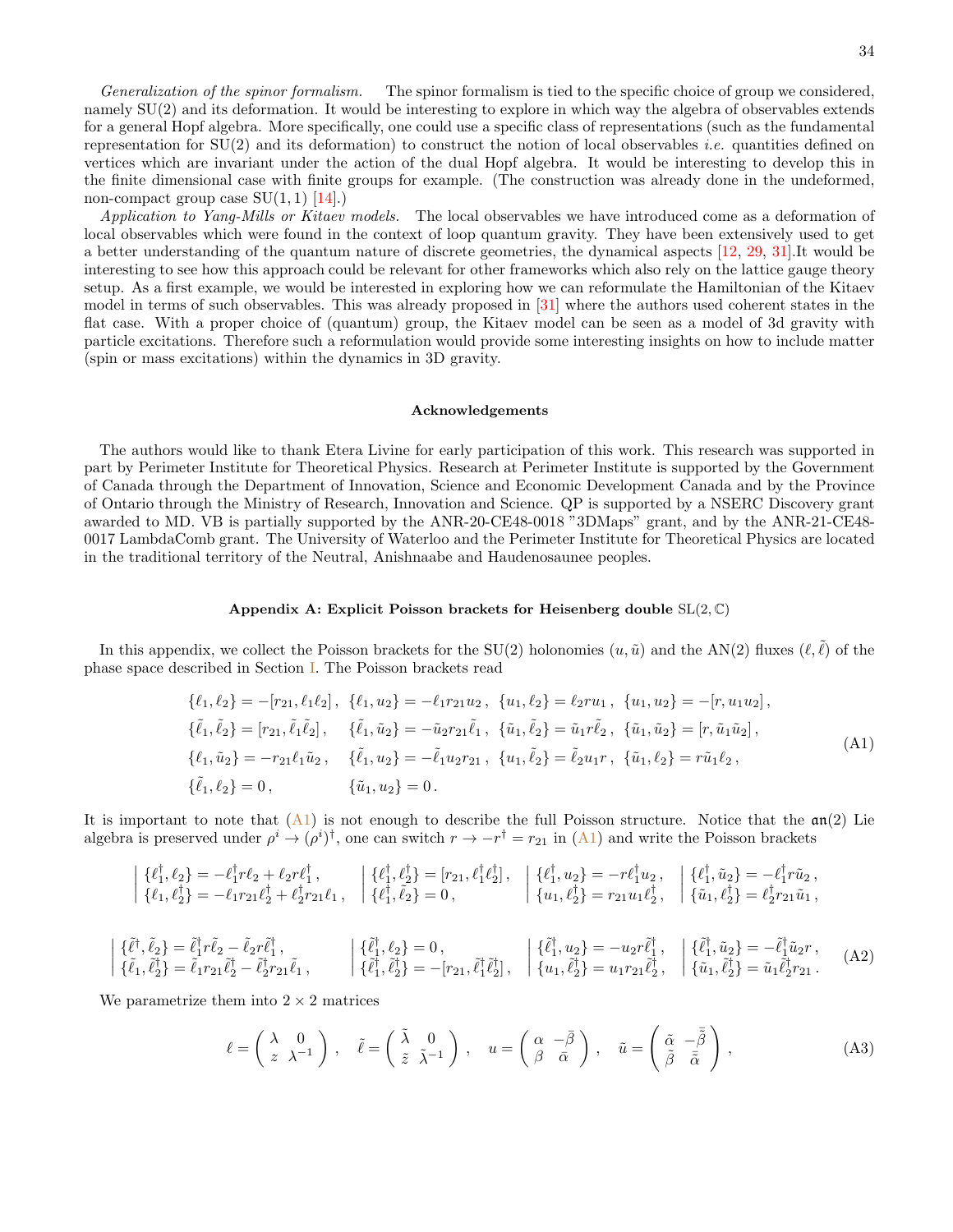*Generalization of the spinor formalism.* The spinor formalism is tied to the specific choice of group we considered, namely SU(2) and its deformation. It would be interesting to explore in which way the algebra of observables extends for a general Hopf algebra. More specifically, one could use a specific class of representations (such as the fundamental representation for SU(2) and its deformation) to construct the notion of local observables *i.e.* quantities defined on vertices which are invariant under the action of the dual Hopf algebra. It would be interesting to develop this in the finite dimensional case with finite groups for example. (The construction was already done in the undeformed, non-compact group case SU(1, 1) [14].)

*Application to Yang-Mills or Kitaev models.* The local observables we have introduced come as a deformation of local observables which were found in the context of loop quantum gravity. They have been extensively used to get a better understanding of the quantum nature of discrete geometries, the dynamical aspects [12, 29, 31].It would be interesting to see how this approach could be relevant for other frameworks which also rely on the lattice gauge theory setup. As a first example, we would be interested in exploring how we can reformulate the Hamiltonian of the Kitaev model in terms of such observables. This was already proposed in [31] where the authors used coherent states in the flat case. With a proper choice of (quantum) group, the Kitaev model can be seen as a model of 3d gravity with particle excitations. Therefore such a reformulation would provide some interesting insights on how to include matter (spin or mass excitations) within the dynamics in 3D gravity.

### Acknowledgements

The authors would like to thank Etera Livine for early participation of this work. This research was supported in part by Perimeter Institute for Theoretical Physics. Research at Perimeter Institute is supported by the Government of Canada through the Department of Innovation, Science and Economic Development Canada and by the Province of Ontario through the Ministry of Research, Innovation and Science. QP is supported by a NSERC Discovery grant awarded to MD. VB is partially supported by the ANR-20-CE48-0018 "3DMaps" grant, and by the ANR-21-CE48-0017 LambdaComb grant. The University of Waterloo and the Perimeter Institute for Theoretical Physics are located in the traditional territory of the Neutral, Anishnaabe and Haudenosaunee peoples.

### Appendix A: Explicit Poisson brackets for Heisenberg double $\mathrm{SL}(2,\mathbb{C})$

In this appendix, we collect the Poisson brackets for the SU(2) holonomies $(u, \tilde{u})$ and the AN(2) fluxes $(\ell, \tilde{\ell})$ of the phase space described in Section I. The Poisson brackets read

$$
\begin{aligned}
&\{\ell_1,\ell_2\} = -[r_{21},\ell_1\ell_2]\,,\ \ \{\ell_1,u_2\} = -\ell_1 r_{21} u_2\,,\ \ \{u_1,\ell_2\} = \ell_2 r u_1\,,\ \ \{u_1,u_2\} = -[r,u_1u_2]\,,\\
&\{\tilde{\ell}_1,\tilde{\ell}_2\} = [r_{21},\tilde{\ell}_1\tilde{\ell}_2]\,,\quad \{\tilde{\ell}_1,\tilde{u}_2\} = -\tilde{u}_2 r_{21}\tilde{\ell}_1\,,\ \ \{\tilde{u}_1,\tilde{\ell}_2\} = \tilde{u}_1 r\tilde{\ell}_2\,,\ \ \{\tilde{u}_1,\tilde{u}_2\} = [r,\tilde{u}_1\tilde{u}_2]\,,\\
&\{\ell_1,\tilde{u}_2\} = -r_{21}\ell_1\tilde{u}_2\,,\quad \{\tilde{\ell}_1,u_2\} = -\tilde{\ell}_1 u_2 r_{21}\,,\ \ \{u_1,\tilde{\ell}_2\} = \tilde{\ell}_2 u_1 r\,,\ \ \{\tilde{u}_1,\ell_2\} = r\tilde{u}_1\ell_2\,,\\
&\{\tilde{\ell}_1,\ell_2\} = 0\,,\qquad\qquad \{\tilde{u}_1,u_2\} = 0\,.
\end{aligned}
\tag{A1}
$$

It is important to note that (A1) is not enough to describe the full Poisson structure. Notice that the $\mathfrak{an}(2)$ Lie algebra is preserved under $\rho^i \to (\rho^i)^\dagger$, one can switch $r \to -r^\dagger = r_{21}$ in (A1) and write the Poisson brackets

$$
\begin{aligned}
&\left|\begin{array}{l}\{\ell_1^\dagger,\ell_2\} = -\ell_1^\dagger r\ell_2 + \ell_2 r\ell_1^\dagger\,,\\ \{\ell_1,\ell_2^\dagger\} = -\ell_1 r_{21}\ell_2^\dagger + \ell_2^\dagger r_{21}\ell_1\,,\end{array}\right.
\quad
\left|\begin{array}{l}\{\ell_1^\dagger,\ell_2^\dagger\} = [r_{21},\ell_1^\dagger\ell_2^\dagger]\,,\\ \{\ell_1^\dagger,\tilde{\ell}_2\} = 0\,,\end{array}\right.
\quad
\left|\begin{array}{l}\{\ell_1^\dagger,u_2\} = -r\ell_1^\dagger u_2\,,\\ \{u_1,\ell_2^\dagger\} = r_{21}u_1\ell_2^\dagger\,,\end{array}\right.
\quad
\left|\begin{array}{l}\{\ell_1^\dagger,\tilde{u}_2\} = -\ell_1^\dagger r\tilde{u}_2\,,\\ \{\tilde{u}_1,\ell_2^\dagger\} = \ell_2^\dagger r_{21}\tilde{u}_1\,,\end{array}\right.
\\[2ex]
&\left|\begin{array}{l}\{\tilde{\ell}^\dagger,\tilde{\ell}_2\} = \tilde{\ell}_1^\dagger r\tilde{\ell}_2 - \tilde{\ell}_2 r\tilde{\ell}_1^\dagger\,,\\ \{\tilde{\ell}_1,\tilde{\ell}_2^\dagger\} = \tilde{\ell}_1 r_{21}\tilde{\ell}_2^\dagger - \tilde{\ell}_2^\dagger r_{21}\tilde{\ell}_1\,,\end{array}\right.
\quad
\left|\begin{array}{l}\{\tilde{\ell}_1^\dagger,\ell_2\} = 0\,,\\ \{\tilde{\ell}_1^\dagger,\tilde{\ell}_2^\dagger\} = -[r_{21},\tilde{\ell}_1^\dagger\tilde{\ell}_2^\dagger]\,,\end{array}\right.
\quad
\left|\begin{array}{l}\{\tilde{\ell}_1^\dagger,u_2\} = -u_2 r\tilde{\ell}_1^\dagger\,,\\ \{u_1,\tilde{\ell}_2^\dagger\} = u_1 r_{21}\tilde{\ell}_2^\dagger\,,\end{array}\right.
\quad
\left|\begin{array}{l}\{\tilde{\ell}_1^\dagger,\tilde{u}_2\} = -\tilde{\ell}_1^\dagger\tilde{u}_2 r\,,\\ \{\tilde{u}_1,\tilde{\ell}_2^\dagger\} = \tilde{u}_1\tilde{\ell}_2^\dagger r_{21}\,.\end{array}\right.
\end{aligned}
\tag{A2}
$$

We parametrize them into $2\times 2$ matrices

$$
\ell = \begin{pmatrix} \lambda & 0 \\ z & \lambda^{-1} \end{pmatrix}\,,\quad \tilde{\ell} = \begin{pmatrix} \tilde{\lambda} & 0 \\ \tilde{z} & \tilde{\lambda}^{-1} \end{pmatrix}\,,\quad u = \begin{pmatrix} \alpha & -\bar{\beta} \\ \beta & \bar{\alpha} \end{pmatrix}\,,\quad \tilde{u} = \begin{pmatrix} \tilde{\alpha} & -\bar{\tilde{\beta}} \\ \tilde{\beta} & \bar{\tilde{\alpha}} \end{pmatrix}\,,
\tag{A3}
$$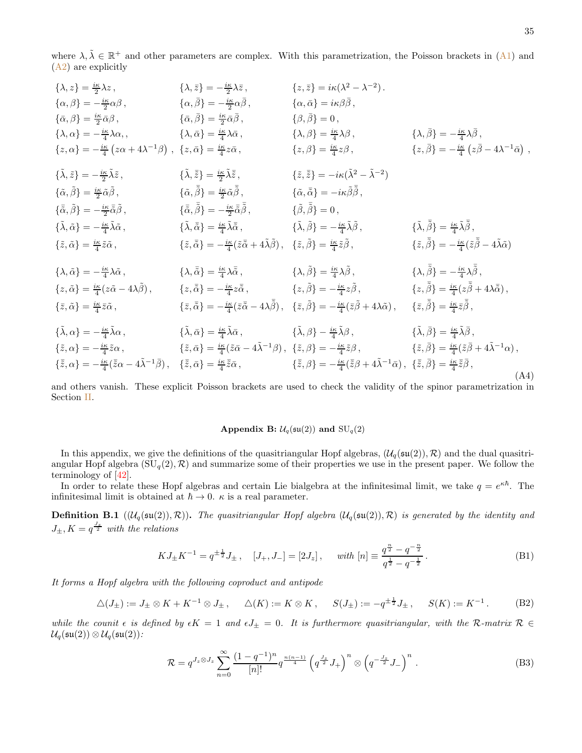where $\lambda, \tilde{\lambda} \in \mathbb{R}^+$ and other parameters are complex. With this parametrization, the Poisson brackets in (A1) and (A2) are explicitly

$$
\begin{array}{llll}
\{\lambda, z\} = \frac{i\kappa}{2}\lambda z\,, & \{\lambda, \bar{z}\} = -\frac{i\kappa}{2}\lambda \bar{z}\,, & \{z, \bar{z}\} = i\kappa(\lambda^2 - \lambda^{-2})\,. & \\
\{\alpha, \beta\} = -\frac{i\kappa}{2}\alpha\beta\,, & \{\alpha, \bar{\beta}\} = -\frac{i\kappa}{2}\alpha\bar{\beta}\,, & \{\alpha, \bar{\alpha}\} = i\kappa\beta\bar{\beta}\,, & \\
\{\bar{\alpha}, \beta\} = \frac{i\kappa}{2}\bar{\alpha}\beta\,, & \{\bar{\alpha}, \bar{\beta}\} = \frac{i\kappa}{2}\bar{\alpha}\bar{\beta}\,, & \{\beta, \bar{\beta}\} = 0\,, & \\
\{\lambda, \alpha\} = -\frac{i\kappa}{4}\lambda\alpha,, & \{\lambda, \bar{\alpha}\} = \frac{i\kappa}{4}\lambda\bar{\alpha}\,, & \{\lambda, \beta\} = \frac{i\kappa}{4}\lambda\beta\,, & \{\lambda, \bar{\beta}\} = -\frac{i\kappa}{4}\lambda\bar{\beta}\,, \\
\{z, \alpha\} = -\frac{i\kappa}{4}\left(z\alpha + 4\lambda^{-1}\beta\right)\,, & \{z, \bar{\alpha}\} = \frac{i\kappa}{4}z\bar{\alpha}\,, & \{z, \beta\} = \frac{i\kappa}{4}z\beta\,, & \{z, \bar{\beta}\} = -\frac{i\kappa}{4}\left(z\bar{\beta} - 4\lambda^{-1}\bar{\alpha}\right)\,, \\[2ex]
\{\tilde{\lambda}, \tilde{z}\} = -\frac{i\kappa}{2}\tilde{\lambda}\tilde{z}\,, & \{\tilde{\lambda}, \bar{\tilde{z}}\} = \frac{i\kappa}{2}\tilde{\lambda}\bar{\tilde{z}}\,, & \{\tilde{z}, \bar{\tilde{z}}\} = -i\kappa(\tilde{\lambda}^2 - \tilde{\lambda}^{-2}) & \\
\{\tilde{\alpha}, \tilde{\beta}\} = \frac{i\kappa}{2}\tilde{\alpha}\tilde{\beta}\,, & \{\tilde{\alpha}, \bar{\tilde{\beta}}\} = \frac{i\kappa}{2}\tilde{\alpha}\bar{\tilde{\beta}}\,, & \{\tilde{\alpha}, \bar{\tilde{\alpha}}\} = -i\kappa\tilde{\beta}\bar{\tilde{\beta}}\,, & \\
\{\bar{\tilde{\alpha}}, \tilde{\beta}\} = -\frac{i\kappa}{2}\bar{\tilde{\alpha}}\tilde{\beta}\,, & \{\bar{\tilde{\alpha}}, \bar{\tilde{\beta}}\} = -\frac{i\kappa}{2}\bar{\tilde{\alpha}}\bar{\tilde{\beta}}\,, & \{\tilde{\beta}, \bar{\tilde{\beta}}\} = 0\,, & \\
\{\tilde{\lambda}, \tilde{\alpha}\} = -\frac{i\kappa}{4}\tilde{\lambda}\tilde{\alpha}\,, & \{\tilde{\lambda}, \bar{\tilde{\alpha}}\} = \frac{i\kappa}{4}\tilde{\lambda}\bar{\tilde{\alpha}}\,, & \{\tilde{\lambda}, \tilde{\beta}\} = -\frac{i\kappa}{4}\tilde{\lambda}\tilde{\beta}\,, & \{\tilde{\lambda}, \bar{\tilde{\beta}}\} = \frac{i\kappa}{4}\tilde{\lambda}\bar{\tilde{\beta}}\,, \\
\{\tilde{z}, \tilde{\alpha}\} = \frac{i\kappa}{4}\tilde{z}\tilde{\alpha}\,, & \{\tilde{z}, \bar{\tilde{\alpha}}\} = -\frac{i\kappa}{4}(\tilde{z}\bar{\tilde{\alpha}} + 4\tilde{\lambda}\tilde{\beta})\,, & \{\tilde{z}, \tilde{\beta}\} = \frac{i\kappa}{4}\tilde{z}\tilde{\beta}\,, & \{\tilde{z}, \bar{\tilde{\beta}}\} = -\frac{i\kappa}{4}(\tilde{z}\bar{\tilde{\beta}} - 4\tilde{\lambda}\tilde{\alpha}) \\[2ex]
\{\lambda, \tilde{\alpha}\} = -\frac{i\kappa}{4}\lambda\tilde{\alpha}\,, & \{\lambda, \bar{\tilde{\alpha}}\} = \frac{i\kappa}{4}\lambda\bar{\tilde{\alpha}}\,, & \{\lambda, \tilde{\beta}\} = \frac{i\kappa}{4}\lambda\tilde{\beta}\,, & \{\lambda, \bar{\tilde{\beta}}\} = -\frac{i\kappa}{4}\lambda\bar{\tilde{\beta}}\,, \\
\{z, \tilde{\alpha}\} = \frac{i\kappa}{4}(z\tilde{\alpha} - 4\lambda\tilde{\beta})\,, & \{z, \bar{\tilde{\alpha}}\} = -\frac{i\kappa}{4}z\bar{\tilde{\alpha}}\,, & \{z, \tilde{\beta}\} = -\frac{i\kappa}{4}z\tilde{\beta}\,, & \{z, \bar{\tilde{\beta}}\} = \frac{i\kappa}{4}(z\bar{\tilde{\beta}} + 4\lambda\bar{\tilde{\alpha}})\,, \\
\{\bar{z}, \tilde{\alpha}\} = \frac{i\kappa}{4}\bar{z}\tilde{\alpha}\,, & \{\bar{z}, \bar{\tilde{\alpha}}\} = -\frac{i\kappa}{4}(\bar{z}\bar{\tilde{\alpha}} - 4\lambda\bar{\tilde{\beta}})\,, & \{\bar{z}, \tilde{\beta}\} = -\frac{i\kappa}{4}(\bar{z}\tilde{\beta} + 4\lambda\tilde{\alpha})\,, & \{\bar{z}, \bar{\tilde{\beta}}\} = \frac{i\kappa}{4}\bar{z}\bar{\tilde{\beta}}\,, \\[2ex]
\{\tilde{\lambda}, \alpha\} = -\frac{i\kappa}{4}\tilde{\lambda}\alpha\,, & \{\tilde{\lambda}, \bar{\alpha}\} = \frac{i\kappa}{4}\tilde{\lambda}\bar{\alpha}\,, & \{\tilde{\lambda}, \beta\} - \frac{i\kappa}{4}\tilde{\lambda}\beta\,, & \{\tilde{\lambda}, \bar{\beta}\} = \frac{i\kappa}{4}\tilde{\lambda}\bar{\beta}\,, \\
\{\tilde{z}, \alpha\} = -\frac{i\kappa}{4}\tilde{z}\alpha\,, & \{\tilde{z}, \bar{\alpha}\} = \frac{i\kappa}{4}(\tilde{z}\bar{\alpha} - 4\tilde{\lambda}^{-1}\beta)\,, & \{\tilde{z}, \beta\} = -\frac{i\kappa}{4}\tilde{z}\beta\,, & \{\tilde{z}, \bar{\beta}\} = \frac{i\kappa}{4}(\tilde{z}\bar{\beta} + 4\tilde{\lambda}^{-1}\alpha)\,, \\
\{\bar{\tilde{z}}, \alpha\} = -\frac{i\kappa}{4}(\bar{\tilde{z}}\alpha - 4\tilde{\lambda}^{-1}\bar{\beta})\,, & \{\bar{\tilde{z}}, \bar{\alpha}\} = \frac{i\kappa}{4}\bar{\tilde{z}}\bar{\alpha}\,, & \{\bar{\tilde{z}}, \beta\} = -\frac{i\kappa}{4}(\bar{\tilde{z}}\beta + 4\tilde{\lambda}^{-1}\bar{\alpha})\,, & \{\bar{\tilde{z}}, \bar{\beta}\} = \frac{i\kappa}{4}\bar{\tilde{z}}\bar{\beta}\,,
\end{array}
\tag{A4}
$$

and others vanish. These explicit Poisson brackets are used to check the validity of the spinor parametrization in Section II.

### Appendix B: $\mathcal{U}_q(\mathfrak{su}(2))$ and $\mathrm{SU}_q(2)$

In this appendix, we give the definitions of the quasitriangular Hopf algebras, $(\mathcal{U}_q(\mathfrak{su}(2)), \mathcal{R})$ and the dual quasitriangular Hopf algebra $(\mathrm{SU}_q(2), \mathcal{R})$ and summarize some of their properties we use in the present paper. We follow the terminology of [42].

In order to relate these Hopf algebras and certain Lie bialgebra at the infinitesimal limit, we take $q = e^{\kappa\hbar}$. The infinitesimal limit is obtained at $\hbar \to 0$. $\kappa$ is a real parameter.

**Definition B.1** **($(\mathcal{U}_q(\mathfrak{su}(2)), \mathcal{R})$).** *The quasitriangular Hopf algebra $(\mathcal{U}_q(\mathfrak{su}(2)), \mathcal{R})$ is generated by the identity and $J_\pm, K = q^{\frac{J_z}{2}}$ with the relations*

$$
KJ_\pm K^{-1} = q^{\pm\frac{1}{2}}J_\pm\,, \quad [J_+, J_-] = [2J_z]\,, \quad \text{with } [n] \equiv \frac{q^{\frac{n}{2}} - q^{-\frac{n}{2}}}{q^{\frac{1}{2}} - q^{-\frac{1}{2}}}\,. \tag{B1}
$$

*It forms a Hopf algebra with the following coproduct and antipode*

$$
\triangle(J_\pm) := J_\pm \otimes K + K^{-1} \otimes J_\pm\,, \quad \triangle(K) := K \otimes K\,, \quad S(J_\pm) := -q^{\pm\frac{1}{2}}J_\pm\,, \quad S(K) := K^{-1}\,. \tag{B2}
$$

*while the counit $\epsilon$ is defined by $\epsilon K = 1$ and $\epsilon J_\pm = 0$. It is furthermore quasitriangular, with the $\mathcal{R}$-matrix $\mathcal{R} \in \mathcal{U}_q(\mathfrak{su}(2)) \otimes \mathcal{U}_q(\mathfrak{su}(2))$:*

$$
\mathcal{R} = q^{J_z \otimes J_z} \sum_{n=0}^{\infty} \frac{(1 - q^{-1})^n}{[n]!} q^{\frac{n(n-1)}{4}} \left(q^{\frac{J_z}{2}} J_+\right)^n \otimes \left(q^{-\frac{J_z}{2}} J_-\right)^n\,. \tag{B3}
$$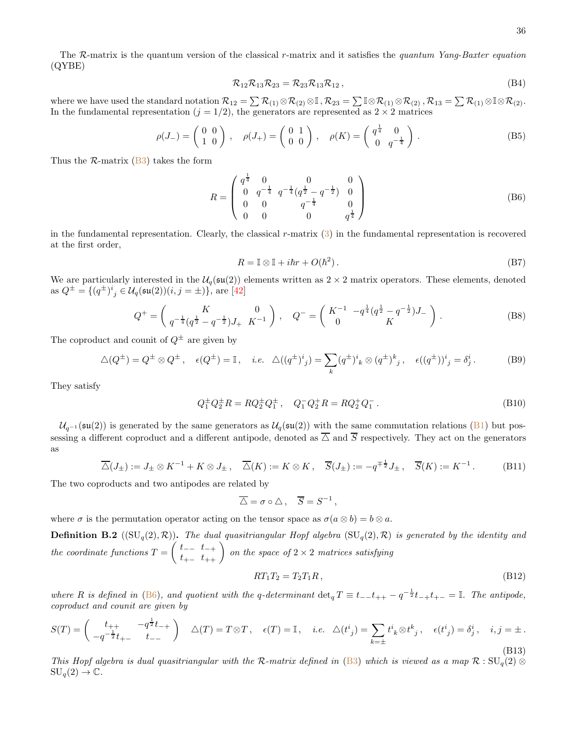The $\mathcal{R}$-matrix is the quantum version of the classical $r$-matrix and it satisfies the *quantum Yang-Baxter equation* (QYBE)

$$\mathcal{R}_{12}\mathcal{R}_{13}\mathcal{R}_{23} = \mathcal{R}_{23}\mathcal{R}_{13}\mathcal{R}_{12}\,, \tag{B4}$$

where we have used the standard notation $\mathcal{R}_{12} = \sum \mathcal{R}_{(1)}\otimes\mathcal{R}_{(2)}\otimes\mathbb{I}\,, \mathcal{R}_{23} = \sum \mathbb{I}\otimes\mathcal{R}_{(1)}\otimes\mathcal{R}_{(2)}\,, \mathcal{R}_{13} = \sum \mathcal{R}_{(1)}\otimes\mathbb{I}\otimes\mathcal{R}_{(2)}$. In the fundamental representation ($j = 1/2$), the generators are represented as $2\times 2$ matrices

$$\rho(J_-) = \begin{pmatrix} 0 & 0 \\ 1 & 0 \end{pmatrix}\,, \quad \rho(J_+) = \begin{pmatrix} 0 & 1 \\ 0 & 0 \end{pmatrix}\,, \quad \rho(K) = \begin{pmatrix} q^{\frac{1}{4}} & 0 \\ 0 & q^{-\frac{1}{4}} \end{pmatrix}\,. \tag{B5}$$

Thus the $\mathcal{R}$-matrix (B3) takes the form

$$R = \begin{pmatrix} q^{\frac{1}{4}} & 0 & 0 & 0 \\ 0 & q^{-\frac{1}{4}} & q^{-\frac{1}{4}}(q^{\frac{1}{2}} - q^{-\frac{1}{2}}) & 0 \\ 0 & 0 & q^{-\frac{1}{4}} & 0 \\ 0 & 0 & 0 & q^{\frac{1}{4}} \end{pmatrix} \tag{B6}$$

in the fundamental representation. Clearly, the classical $r$-matrix (3) in the fundamental representation is recovered at the first order,

$$R = \mathbb{I}\otimes\mathbb{I} + i\hbar r + O(\hbar^2)\,. \tag{B7}$$

We are particularly interested in the $\mathcal{U}_q(\mathfrak{su}(2))$ elements written as $2\times 2$ matrix operators. These elements, denoted as $Q^\pm = \{(q^\pm)^i{}_j \in \mathcal{U}_q(\mathfrak{su}(2))(i,j=\pm)\}$, are [42]

$$Q^+ = \begin{pmatrix} K & 0 \\ q^{-\frac{1}{4}}(q^{\frac{1}{2}} - q^{-\frac{1}{2}})J_+ & K^{-1} \end{pmatrix}\,, \quad Q^- = \begin{pmatrix} K^{-1} & -q^{\frac{1}{4}}(q^{\frac{1}{2}} - q^{-\frac{1}{2}})J_- \\ 0 & K \end{pmatrix}\,. \tag{B8}$$

The coproduct and counit of $Q^\pm$ are given by

$$\triangle(Q^\pm) = Q^\pm \otimes Q^\pm\,, \quad \epsilon(Q^\pm) = \mathbb{I}\,, \quad i.e.\;\; \triangle((q^\pm)^i{}_j) = \sum_k (q^\pm)^i{}_k \otimes (q^\pm)^k{}_j\,, \quad \epsilon((q^\pm))^i{}_j = \delta^i_j\,. \tag{B9}$$

They satisfy

$$Q_1^\pm Q_2^\pm R = R Q_2^\pm Q_1^\pm\,, \quad Q_1^- Q_2^+ R = R Q_2^+ Q_1^-\,. \tag{B10}$$

$\mathcal{U}_{q^{-1}}(\mathfrak{su}(2))$ is generated by the same generators as $\mathcal{U}_q(\mathfrak{su}(2))$ with the same commutation relations (B1) but possessing a different coproduct and a different antipode, denoted as $\overline{\triangle}$ and $\overline{S}$ respectively. They act on the generators as

$$\overline{\triangle}(J_\pm) := J_\pm \otimes K^{-1} + K\otimes J_\pm\,, \quad \overline{\triangle}(K) := K\otimes K\,, \quad \overline{S}(J_\pm) := -q^{\mp\frac{1}{2}}J_\pm\,, \quad \overline{S}(K) := K^{-1}\,. \tag{B11}$$

The two coproducts and two antipodes are related by

$$\overline{\triangle} = \sigma\circ\triangle\,, \quad \overline{S} = S^{-1}\,,$$

where $\sigma$ is the permutation operator acting on the tensor space as $\sigma(a\otimes b) = b\otimes a$.

**Definition B.2** (($\mathrm{SU}_q(2),\mathcal{R}$))**.** *The dual quasitriangular Hopf algebra* $(\mathrm{SU}_q(2),\mathcal{R})$ *is generated by the identity and the coordinate functions* $T = \begin{pmatrix} t_{--} & t_{-+} \\ t_{+-} & t_{++} \end{pmatrix}$ *on the space of $2\times 2$ matrices satisfying*

$$RT_1T_2 = T_2T_1R\,, \tag{B12}$$

*where $R$ is defined in* (B6)*, and quotient with the q-determinant* $\det_q T \equiv t_{--}t_{++} - q^{-\frac{1}{2}}t_{-+}t_{+-} = \mathbb{I}$*. The antipode, coproduct and counit are given by*

$$S(T) = \begin{pmatrix} t_{++} & -q^{\frac{1}{2}}t_{-+} \\ -q^{-\frac{1}{2}}t_{+-} & t_{--} \end{pmatrix} \quad \triangle(T) = T\dot{\otimes}T\,, \quad \epsilon(T) = \mathbb{I}\,, \quad i.e.\;\; \triangle(t^i{}_j) = \sum_{k=\pm} t^i{}_k \otimes t^k{}_j\,, \quad \epsilon(t^i{}_j) = \delta^i_j\,, \quad i,j = \pm\,. \tag{B13}$$

*This Hopf algebra is dual quasitriangular with the $\mathcal{R}$-matrix defined in* (B3) *which is viewed as a map* $\mathcal{R} : \mathrm{SU}_q(2)\otimes\mathrm{SU}_q(2) \to \mathbb{C}$.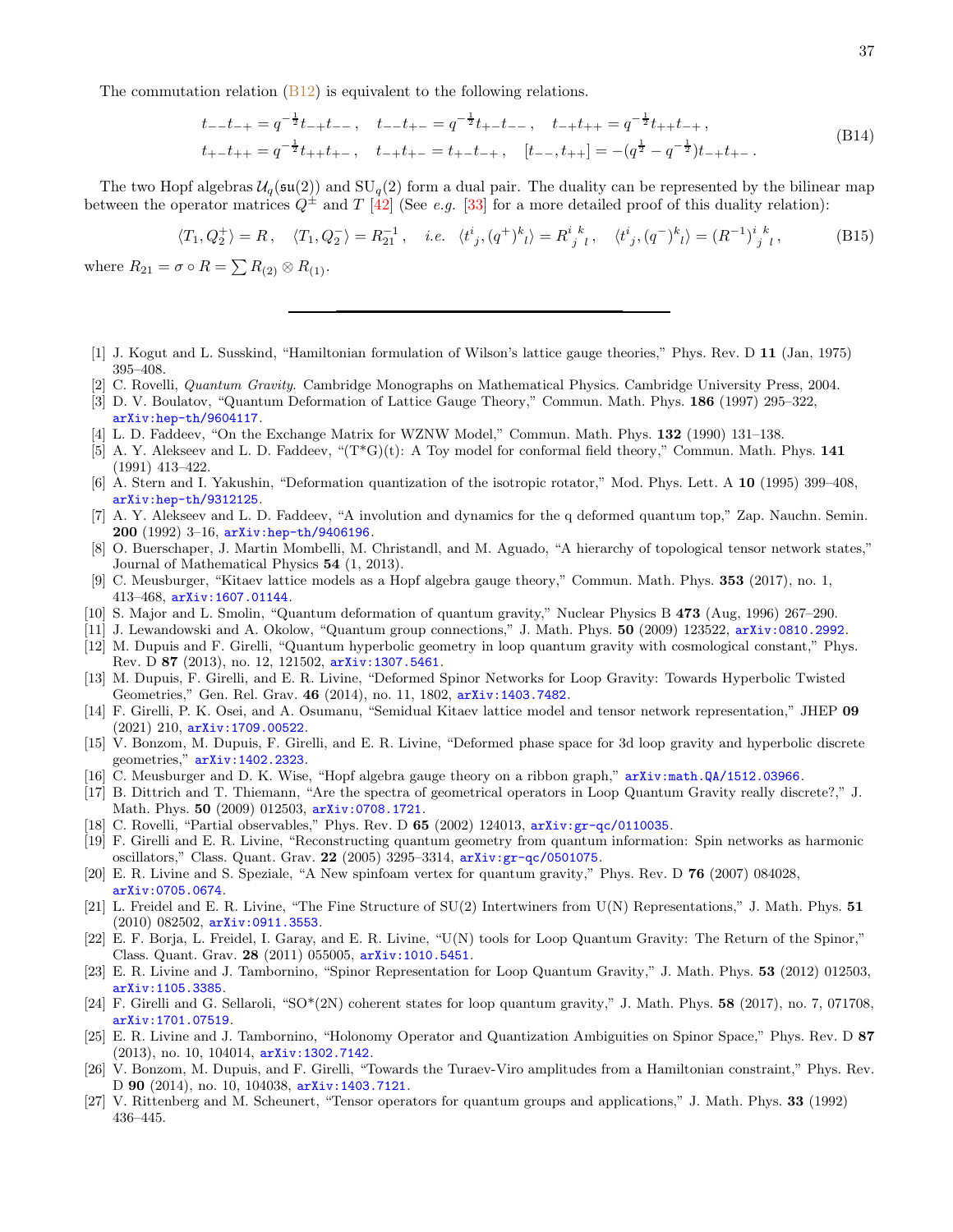The commutation relation (B12) is equivalent to the following relations.

$$
\begin{aligned}
&t_{--}t_{-+} = q^{-\frac{1}{2}} t_{-+}t_{--}\,, \quad t_{--}t_{+-} = q^{-\frac{1}{2}} t_{+-}t_{--}\,, \quad t_{-+}t_{++} = q^{-\frac{1}{2}} t_{++}t_{-+}\,, \\
&t_{+-}t_{++} = q^{-\frac{1}{2}} t_{++}t_{+-}\,, \quad t_{-+}t_{+-} = t_{+-}t_{-+}\,, \quad [t_{--}, t_{++}] = -(q^{\frac{1}{2}} - q^{-\frac{1}{2}}) t_{-+}t_{+-}\,.
\end{aligned}
\tag{B14}
$$

The two Hopf algebras $\mathcal{U}_q(\mathfrak{su}(2))$ and $\mathrm{SU}_q(2)$ form a dual pair. The duality can be represented by the bilinear map between the operator matrices $Q^{\pm}$ and $T$ [42] (See *e.g.* [33] for a more detailed proof of this duality relation):

$$
\langle T_1, Q_2^+ \rangle = R\,, \quad \langle T_1, Q_2^- \rangle = R_{21}^{-1}\,, \quad \textit{i.e.} \quad \langle t^i{}_j, (q^+)^k{}_l \rangle = R^{i\;k}_{\;j\;l}\,, \quad \langle t^i{}_j, (q^-)^k{}_l \rangle = (R^{-1})^{i\;k}_{\;j\;l}\,,
\tag{B15}
$$

where $R_{21} = \sigma \circ R = \sum R_{(2)} \otimes R_{(1)}$.

---

[1] J. Kogut and L. Susskind, "Hamiltonian formulation of Wilson's lattice gauge theories," Phys. Rev. D **11** (Jan, 1975) 395–408.

[2] C. Rovelli, *Quantum Gravity*. Cambridge Monographs on Mathematical Physics. Cambridge University Press, 2004.

[3] D. V. Boulatov, "Quantum Deformation of Lattice Gauge Theory," Commun. Math. Phys. **186** (1997) 295–322, arXiv:hep-th/9604117.

[4] L. D. Faddeev, "On the Exchange Matrix for WZNW Model," Commun. Math. Phys. **132** (1990) 131–138.

[5] A. Y. Alekseev and L. D. Faddeev, "(T*G)(t): A Toy model for conformal field theory," Commun. Math. Phys. **141** (1991) 413–422.

[6] A. Stern and I. Yakushin, "Deformation quantization of the isotropic rotator," Mod. Phys. Lett. A **10** (1995) 399–408, arXiv:hep-th/9312125.

[7] A. Y. Alekseev and L. D. Faddeev, "A involution and dynamics for the q deformed quantum top," Zap. Nauchn. Semin. **200** (1992) 3–16, arXiv:hep-th/9406196.

[8] O. Buerschaper, J. Martin Mombelli, M. Christandl, and M. Aguado, "A hierarchy of topological tensor network states," Journal of Mathematical Physics **54** (1, 2013).

[9] C. Meusburger, "Kitaev lattice models as a Hopf algebra gauge theory," Commun. Math. Phys. **353** (2017), no. 1, 413–468, arXiv:1607.01144.

[10] S. Major and L. Smolin, "Quantum deformation of quantum gravity," Nuclear Physics B **473** (Aug, 1996) 267–290.

[11] J. Lewandowski and A. Okolow, "Quantum group connections," J. Math. Phys. **50** (2009) 123522, arXiv:0810.2992.

[12] M. Dupuis and F. Girelli, "Quantum hyperbolic geometry in loop quantum gravity with cosmological constant," Phys. Rev. D **87** (2013), no. 12, 121502, arXiv:1307.5461.

[13] M. Dupuis, F. Girelli, and E. R. Livine, "Deformed Spinor Networks for Loop Gravity: Towards Hyperbolic Twisted Geometries," Gen. Rel. Grav. **46** (2014), no. 11, 1802, arXiv:1403.7482.

[14] F. Girelli, P. K. Osei, and A. Osumanu, "Semidual Kitaev lattice model and tensor network representation," JHEP **09** (2021) 210, arXiv:1709.00522.

[15] V. Bonzom, M. Dupuis, F. Girelli, and E. R. Livine, "Deformed phase space for 3d loop gravity and hyperbolic discrete geometries," arXiv:1402.2323.

[16] C. Meusburger and D. K. Wise, "Hopf algebra gauge theory on a ribbon graph," arXiv:math.QA/1512.03966.

[17] B. Dittrich and T. Thiemann, "Are the spectra of geometrical operators in Loop Quantum Gravity really discrete?," J. Math. Phys. **50** (2009) 012503, arXiv:0708.1721.

[18] C. Rovelli, "Partial observables," Phys. Rev. D **65** (2002) 124013, arXiv:gr-qc/0110035.

[19] F. Girelli and E. R. Livine, "Reconstructing quantum geometry from quantum information: Spin networks as harmonic oscillators," Class. Quant. Grav. **22** (2005) 3295–3314, arXiv:gr-qc/0501075.

[20] E. R. Livine and S. Speziale, "A New spinfoam vertex for quantum gravity," Phys. Rev. D **76** (2007) 084028, arXiv:0705.0674.

[21] L. Freidel and E. R. Livine, "The Fine Structure of SU(2) Intertwiners from U(N) Representations," J. Math. Phys. **51** (2010) 082502, arXiv:0911.3553.

[22] E. F. Borja, L. Freidel, I. Garay, and E. R. Livine, "U(N) tools for Loop Quantum Gravity: The Return of the Spinor," Class. Quant. Grav. **28** (2011) 055005, arXiv:1010.5451.

[23] E. R. Livine and J. Tambornino, "Spinor Representation for Loop Quantum Gravity," J. Math. Phys. **53** (2012) 012503, arXiv:1105.3385.

[24] F. Girelli and G. Sellaroli, "SO*(2N) coherent states for loop quantum gravity," J. Math. Phys. **58** (2017), no. 7, 071708, arXiv:1701.07519.

[25] E. R. Livine and J. Tambornino, "Holonomy Operator and Quantization Ambiguities on Spinor Space," Phys. Rev. D **87** (2013), no. 10, 104014, arXiv:1302.7142.

[26] V. Bonzom, M. Dupuis, and F. Girelli, "Towards the Turaev-Viro amplitudes from a Hamiltonian constraint," Phys. Rev. D **90** (2014), no. 10, 104038, arXiv:1403.7121.

[27] V. Rittenberg and M. Scheunert, "Tensor operators for quantum groups and applications," J. Math. Phys. **33** (1992) 436–445.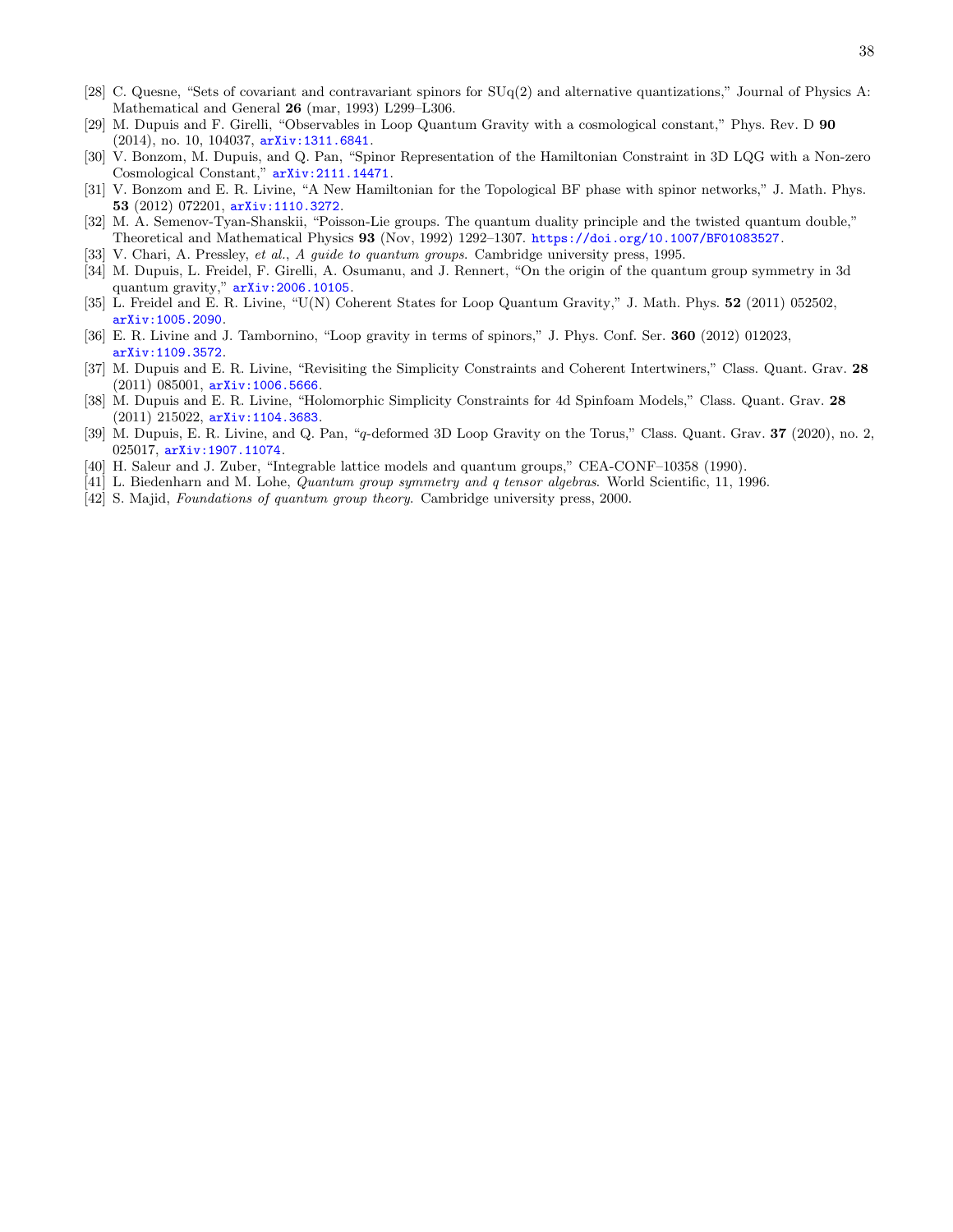[28] C. Quesne, "Sets of covariant and contravariant spinors for SUq(2) and alternative quantizations," Journal of Physics A: Mathematical and General **26** (mar, 1993) L299–L306.

[29] M. Dupuis and F. Girelli, "Observables in Loop Quantum Gravity with a cosmological constant," Phys. Rev. D **90** (2014), no. 10, 104037, arXiv:1311.6841.

[30] V. Bonzom, M. Dupuis, and Q. Pan, "Spinor Representation of the Hamiltonian Constraint in 3D LQG with a Non-zero Cosmological Constant," arXiv:2111.14471.

[31] V. Bonzom and E. R. Livine, "A New Hamiltonian for the Topological BF phase with spinor networks," J. Math. Phys. **53** (2012) 072201, arXiv:1110.3272.

[32] M. A. Semenov-Tyan-Shanskii, "Poisson-Lie groups. The quantum duality principle and the twisted quantum double," Theoretical and Mathematical Physics **93** (Nov, 1992) 1292–1307. https://doi.org/10.1007/BF01083527.

[33] V. Chari, A. Pressley, *et al.*, *A guide to quantum groups.* Cambridge university press, 1995.

[34] M. Dupuis, L. Freidel, F. Girelli, A. Osumanu, and J. Rennert, "On the origin of the quantum group symmetry in 3d quantum gravity," arXiv:2006.10105.

[35] L. Freidel and E. R. Livine, "U(N) Coherent States for Loop Quantum Gravity," J. Math. Phys. **52** (2011) 052502, arXiv:1005.2090.

[36] E. R. Livine and J. Tambornino, "Loop gravity in terms of spinors," J. Phys. Conf. Ser. **360** (2012) 012023, arXiv:1109.3572.

[37] M. Dupuis and E. R. Livine, "Revisiting the Simplicity Constraints and Coherent Intertwiners," Class. Quant. Grav. **28** (2011) 085001, arXiv:1006.5666.

[38] M. Dupuis and E. R. Livine, "Holomorphic Simplicity Constraints for 4d Spinfoam Models," Class. Quant. Grav. **28** (2011) 215022, arXiv:1104.3683.

[39] M. Dupuis, E. R. Livine, and Q. Pan, "$q$-deformed 3D Loop Gravity on the Torus," Class. Quant. Grav. **37** (2020), no. 2, 025017, arXiv:1907.11074.

[40] H. Saleur and J. Zuber, "Integrable lattice models and quantum groups," CEA-CONF–10358 (1990).

[41] L. Biedenharn and M. Lohe, *Quantum group symmetry and q tensor algebras.* World Scientific, 11, 1996.

[42] S. Majid, *Foundations of quantum group theory.* Cambridge university press, 2000.